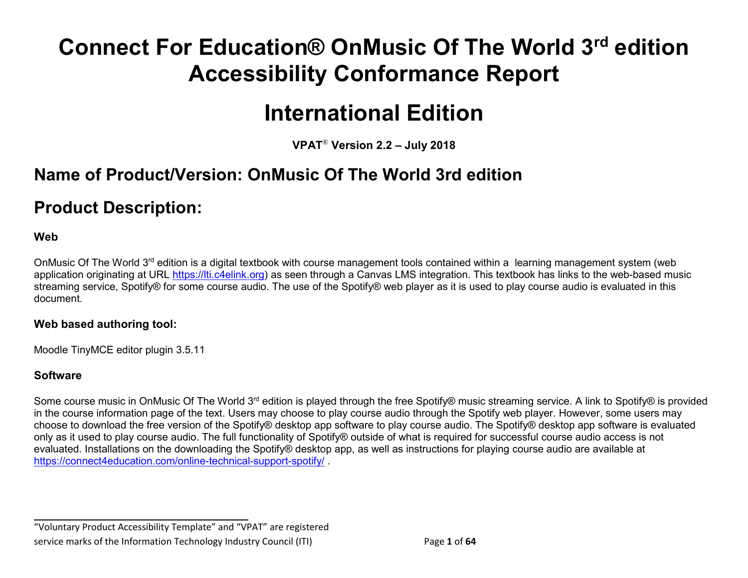# Connect For Education® OnMusic Of The World 3rd edition Accessibility Conformance Report

# International Edition

**VPAT® Version 2.2 – July 2018**

## Name of Product/Version: OnMusic Of The World 3rd edition

## Product Description:

### Web

OnMusic Of The World 3rd edition is a digital textbook with course management tools contained within a learning management system (web application originating at URL https://lti.c4elink.org) as seen through a Canvas LMS integration. This textbook has links to the web-based music streaming service, Spotify® for some course audio. The use of the Spotify® web player as it is used to play course audio is evaluated in this document.

### Web based authoring tool:

Moodle TinyMCE editor plugin 3.5.11

### Software

Some course music in OnMusic Of The World 3rd edition is played through the free Spotify® music streaming service. A link to Spotify® is provided in the course information page of the text. Users may choose to play course audio through the Spotify web player. However, some users may choose to download the free version of the Spotify® desktop app software to play course audio. The Spotify® desktop app software is evaluated only as it used to play course audio. The full functionality of Spotify® outside of what is required for successful course audio access is not evaluated. Installations on the downloading the Spotify® desktop app, as well as instructions for playing course audio are available at https://connect4education.com/online-technical-support-spotify/ .

---

"Voluntary Product Accessibility Template" and "VPAT" are registered service marks of the Information Technology Industry Council (ITI)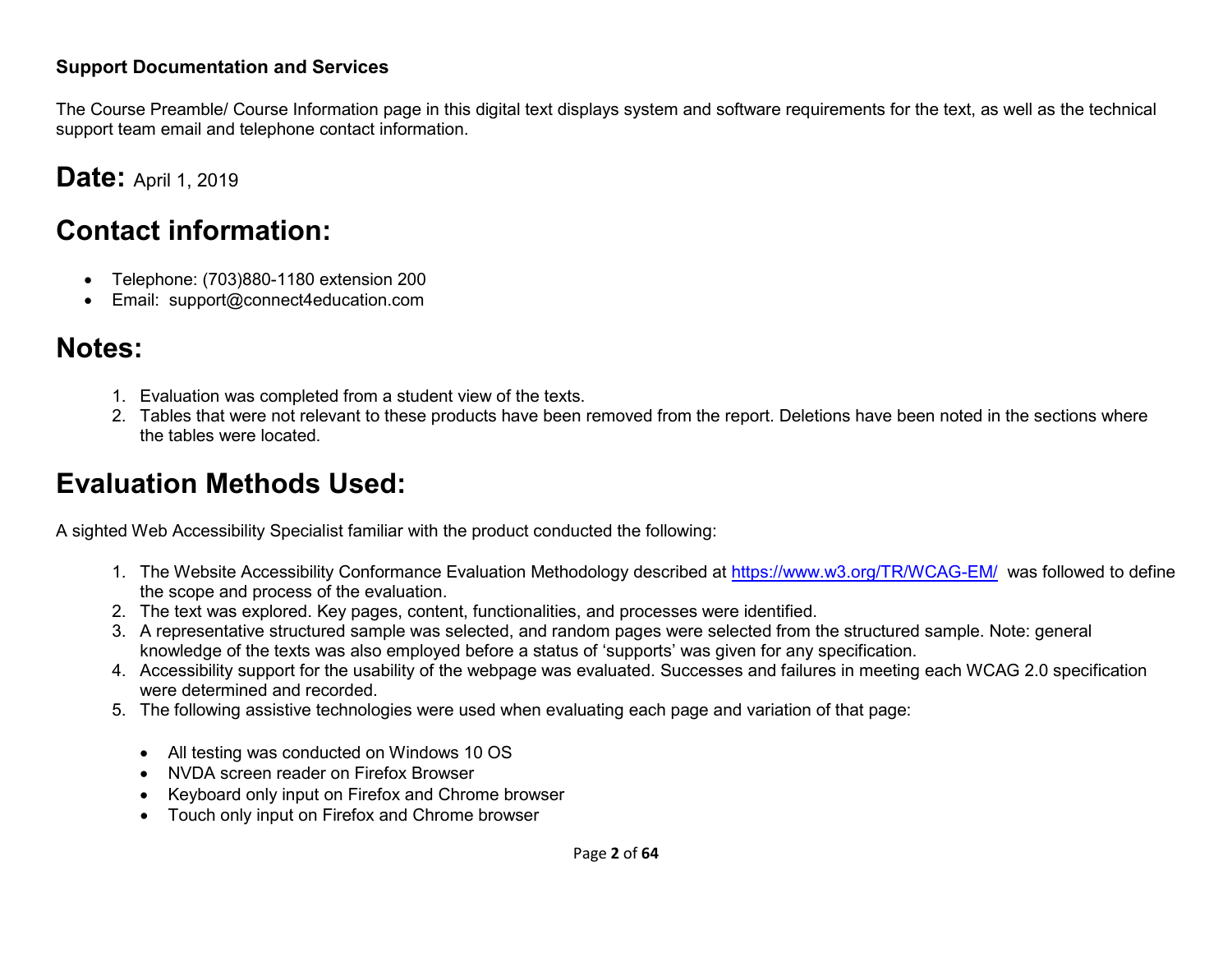**Support Documentation and Services**

The Course Preamble/ Course Information page in this digital text displays system and software requirements for the text, as well as the technical support team email and telephone contact information.

# Date: April 1, 2019

# Contact information:

- Telephone: (703)880-1180 extension 200
- Email: support@connect4education.com

# Notes:

1. Evaluation was completed from a student view of the texts.
2. Tables that were not relevant to these products have been removed from the report. Deletions have been noted in the sections where the tables were located.

# Evaluation Methods Used:

A sighted Web Accessibility Specialist familiar with the product conducted the following:

1. The Website Accessibility Conformance Evaluation Methodology described at [https://www.w3.org/TR/WCAG-EM/](https://www.w3.org/TR/WCAG-EM/) was followed to define the scope and process of the evaluation.
2. The text was explored. Key pages, content, functionalities, and processes were identified.
3. A representative structured sample was selected, and random pages were selected from the structured sample. Note: general knowledge of the texts was also employed before a status of 'supports' was given for any specification.
4. Accessibility support for the usability of the webpage was evaluated. Successes and failures in meeting each WCAG 2.0 specification were determined and recorded.
5. The following assistive technologies were used when evaluating each page and variation of that page:

   - All testing was conducted on Windows 10 OS
   - NVDA screen reader on Firefox Browser
   - Keyboard only input on Firefox and Chrome browser
   - Touch only input on Firefox and Chrome browser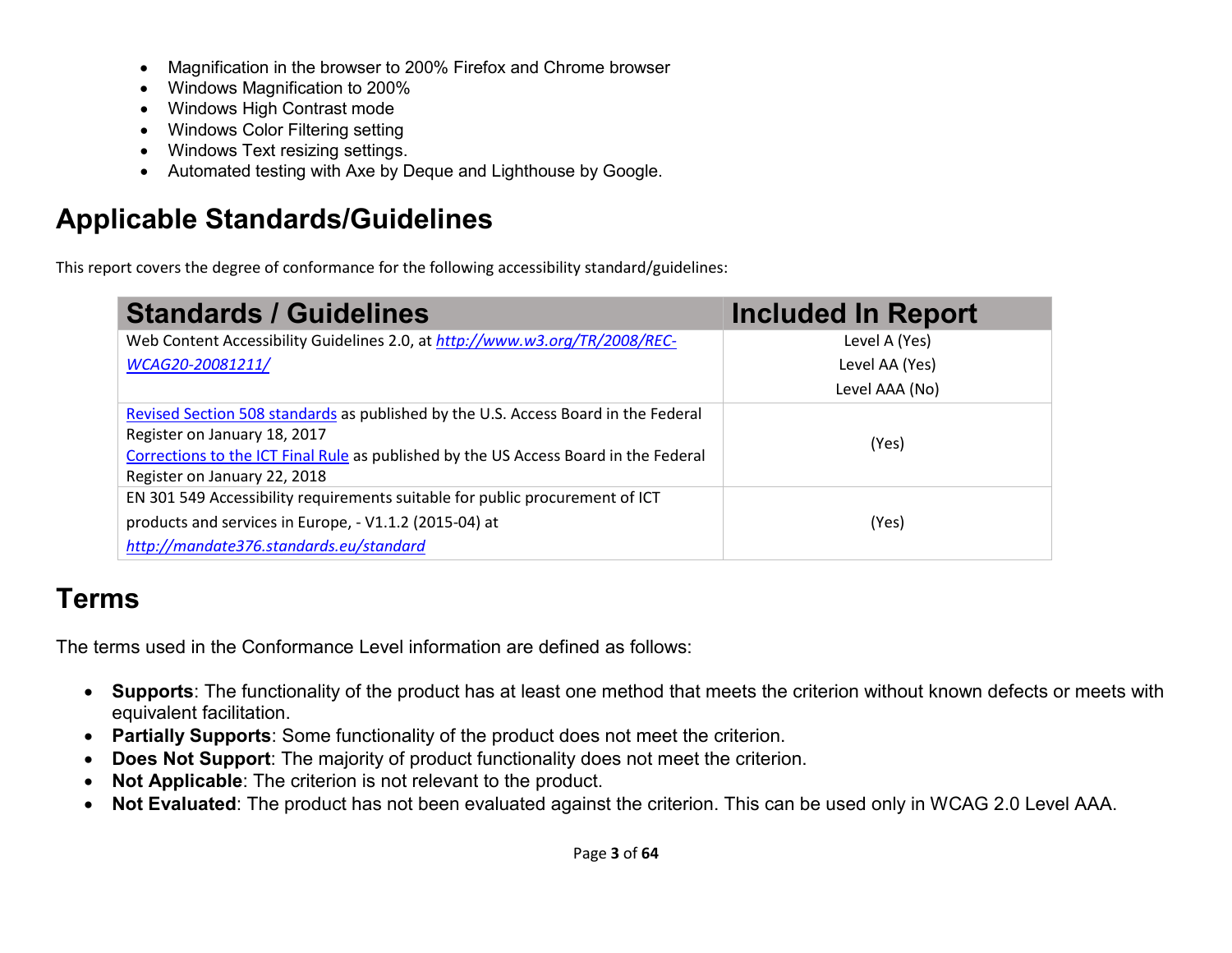- Magnification in the browser to 200% Firefox and Chrome browser
- Windows Magnification to 200%
- Windows High Contrast mode
- Windows Color Filtering setting
- Windows Text resizing settings.
- Automated testing with Axe by Deque and Lighthouse by Google.

## Applicable Standards/Guidelines

This report covers the degree of conformance for the following accessibility standard/guidelines:

| Standards / Guidelines | Included In Report |
|---|---|
| Web Content Accessibility Guidelines 2.0, at *http://www.w3.org/TR/2008/REC-WCAG20-20081211/* | Level A (Yes)<br>Level AA (Yes)<br>Level AAA (No) |
| Revised Section 508 standards as published by the U.S. Access Board in the Federal Register on January 18, 2017<br>Corrections to the ICT Final Rule as published by the US Access Board in the Federal Register on January 22, 2018 | (Yes) |
| EN 301 549 Accessibility requirements suitable for public procurement of ICT products and services in Europe, - V1.1.2 (2015-04) at *http://mandate376.standards.eu/standard* | (Yes) |

## Terms

The terms used in the Conformance Level information are defined as follows:

- **Supports**: The functionality of the product has at least one method that meets the criterion without known defects or meets with equivalent facilitation.
- **Partially Supports**: Some functionality of the product does not meet the criterion.
- **Does Not Support**: The majority of product functionality does not meet the criterion.
- **Not Applicable**: The criterion is not relevant to the product.
- **Not Evaluated**: The product has not been evaluated against the criterion. This can be used only in WCAG 2.0 Level AAA.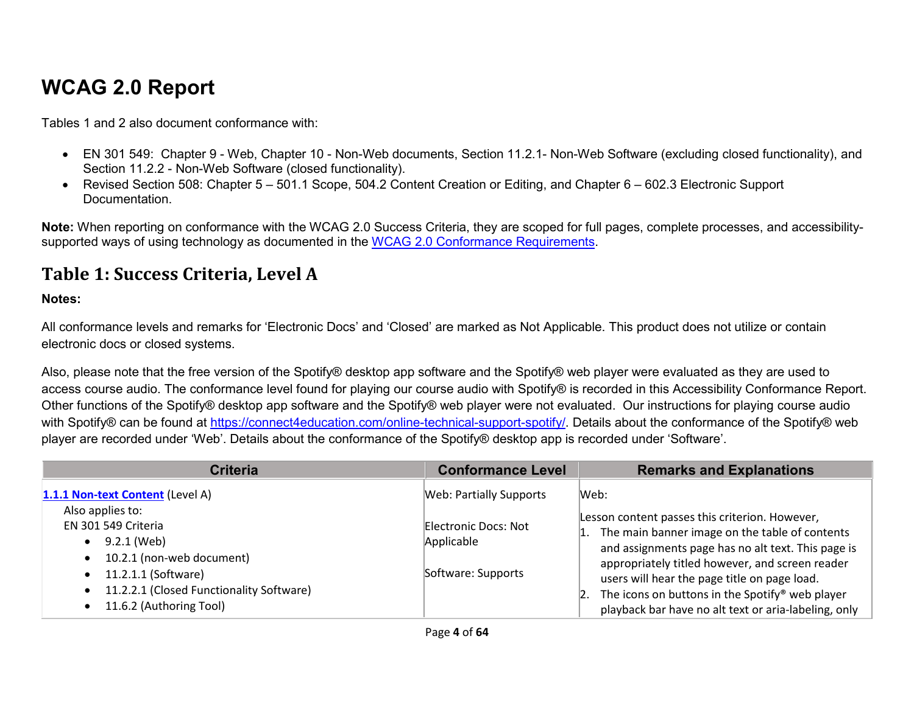# WCAG 2.0 Report

Tables 1 and 2 also document conformance with:

- EN 301 549: Chapter 9 - Web, Chapter 10 - Non-Web documents, Section 11.2.1- Non-Web Software (excluding closed functionality), and Section 11.2.2 - Non-Web Software (closed functionality).
- Revised Section 508: Chapter 5 – 501.1 Scope, 504.2 Content Creation or Editing, and Chapter 6 – 602.3 Electronic Support Documentation.

**Note:** When reporting on conformance with the WCAG 2.0 Success Criteria, they are scoped for full pages, complete processes, and accessibility-supported ways of using technology as documented in the [WCAG 2.0 Conformance Requirements](WCAG 2.0 Conformance Requirements).

## Table 1: Success Criteria, Level A

**Notes:**

All conformance levels and remarks for 'Electronic Docs' and 'Closed' are marked as Not Applicable. This product does not utilize or contain electronic docs or closed systems.

Also, please note that the free version of the Spotify® desktop app software and the Spotify® web player were evaluated as they are used to access course audio. The conformance level found for playing our course audio with Spotify® is recorded in this Accessibility Conformance Report. Other functions of the Spotify® desktop app software and the Spotify® web player were not evaluated. Our instructions for playing course audio with Spotify® can be found at [https://connect4education.com/online-technical-support-spotify/](https://connect4education.com/online-technical-support-spotify/). Details about the conformance of the Spotify® web player are recorded under 'Web'. Details about the conformance of the Spotify® desktop app is recorded under 'Software'.

| Criteria | Conformance Level | Remarks and Explanations |
|---|---|---|
| **1.1.1 Non-text Content** (Level A)<br>Also applies to:<br>EN 301 549 Criteria<br>• 9.2.1 (Web)<br>• 10.2.1 (non-web document)<br>• 11.2.1.1 (Software)<br>• 11.2.2.1 (Closed Functionality Software)<br>• 11.6.2 (Authoring Tool) | Web: Partially Supports<br><br>Electronic Docs: Not Applicable<br><br>Software: Supports | Web:<br><br>Lesson content passes this criterion. However,<br>1. The main banner image on the table of contents and assignments page has no alt text. This page is appropriately titled however, and screen reader users will hear the page title on page load.<br>2. The icons on buttons in the Spotify® web player playback bar have no alt text or aria-labeling, only |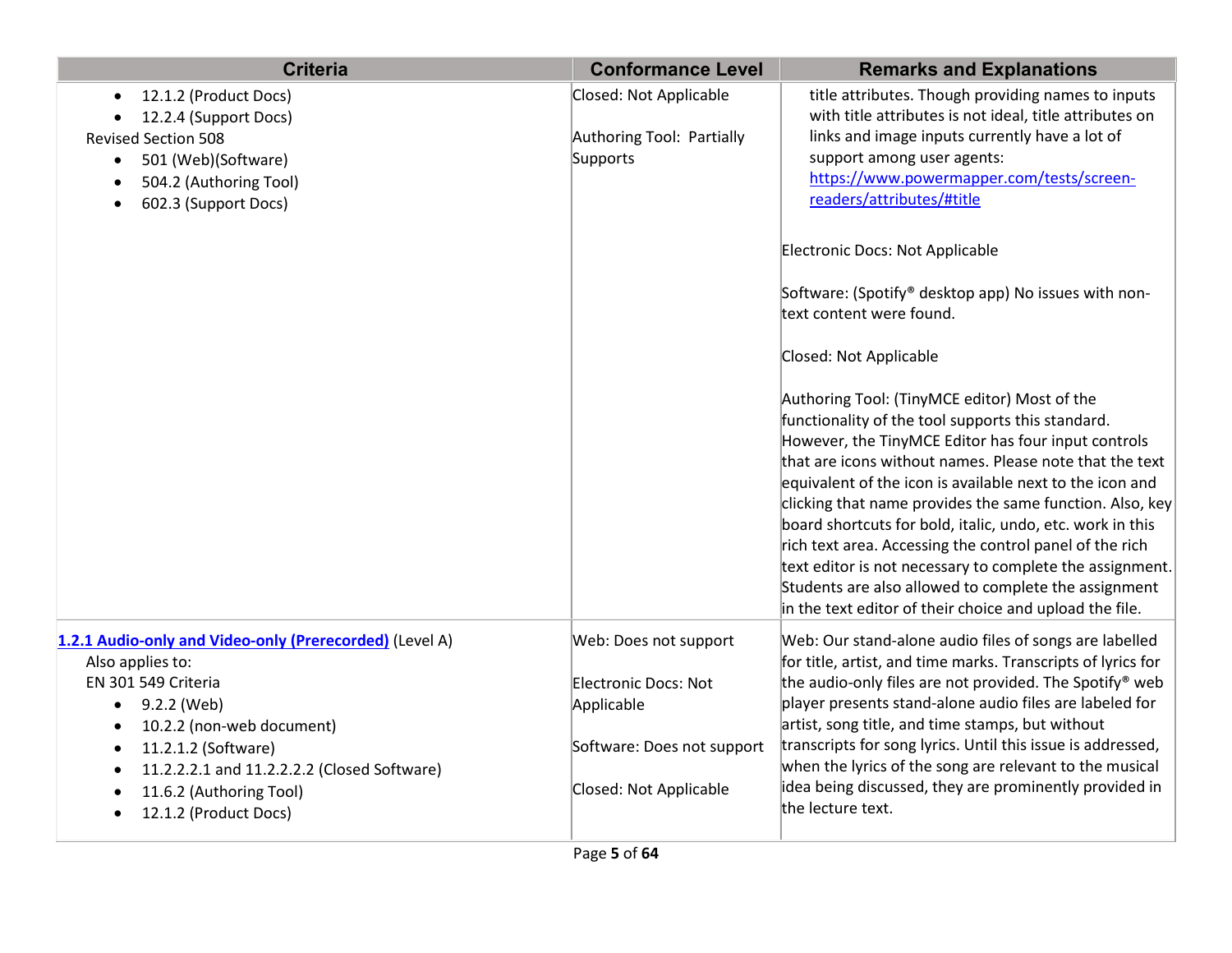| Criteria | Conformance Level | Remarks and Explanations |
|---|---|---|
| • 12.1.2 (Product Docs)<br>• 12.2.4 (Support Docs)<br>Revised Section 508<br>• 501 (Web)(Software)<br>• 504.2 (Authoring Tool)<br>• 602.3 (Support Docs) | Closed: Not Applicable<br><br>Authoring Tool: Partially Supports | title attributes. Though providing names to inputs with title attributes is not ideal, title attributes on links and image inputs currently have a lot of support among user agents: [https://www.powermapper.com/tests/screen-readers/attributes/#title](https://www.powermapper.com/tests/screen-readers/attributes/#title)<br><br>Electronic Docs: Not Applicable<br><br>Software: (Spotify® desktop app) No issues with non-text content were found.<br><br>Closed: Not Applicable<br><br>Authoring Tool: (TinyMCE editor) Most of the functionality of the tool supports this standard. However, the TinyMCE Editor has four input controls that are icons without names. Please note that the text equivalent of the icon is available next to the icon and clicking that name provides the same function. Also, key board shortcuts for bold, italic, undo, etc. work in this rich text area. Accessing the control panel of the rich text editor is not necessary to complete the assignment. Students are also allowed to complete the assignment in the text editor of their choice and upload the file. |
| **[1.2.1 Audio-only and Video-only (Prerecorded)](#)** (Level A)<br>Also applies to:<br>EN 301 549 Criteria<br>• 9.2.2 (Web)<br>• 10.2.2 (non-web document)<br>• 11.2.1.2 (Software)<br>• 11.2.2.2.1 and 11.2.2.2.2 (Closed Software)<br>• 11.6.2 (Authoring Tool)<br>• 12.1.2 (Product Docs) | Web: Does not support<br><br>Electronic Docs: Not Applicable<br><br>Software: Does not support<br><br>Closed: Not Applicable | Web: Our stand-alone audio files of songs are labelled for title, artist, and time marks. Transcripts of lyrics for the audio-only files are not provided. The Spotify® web player presents stand-alone audio files are labeled for artist, song title, and time stamps, but without transcripts for song lyrics. Until this issue is addressed, when the lyrics of the song are relevant to the musical idea being discussed, they are prominently provided in the lecture text. |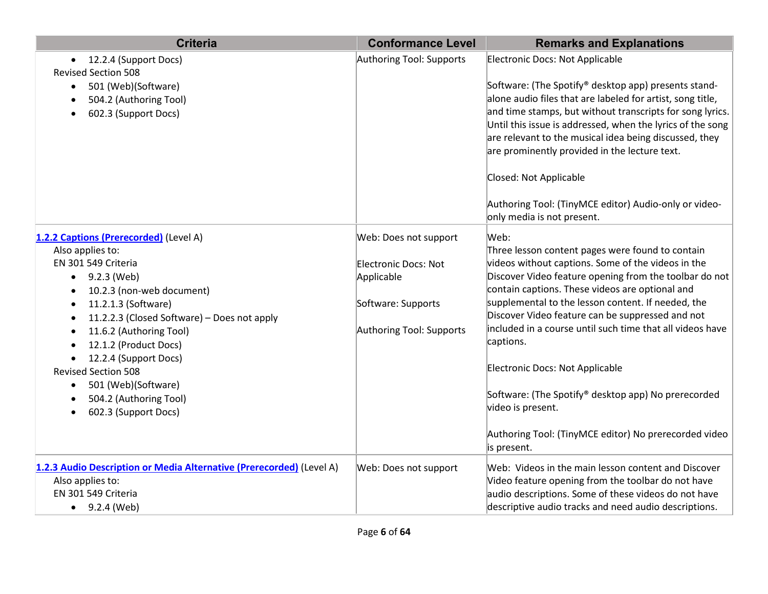| Criteria | Conformance Level | Remarks and Explanations |
|---|---|---|
| • 12.2.4 (Support Docs)<br>Revised Section 508<br>• 501 (Web)(Software)<br>• 504.2 (Authoring Tool)<br>• 602.3 (Support Docs) | Authoring Tool: Supports | Electronic Docs: Not Applicable<br><br>Software: (The Spotify® desktop app) presents stand-alone audio files that are labeled for artist, song title, and time stamps, but without transcripts for song lyrics. Until this issue is addressed, when the lyrics of the song are relevant to the musical idea being discussed, they are prominently provided in the lecture text.<br><br>Closed: Not Applicable<br><br>Authoring Tool: (TinyMCE editor) Audio-only or video-only media is not present. |
| **[1.2.2 Captions (Prerecorded)]** (Level A)<br>Also applies to:<br>EN 301 549 Criteria<br>• 9.2.3 (Web)<br>• 10.2.3 (non-web document)<br>• 11.2.1.3 (Software)<br>• 11.2.2.3 (Closed Software) – Does not apply<br>• 11.6.2 (Authoring Tool)<br>• 12.1.2 (Product Docs)<br>• 12.2.4 (Support Docs)<br>Revised Section 508<br>• 501 (Web)(Software)<br>• 504.2 (Authoring Tool)<br>• 602.3 (Support Docs) | Web: Does not support<br><br>Electronic Docs: Not Applicable<br><br>Software: Supports<br><br>Authoring Tool: Supports | Web:<br>Three lesson content pages were found to contain videos without captions. Some of the videos in the Discover Video feature opening from the toolbar do not contain captions. These videos are optional and supplemental to the lesson content. If needed, the Discover Video feature can be suppressed and not included in a course until such time that all videos have captions.<br><br>Electronic Docs: Not Applicable<br><br>Software: (The Spotify® desktop app) No prerecorded video is present.<br><br>Authoring Tool: (TinyMCE editor) No prerecorded video is present. |
| **[1.2.3 Audio Description or Media Alternative (Prerecorded)]** (Level A)<br>Also applies to:<br>EN 301 549 Criteria<br>• 9.2.4 (Web) | Web: Does not support | Web: Videos in the main lesson content and Discover Video feature opening from the toolbar do not have audio descriptions. Some of these videos do not have descriptive audio tracks and need audio descriptions. |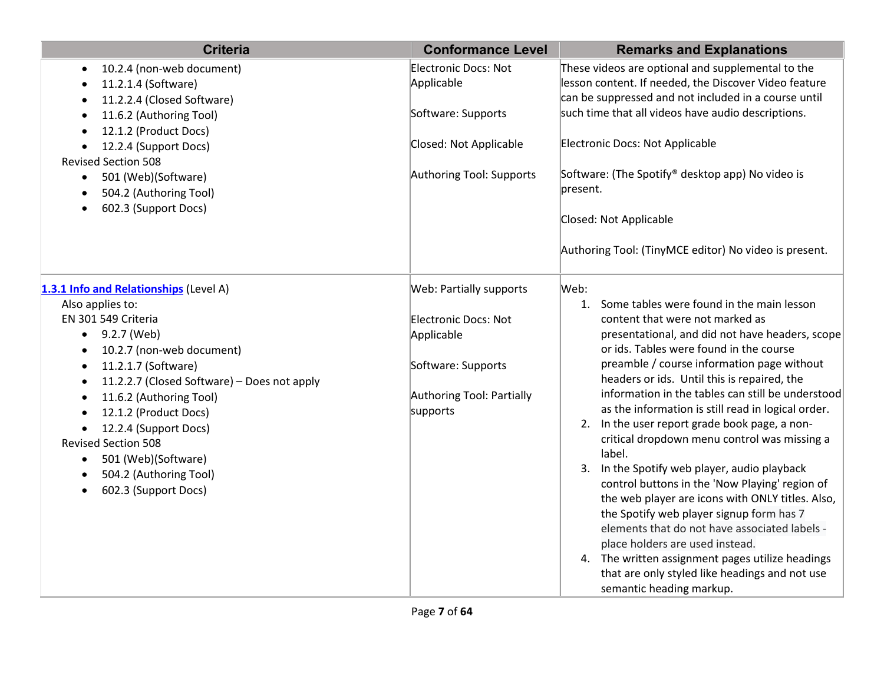| Criteria | Conformance Level | Remarks and Explanations |
|---|---|---|
| • 10.2.4 (non-web document)<br>• 11.2.1.4 (Software)<br>• 11.2.2.4 (Closed Software)<br>• 11.6.2 (Authoring Tool)<br>• 12.1.2 (Product Docs)<br>• 12.2.4 (Support Docs)<br>Revised Section 508<br>• 501 (Web)(Software)<br>• 504.2 (Authoring Tool)<br>• 602.3 (Support Docs) | Electronic Docs: Not Applicable<br><br>Software: Supports<br><br>Closed: Not Applicable<br><br>Authoring Tool: Supports | These videos are optional and supplemental to the lesson content. If needed, the Discover Video feature can be suppressed and not included in a course until such time that all videos have audio descriptions.<br><br>Electronic Docs: Not Applicable<br><br>Software: (The Spotify® desktop app) No video is present.<br><br>Closed: Not Applicable<br><br>Authoring Tool: (TinyMCE editor) No video is present. |
| [1.3.1 Info and Relationships](#) (Level A)<br>Also applies to:<br>EN 301 549 Criteria<br>• 9.2.7 (Web)<br>• 10.2.7 (non-web document)<br>• 11.2.1.7 (Software)<br>• 11.2.2.7 (Closed Software) – Does not apply<br>• 11.6.2 (Authoring Tool)<br>• 12.1.2 (Product Docs)<br>• 12.2.4 (Support Docs)<br>Revised Section 508<br>• 501 (Web)(Software)<br>• 504.2 (Authoring Tool)<br>• 602.3 (Support Docs) | Web: Partially supports<br><br>Electronic Docs: Not Applicable<br><br>Software: Supports<br><br>Authoring Tool: Partially supports | Web:<br>1. Some tables were found in the main lesson content that were not marked as presentational, and did not have headers, scope or ids. Tables were found in the course preamble / course information page without headers or ids. Until this is repaired, the information in the tables can still be understood as the information is still read in logical order.<br>2. In the user report grade book page, a non-critical dropdown menu control was missing a label.<br>3. In the Spotify web player, audio playback control buttons in the 'Now Playing' region of the web player are icons with ONLY titles. Also, the Spotify web player signup form has 7 elements that do not have associated labels - place holders are used instead.<br>4. The written assignment pages utilize headings that are only styled like headings and not use semantic heading markup. |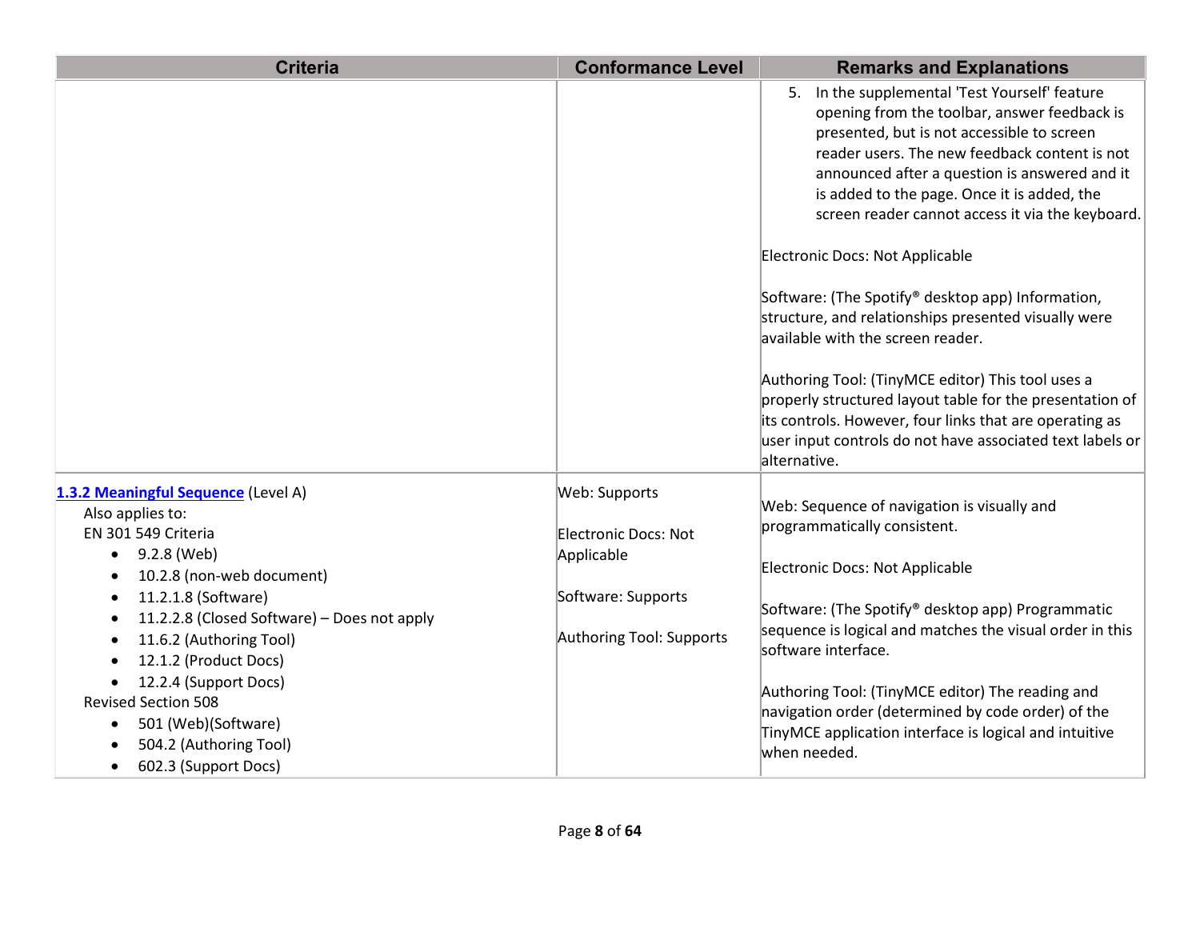| Criteria | Conformance Level | Remarks and Explanations |
|---|---|---|
| | | 5. In the supplemental 'Test Yourself' feature opening from the toolbar, answer feedback is presented, but is not accessible to screen reader users. The new feedback content is not announced after a question is answered and it is added to the page. Once it is added, the screen reader cannot access it via the keyboard.<br><br>Electronic Docs: Not Applicable<br><br>Software: (The Spotify® desktop app) Information, structure, and relationships presented visually were available with the screen reader.<br><br>Authoring Tool: (TinyMCE editor) This tool uses a properly structured layout table for the presentation of its controls. However, four links that are operating as user input controls do not have associated text labels or alternative. |
| **1.3.2 Meaningful Sequence** (Level A)<br>Also applies to:<br>EN 301 549 Criteria<br>• 9.2.8 (Web)<br>• 10.2.8 (non-web document)<br>• 11.2.1.8 (Software)<br>• 11.2.2.8 (Closed Software) – Does not apply<br>• 11.6.2 (Authoring Tool)<br>• 12.1.2 (Product Docs)<br>• 12.2.4 (Support Docs)<br>Revised Section 508<br>• 501 (Web)(Software)<br>• 504.2 (Authoring Tool)<br>• 602.3 (Support Docs) | Web: Supports<br><br>Electronic Docs: Not Applicable<br><br>Software: Supports<br><br>Authoring Tool: Supports | Web: Sequence of navigation is visually and programmatically consistent.<br><br>Electronic Docs: Not Applicable<br><br>Software: (The Spotify® desktop app) Programmatic sequence is logical and matches the visual order in this software interface.<br><br>Authoring Tool: (TinyMCE editor) The reading and navigation order (determined by code order) of the TinyMCE application interface is logical and intuitive when needed. |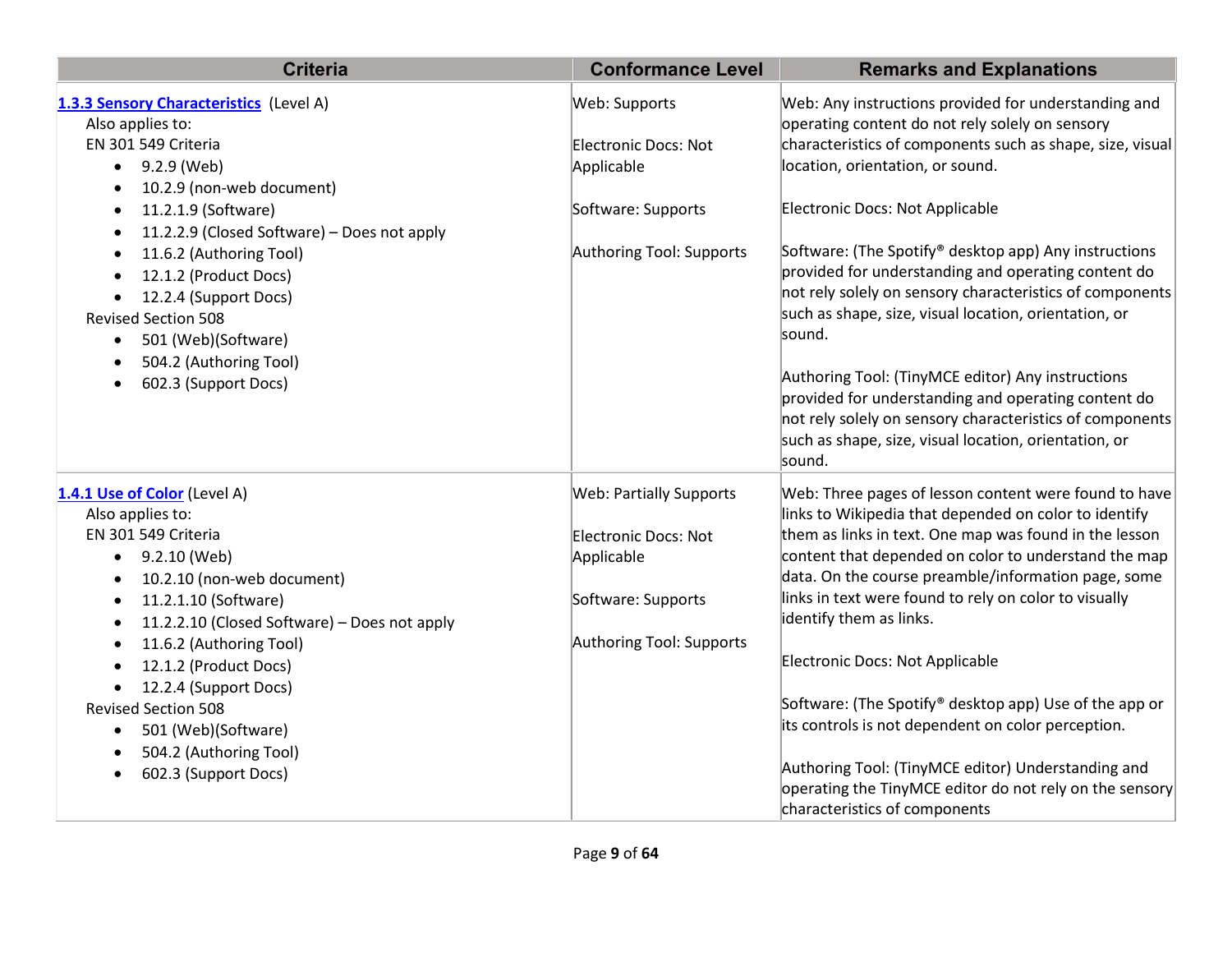| Criteria | Conformance Level | Remarks and Explanations |
| --- | --- | --- |
| [1.3.3 Sensory Characteristics](#) (Level A)<br>Also applies to:<br>EN 301 549 Criteria<br>• 9.2.9 (Web)<br>• 10.2.9 (non-web document)<br>• 11.2.1.9 (Software)<br>• 11.2.2.9 (Closed Software) – Does not apply<br>• 11.6.2 (Authoring Tool)<br>• 12.1.2 (Product Docs)<br>• 12.2.4 (Support Docs)<br>Revised Section 508<br>• 501 (Web)(Software)<br>• 504.2 (Authoring Tool)<br>• 602.3 (Support Docs) | Web: Supports<br><br>Electronic Docs: Not Applicable<br><br>Software: Supports<br><br>Authoring Tool: Supports | Web: Any instructions provided for understanding and operating content do not rely solely on sensory characteristics of components such as shape, size, visual location, orientation, or sound.<br><br>Electronic Docs: Not Applicable<br><br>Software: (The Spotify® desktop app) Any instructions provided for understanding and operating content do not rely solely on sensory characteristics of components such as shape, size, visual location, orientation, or sound.<br><br>Authoring Tool: (TinyMCE editor) Any instructions provided for understanding and operating content do not rely solely on sensory characteristics of components such as shape, size, visual location, orientation, or sound. |
| [1.4.1 Use of Color](#) (Level A)<br>Also applies to:<br>EN 301 549 Criteria<br>• 9.2.10 (Web)<br>• 10.2.10 (non-web document)<br>• 11.2.1.10 (Software)<br>• 11.2.2.10 (Closed Software) – Does not apply<br>• 11.6.2 (Authoring Tool)<br>• 12.1.2 (Product Docs)<br>• 12.2.4 (Support Docs)<br>Revised Section 508<br>• 501 (Web)(Software)<br>• 504.2 (Authoring Tool)<br>• 602.3 (Support Docs) | Web: Partially Supports<br><br>Electronic Docs: Not Applicable<br><br>Software: Supports<br><br>Authoring Tool: Supports | Web: Three pages of lesson content were found to have links to Wikipedia that depended on color to identify them as links in text. One map was found in the lesson content that depended on color to understand the map data. On the course preamble/information page, some links in text were found to rely on color to visually identify them as links.<br><br>Electronic Docs: Not Applicable<br><br>Software: (The Spotify® desktop app) Use of the app or its controls is not dependent on color perception.<br><br>Authoring Tool: (TinyMCE editor) Understanding and operating the TinyMCE editor do not rely on the sensory characteristics of components |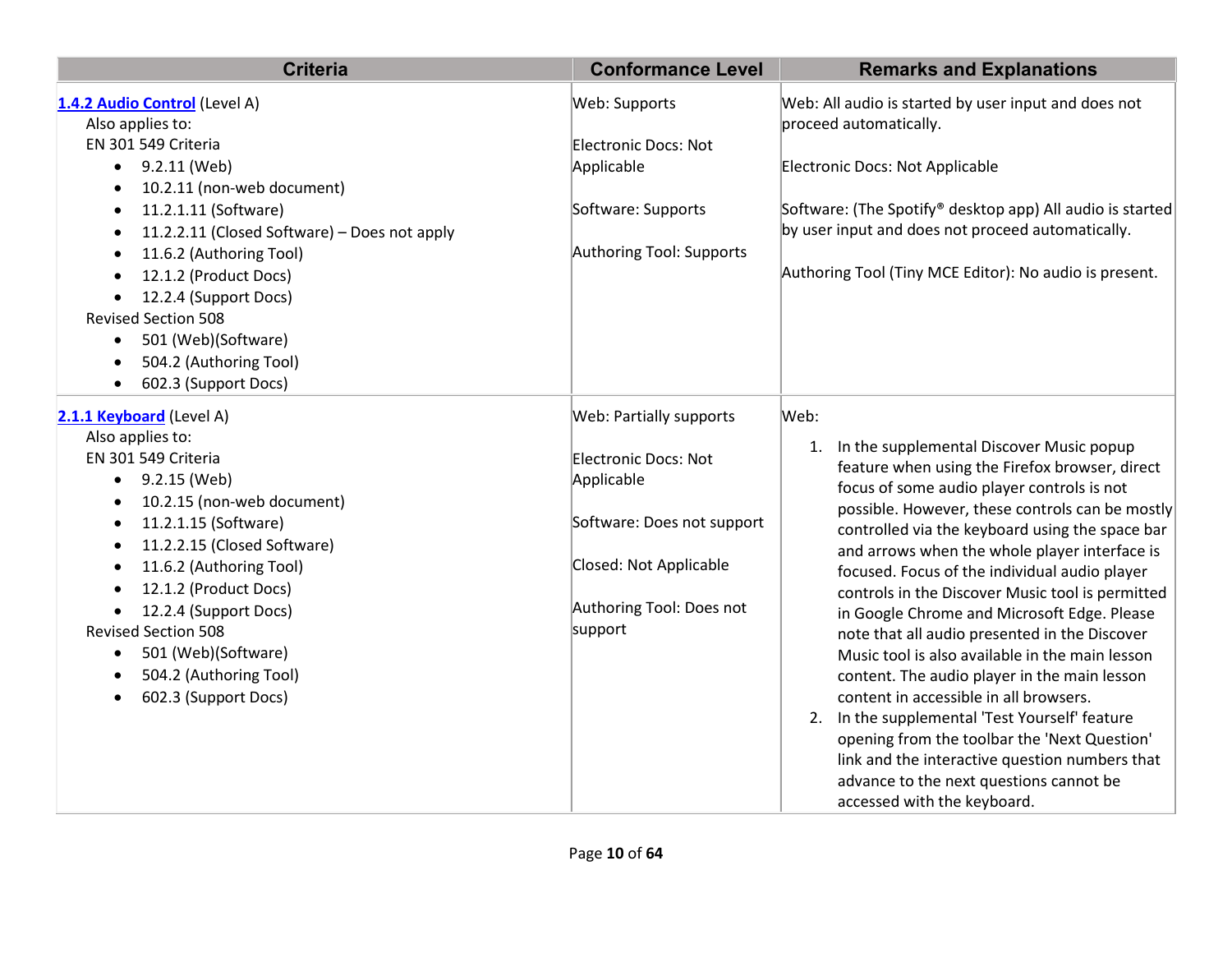| Criteria | Conformance Level | Remarks and Explanations |
|---|---|---|
| **1.4.2 Audio Control** (Level A)<br>Also applies to:<br>EN 301 549 Criteria<br>• 9.2.11 (Web)<br>• 10.2.11 (non-web document)<br>• 11.2.1.11 (Software)<br>• 11.2.2.11 (Closed Software) – Does not apply<br>• 11.6.2 (Authoring Tool)<br>• 12.1.2 (Product Docs)<br>• 12.2.4 (Support Docs)<br>Revised Section 508<br>• 501 (Web)(Software)<br>• 504.2 (Authoring Tool)<br>• 602.3 (Support Docs) | Web: Supports<br><br>Electronic Docs: Not Applicable<br><br>Software: Supports<br><br>Authoring Tool: Supports | Web: All audio is started by user input and does not proceed automatically.<br><br>Electronic Docs: Not Applicable<br><br>Software: (The Spotify® desktop app) All audio is started by user input and does not proceed automatically.<br><br>Authoring Tool (Tiny MCE Editor): No audio is present. |
| **2.1.1 Keyboard** (Level A)<br>Also applies to:<br>EN 301 549 Criteria<br>• 9.2.15 (Web)<br>• 10.2.15 (non-web document)<br>• 11.2.1.15 (Software)<br>• 11.2.2.15 (Closed Software)<br>• 11.6.2 (Authoring Tool)<br>• 12.1.2 (Product Docs)<br>• 12.2.4 (Support Docs)<br>Revised Section 508<br>• 501 (Web)(Software)<br>• 504.2 (Authoring Tool)<br>• 602.3 (Support Docs) | Web: Partially supports<br><br>Electronic Docs: Not Applicable<br><br>Software: Does not support<br><br>Closed: Not Applicable<br><br>Authoring Tool: Does not support | Web:<br>1. In the supplemental Discover Music popup feature when using the Firefox browser, direct focus of some audio player controls is not possible. However, these controls can be mostly controlled via the keyboard using the space bar and arrows when the whole player interface is focused. Focus of the individual audio player controls in the Discover Music tool is permitted in Google Chrome and Microsoft Edge. Please note that all audio presented in the Discover Music tool is also available in the main lesson content. The audio player in the main lesson content in accessible in all browsers.<br>2. In the supplemental 'Test Yourself' feature opening from the toolbar the 'Next Question' link and the interactive question numbers that advance to the next questions cannot be accessed with the keyboard. |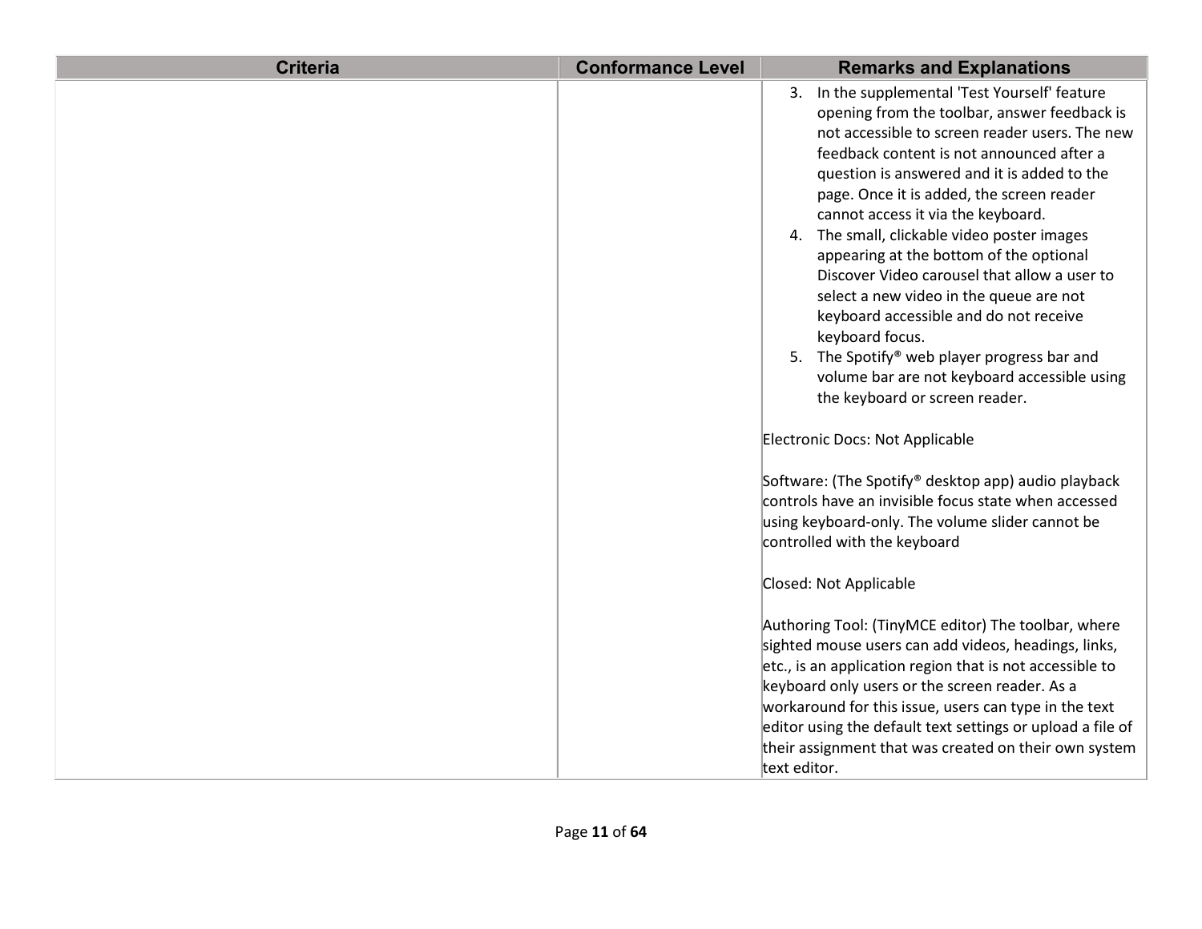| Criteria | Conformance Level | Remarks and Explanations |
| --- | --- | --- |
| | | 3. In the supplemental 'Test Yourself' feature opening from the toolbar, answer feedback is not accessible to screen reader users. The new feedback content is not announced after a question is answered and it is added to the page. Once it is added, the screen reader cannot access it via the keyboard.<br>4. The small, clickable video poster images appearing at the bottom of the optional Discover Video carousel that allow a user to select a new video in the queue are not keyboard accessible and do not receive keyboard focus.<br>5. The Spotify® web player progress bar and volume bar are not keyboard accessible using the keyboard or screen reader.<br><br>Electronic Docs: Not Applicable<br><br>Software: (The Spotify® desktop app) audio playback controls have an invisible focus state when accessed using keyboard-only. The volume slider cannot be controlled with the keyboard<br><br>Closed: Not Applicable<br><br>Authoring Tool: (TinyMCE editor) The toolbar, where sighted mouse users can add videos, headings, links, etc., is an application region that is not accessible to keyboard only users or the screen reader. As a workaround for this issue, users can type in the text editor using the default text settings or upload a file of their assignment that was created on their own system text editor. |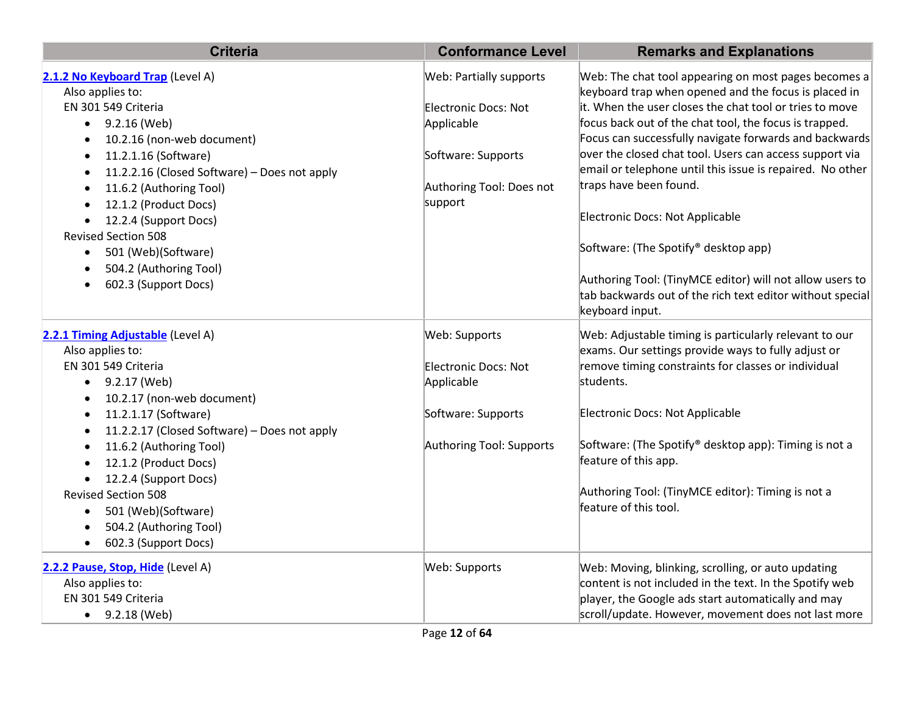| Criteria | Conformance Level | Remarks and Explanations |
| --- | --- | --- |
| **2.1.2 No Keyboard Trap** (Level A)<br>Also applies to:<br>EN 301 549 Criteria<br>• 9.2.16 (Web)<br>• 10.2.16 (non-web document)<br>• 11.2.1.16 (Software)<br>• 11.2.2.16 (Closed Software) – Does not apply<br>• 11.6.2 (Authoring Tool)<br>• 12.1.2 (Product Docs)<br>• 12.2.4 (Support Docs)<br>Revised Section 508<br>• 501 (Web)(Software)<br>• 504.2 (Authoring Tool)<br>• 602.3 (Support Docs) | Web: Partially supports<br><br>Electronic Docs: Not Applicable<br><br>Software: Supports<br><br>Authoring Tool: Does not support | Web: The chat tool appearing on most pages becomes a keyboard trap when opened and the focus is placed in it. When the user closes the chat tool or tries to move focus back out of the chat tool, the focus is trapped. Focus can successfully navigate forwards and backwards over the closed chat tool. Users can access support via email or telephone until this issue is repaired. No other traps have been found.<br><br>Electronic Docs: Not Applicable<br><br>Software: (The Spotify® desktop app)<br><br>Authoring Tool: (TinyMCE editor) will not allow users to tab backwards out of the rich text editor without special keyboard input. |
| **2.2.1 Timing Adjustable** (Level A)<br>Also applies to:<br>EN 301 549 Criteria<br>• 9.2.17 (Web)<br>• 10.2.17 (non-web document)<br>• 11.2.1.17 (Software)<br>• 11.2.2.17 (Closed Software) – Does not apply<br>• 11.6.2 (Authoring Tool)<br>• 12.1.2 (Product Docs)<br>• 12.2.4 (Support Docs)<br>Revised Section 508<br>• 501 (Web)(Software)<br>• 504.2 (Authoring Tool)<br>• 602.3 (Support Docs) | Web: Supports<br><br>Electronic Docs: Not Applicable<br><br>Software: Supports<br><br>Authoring Tool: Supports | Web: Adjustable timing is particularly relevant to our exams. Our settings provide ways to fully adjust or remove timing constraints for classes or individual students.<br><br>Electronic Docs: Not Applicable<br><br>Software: (The Spotify® desktop app): Timing is not a feature of this app.<br><br>Authoring Tool: (TinyMCE editor): Timing is not a feature of this tool. |
| **2.2.2 Pause, Stop, Hide** (Level A)<br>Also applies to:<br>EN 301 549 Criteria<br>• 9.2.18 (Web) | Web: Supports | Web: Moving, blinking, scrolling, or auto updating content is not included in the text. In the Spotify web player, the Google ads start automatically and may scroll/update. However, movement does not last more |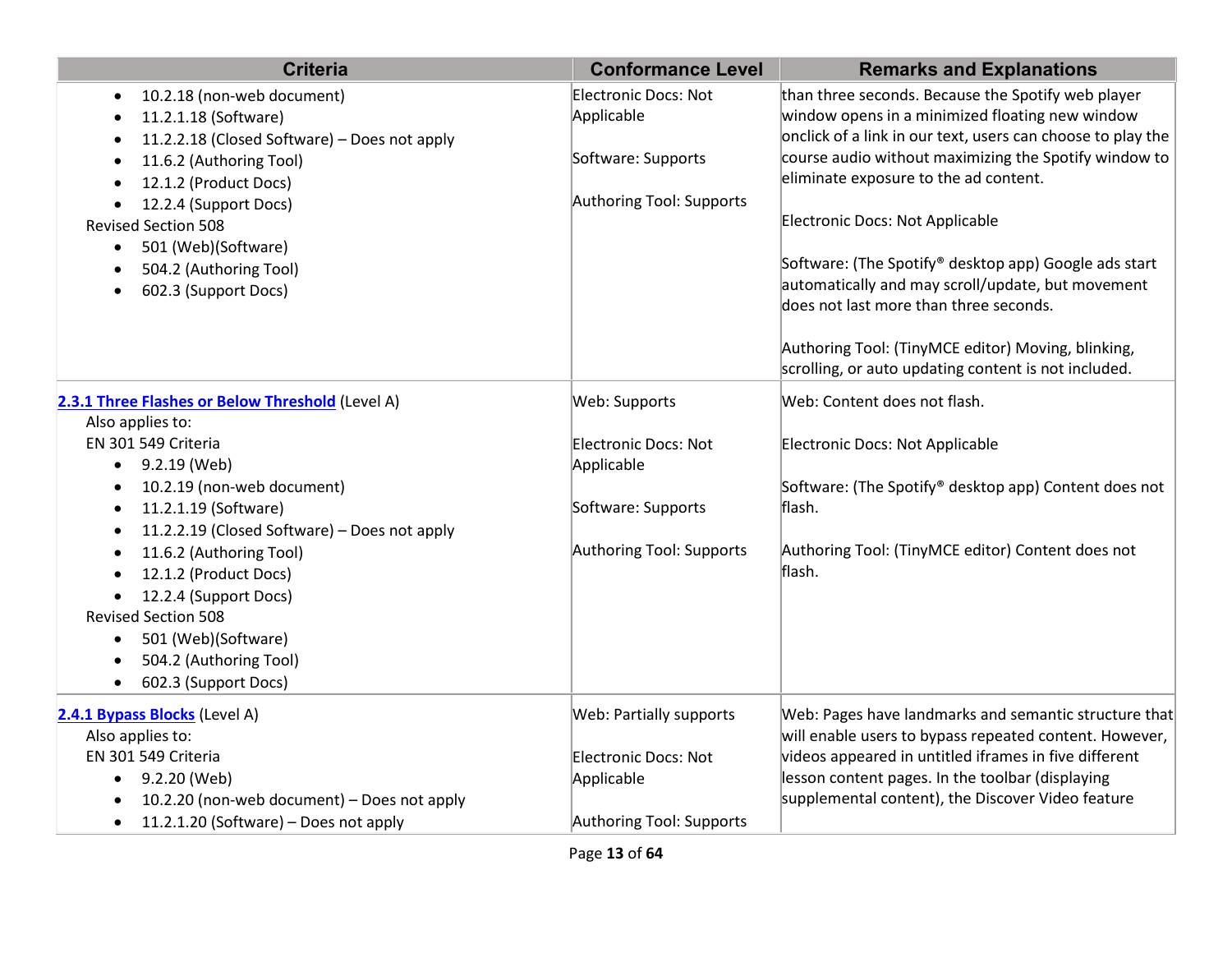| Criteria | Conformance Level | Remarks and Explanations |
| --- | --- | --- |
| <ul><li>10.2.18 (non-web document)</li><li>11.2.1.18 (Software)</li><li>11.2.2.18 (Closed Software) – Does not apply</li><li>11.6.2 (Authoring Tool)</li><li>12.1.2 (Product Docs)</li><li>12.2.4 (Support Docs)</li></ul>Revised Section 508<ul><li>501 (Web)(Software)</li><li>504.2 (Authoring Tool)</li><li>602.3 (Support Docs)</li></ul> | Electronic Docs: Not Applicable<br><br>Software: Supports<br><br>Authoring Tool: Supports | than three seconds. Because the Spotify web player window opens in a minimized floating new window onclick of a link in our text, users can choose to play the course audio without maximizing the Spotify window to eliminate exposure to the ad content.<br><br>Electronic Docs: Not Applicable<br><br>Software: (The Spotify® desktop app) Google ads start automatically and may scroll/update, but movement does not last more than three seconds.<br><br>Authoring Tool: (TinyMCE editor) Moving, blinking, scrolling, or auto updating content is not included. |
| [2.3.1 Three Flashes or Below Threshold](#) (Level A)<br>Also applies to:<br>EN 301 549 Criteria<ul><li>9.2.19 (Web)</li><li>10.2.19 (non-web document)</li><li>11.2.1.19 (Software)</li><li>11.2.2.19 (Closed Software) – Does not apply</li><li>11.6.2 (Authoring Tool)</li><li>12.1.2 (Product Docs)</li><li>12.2.4 (Support Docs)</li></ul>Revised Section 508<ul><li>501 (Web)(Software)</li><li>504.2 (Authoring Tool)</li><li>602.3 (Support Docs)</li></ul> | Web: Supports<br><br>Electronic Docs: Not Applicable<br><br>Software: Supports<br><br>Authoring Tool: Supports | Web: Content does not flash.<br><br>Electronic Docs: Not Applicable<br><br>Software: (The Spotify® desktop app) Content does not flash.<br><br>Authoring Tool: (TinyMCE editor) Content does not flash. |
| [2.4.1 Bypass Blocks](#) (Level A)<br>Also applies to:<br>EN 301 549 Criteria<ul><li>9.2.20 (Web)</li><li>10.2.20 (non-web document) – Does not apply</li><li>11.2.1.20 (Software) – Does not apply</li></ul> | Web: Partially supports<br><br>Electronic Docs: Not Applicable<br><br>Authoring Tool: Supports | Web: Pages have landmarks and semantic structure that will enable users to bypass repeated content. However, videos appeared in untitled iframes in five different lesson content pages. In the toolbar (displaying supplemental content), the Discover Video feature |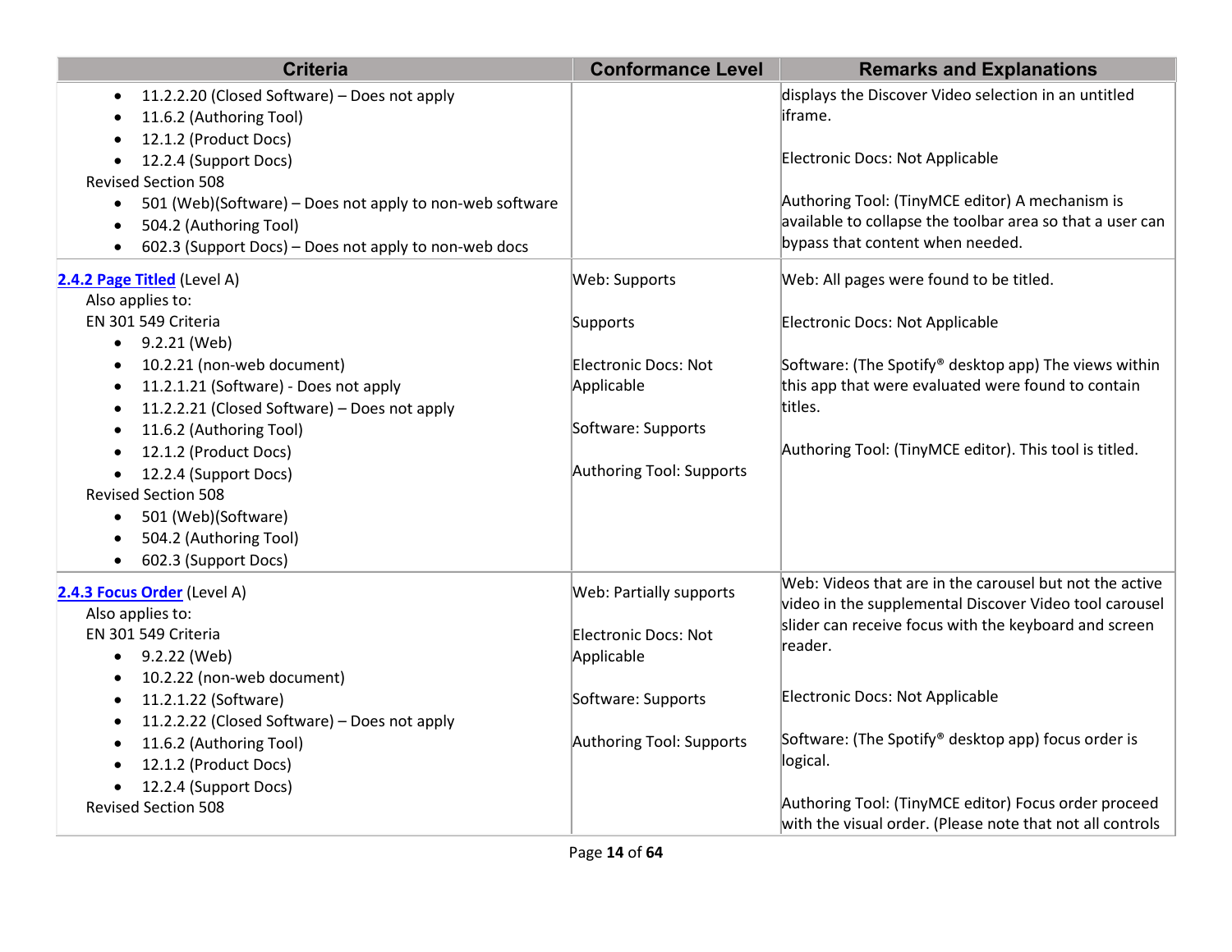| Criteria | Conformance Level | Remarks and Explanations |
|---|---|---|
| <ul><li>11.2.2.20 (Closed Software) – Does not apply</li><li>11.6.2 (Authoring Tool)</li><li>12.1.2 (Product Docs)</li><li>12.2.4 (Support Docs)</li></ul>Revised Section 508<ul><li>501 (Web)(Software) – Does not apply to non-web software</li><li>504.2 (Authoring Tool)</li><li>602.3 (Support Docs) – Does not apply to non-web docs</li></ul> | | displays the Discover Video selection in an untitled iframe.<br><br>Electronic Docs: Not Applicable<br><br>Authoring Tool: (TinyMCE editor) A mechanism is available to collapse the toolbar area so that a user can bypass that content when needed. |
| **2.4.2 Page Titled** (Level A)<br>Also applies to:<br>EN 301 549 Criteria<ul><li>9.2.21 (Web)</li><li>10.2.21 (non-web document)</li><li>11.2.1.21 (Software) - Does not apply</li><li>11.2.2.21 (Closed Software) – Does not apply</li><li>11.6.2 (Authoring Tool)</li><li>12.1.2 (Product Docs)</li><li>12.2.4 (Support Docs)</li></ul>Revised Section 508<ul><li>501 (Web)(Software)</li><li>504.2 (Authoring Tool)</li><li>602.3 (Support Docs)</li></ul> | Web: Supports<br><br>Supports<br><br>Electronic Docs: Not Applicable<br><br>Software: Supports<br><br>Authoring Tool: Supports | Web: All pages were found to be titled.<br><br>Electronic Docs: Not Applicable<br><br>Software: (The Spotify® desktop app) The views within this app that were evaluated were found to contain titles.<br><br>Authoring Tool: (TinyMCE editor). This tool is titled. |
| **2.4.3 Focus Order** (Level A)<br>Also applies to:<br>EN 301 549 Criteria<ul><li>9.2.22 (Web)</li><li>10.2.22 (non-web document)</li><li>11.2.1.22 (Software)</li><li>11.2.2.22 (Closed Software) – Does not apply</li><li>11.6.2 (Authoring Tool)</li><li>12.1.2 (Product Docs)</li><li>12.2.4 (Support Docs)</li></ul>Revised Section 508 | Web: Partially supports<br><br>Electronic Docs: Not Applicable<br><br>Software: Supports<br><br>Authoring Tool: Supports | Web: Videos that are in the carousel but not the active video in the supplemental Discover Video tool carousel slider can receive focus with the keyboard and screen reader.<br><br>Electronic Docs: Not Applicable<br><br>Software: (The Spotify® desktop app) focus order is logical.<br><br>Authoring Tool: (TinyMCE editor) Focus order proceed with the visual order. (Please note that not all controls |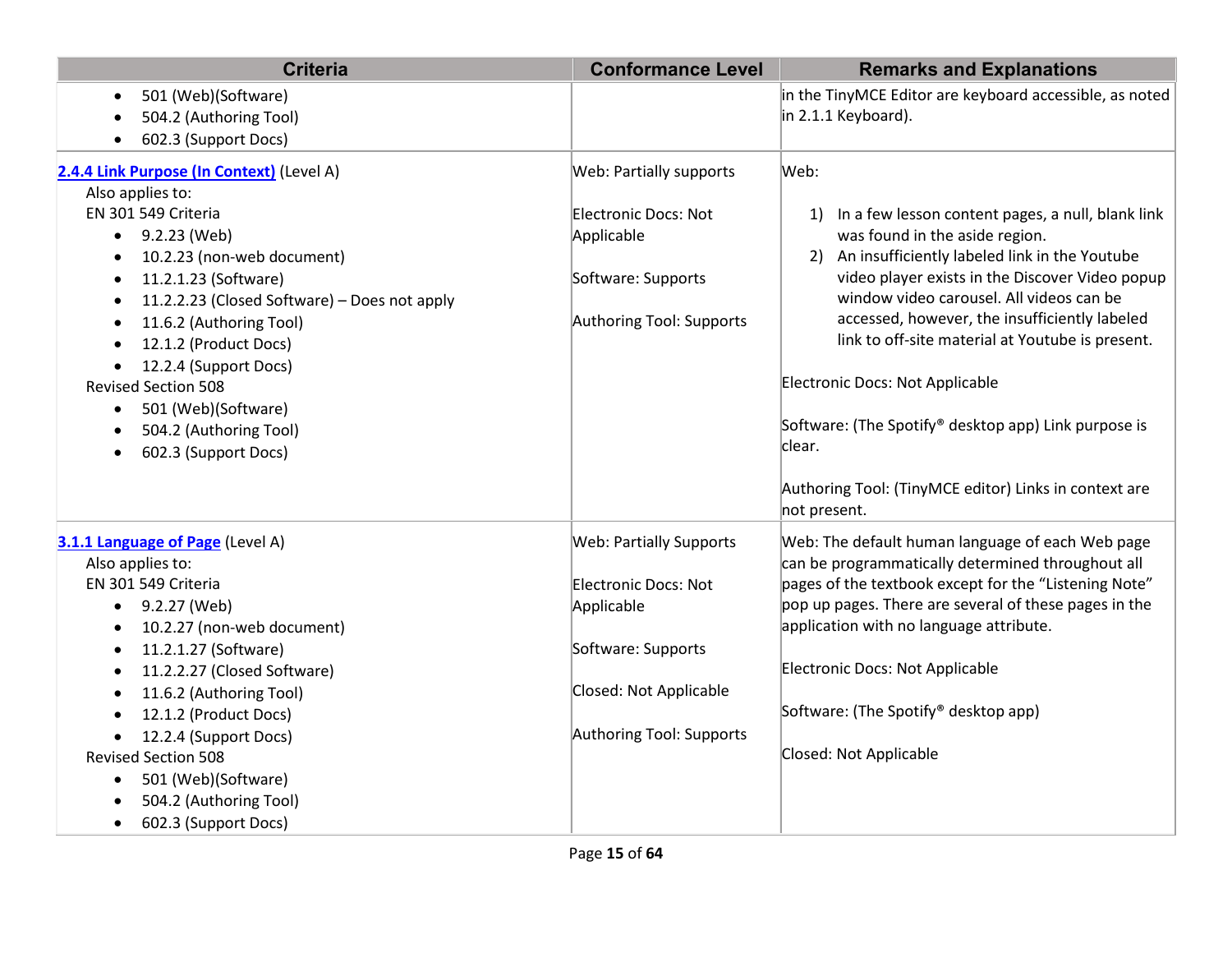| Criteria | Conformance Level | Remarks and Explanations |
|---|---|---|
| <ul><li>501 (Web)(Software)</li><li>504.2 (Authoring Tool)</li><li>602.3 (Support Docs)</li></ul> | | in the TinyMCE Editor are keyboard accessible, as noted in 2.1.1 Keyboard). |
| **2.4.4 Link Purpose (In Context)** (Level A)<br>Also applies to:<br>EN 301 549 Criteria<ul><li>9.2.23 (Web)</li><li>10.2.23 (non-web document)</li><li>11.2.1.23 (Software)</li><li>11.2.2.23 (Closed Software) – Does not apply</li><li>11.6.2 (Authoring Tool)</li><li>12.1.2 (Product Docs)</li><li>12.2.4 (Support Docs)</li></ul>Revised Section 508<ul><li>501 (Web)(Software)</li><li>504.2 (Authoring Tool)</li><li>602.3 (Support Docs)</li></ul> | Web: Partially supports<br><br>Electronic Docs: Not Applicable<br><br>Software: Supports<br><br>Authoring Tool: Supports | Web:<br><br>1) In a few lesson content pages, a null, blank link was found in the aside region.<br>2) An insufficiently labeled link in the Youtube video player exists in the Discover Video popup window video carousel. All videos can be accessed, however, the insufficiently labeled link to off-site material at Youtube is present.<br><br>Electronic Docs: Not Applicable<br><br>Software: (The Spotify® desktop app) Link purpose is clear.<br><br>Authoring Tool: (TinyMCE editor) Links in context are not present. |
| **3.1.1 Language of Page** (Level A)<br>Also applies to:<br>EN 301 549 Criteria<ul><li>9.2.27 (Web)</li><li>10.2.27 (non-web document)</li><li>11.2.1.27 (Software)</li><li>11.2.2.27 (Closed Software)</li><li>11.6.2 (Authoring Tool)</li><li>12.1.2 (Product Docs)</li><li>12.2.4 (Support Docs)</li></ul>Revised Section 508<ul><li>501 (Web)(Software)</li><li>504.2 (Authoring Tool)</li><li>602.3 (Support Docs)</li></ul> | Web: Partially Supports<br><br>Electronic Docs: Not Applicable<br><br>Software: Supports<br><br>Closed: Not Applicable<br><br>Authoring Tool: Supports | Web: The default human language of each Web page can be programmatically determined throughout all pages of the textbook except for the "Listening Note" pop up pages. There are several of these pages in the application with no language attribute.<br><br>Electronic Docs: Not Applicable<br><br>Software: (The Spotify® desktop app)<br><br>Closed: Not Applicable |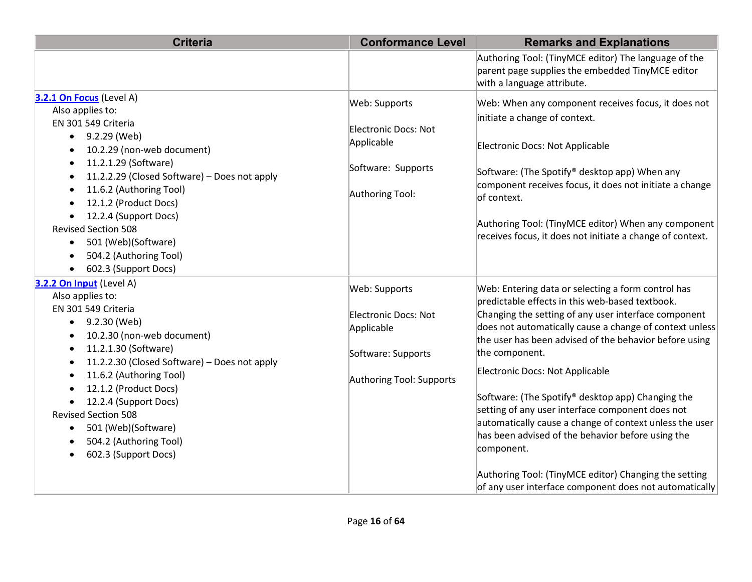| Criteria | Conformance Level | Remarks and Explanations |
|---|---|---|
| | | Authoring Tool: (TinyMCE editor) The language of the parent page supplies the embedded TinyMCE editor with a language attribute. |
| [3.2.1 On Focus](#) (Level A)<br>Also applies to:<br>EN 301 549 Criteria<br>• 9.2.29 (Web)<br>• 10.2.29 (non-web document)<br>• 11.2.1.29 (Software)<br>• 11.2.2.29 (Closed Software) – Does not apply<br>• 11.6.2 (Authoring Tool)<br>• 12.1.2 (Product Docs)<br>• 12.2.4 (Support Docs)<br>Revised Section 508<br>• 501 (Web)(Software)<br>• 504.2 (Authoring Tool)<br>• 602.3 (Support Docs) | Web: Supports<br><br>Electronic Docs: Not Applicable<br><br>Software: Supports<br><br>Authoring Tool: | Web: When any component receives focus, it does not initiate a change of context.<br><br>Electronic Docs: Not Applicable<br><br>Software: (The Spotify® desktop app) When any component receives focus, it does not initiate a change of context.<br><br>Authoring Tool: (TinyMCE editor) When any component receives focus, it does not initiate a change of context. |
| [3.2.2 On Input](#) (Level A)<br>Also applies to:<br>EN 301 549 Criteria<br>• 9.2.30 (Web)<br>• 10.2.30 (non-web document)<br>• 11.2.1.30 (Software)<br>• 11.2.2.30 (Closed Software) – Does not apply<br>• 11.6.2 (Authoring Tool)<br>• 12.1.2 (Product Docs)<br>• 12.2.4 (Support Docs)<br>Revised Section 508<br>• 501 (Web)(Software)<br>• 504.2 (Authoring Tool)<br>• 602.3 (Support Docs) | Web: Supports<br><br>Electronic Docs: Not Applicable<br><br>Software: Supports<br><br>Authoring Tool: Supports | Web: Entering data or selecting a form control has predictable effects in this web-based textbook. Changing the setting of any user interface component does not automatically cause a change of context unless the user has been advised of the behavior before using the component.<br><br>Electronic Docs: Not Applicable<br><br>Software: (The Spotify® desktop app) Changing the setting of any user interface component does not automatically cause a change of context unless the user has been advised of the behavior before using the component.<br><br>Authoring Tool: (TinyMCE editor) Changing the setting of any user interface component does not automatically |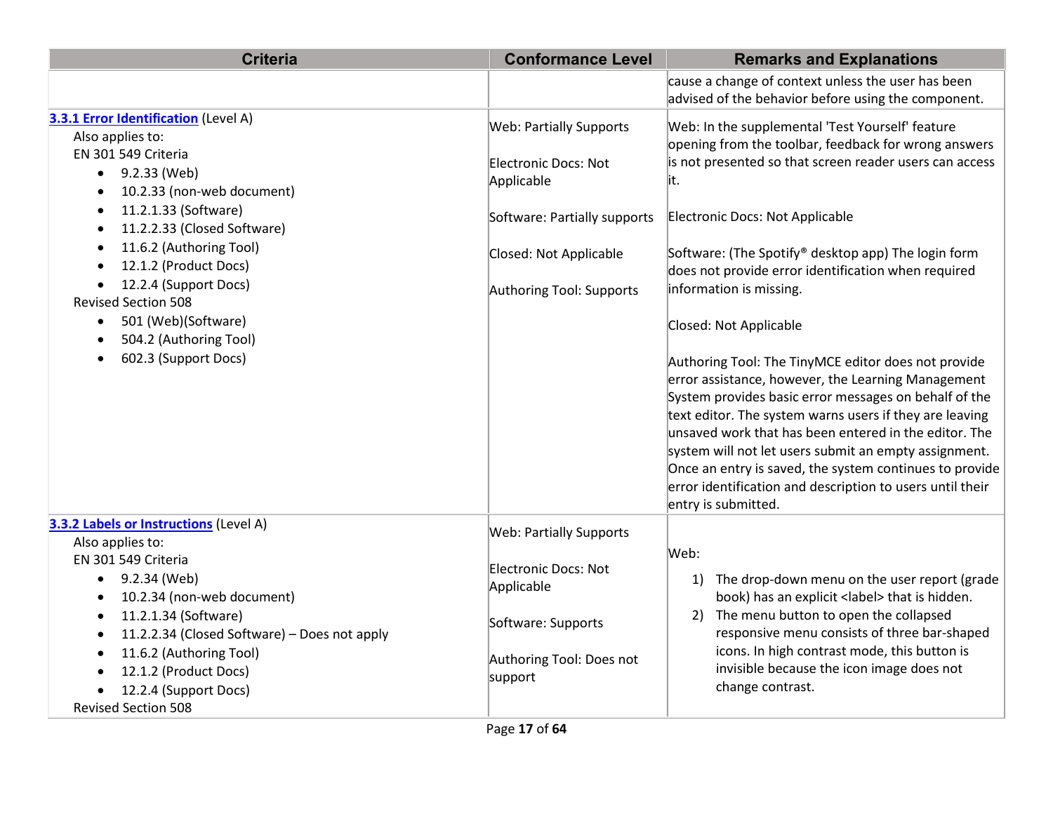| Criteria | Conformance Level | Remarks and Explanations |
|---|---|---|
| | | cause a change of context unless the user has been advised of the behavior before using the component. |
| **3.3.1 Error Identification** (Level A)<br>Also applies to:<br>EN 301 549 Criteria<br>• 9.2.33 (Web)<br>• 10.2.33 (non-web document)<br>• 11.2.1.33 (Software)<br>• 11.2.2.33 (Closed Software)<br>• 11.6.2 (Authoring Tool)<br>• 12.1.2 (Product Docs)<br>• 12.2.4 (Support Docs)<br>Revised Section 508<br>• 501 (Web)(Software)<br>• 504.2 (Authoring Tool)<br>• 602.3 (Support Docs) | Web: Partially Supports<br><br>Electronic Docs: Not Applicable<br><br>Software: Partially supports<br><br>Closed: Not Applicable<br><br>Authoring Tool: Supports | Web: In the supplemental 'Test Yourself' feature opening from the toolbar, feedback for wrong answers is not presented so that screen reader users can access it.<br><br>Electronic Docs: Not Applicable<br><br>Software: (The Spotify® desktop app) The login form does not provide error identification when required information is missing.<br><br>Closed: Not Applicable<br><br>Authoring Tool: The TinyMCE editor does not provide error assistance, however, the Learning Management System provides basic error messages on behalf of the text editor. The system warns users if they are leaving unsaved work that has been entered in the editor. The system will not let users submit an empty assignment. Once an entry is saved, the system continues to provide error identification and description to users until their entry is submitted. |
| **3.3.2 Labels or Instructions** (Level A)<br>Also applies to:<br>EN 301 549 Criteria<br>• 9.2.34 (Web)<br>• 10.2.34 (non-web document)<br>• 11.2.1.34 (Software)<br>• 11.2.2.34 (Closed Software) – Does not apply<br>• 11.6.2 (Authoring Tool)<br>• 12.1.2 (Product Docs)<br>• 12.2.4 (Support Docs)<br>Revised Section 508 | Web: Partially Supports<br><br>Electronic Docs: Not Applicable<br><br>Software: Supports<br><br>Authoring Tool: Does not support | Web:<br>1) The drop-down menu on the user report (grade book) has an explicit <label> that is hidden.<br>2) The menu button to open the collapsed responsive menu consists of three bar-shaped icons. In high contrast mode, this button is invisible because the icon image does not change contrast. |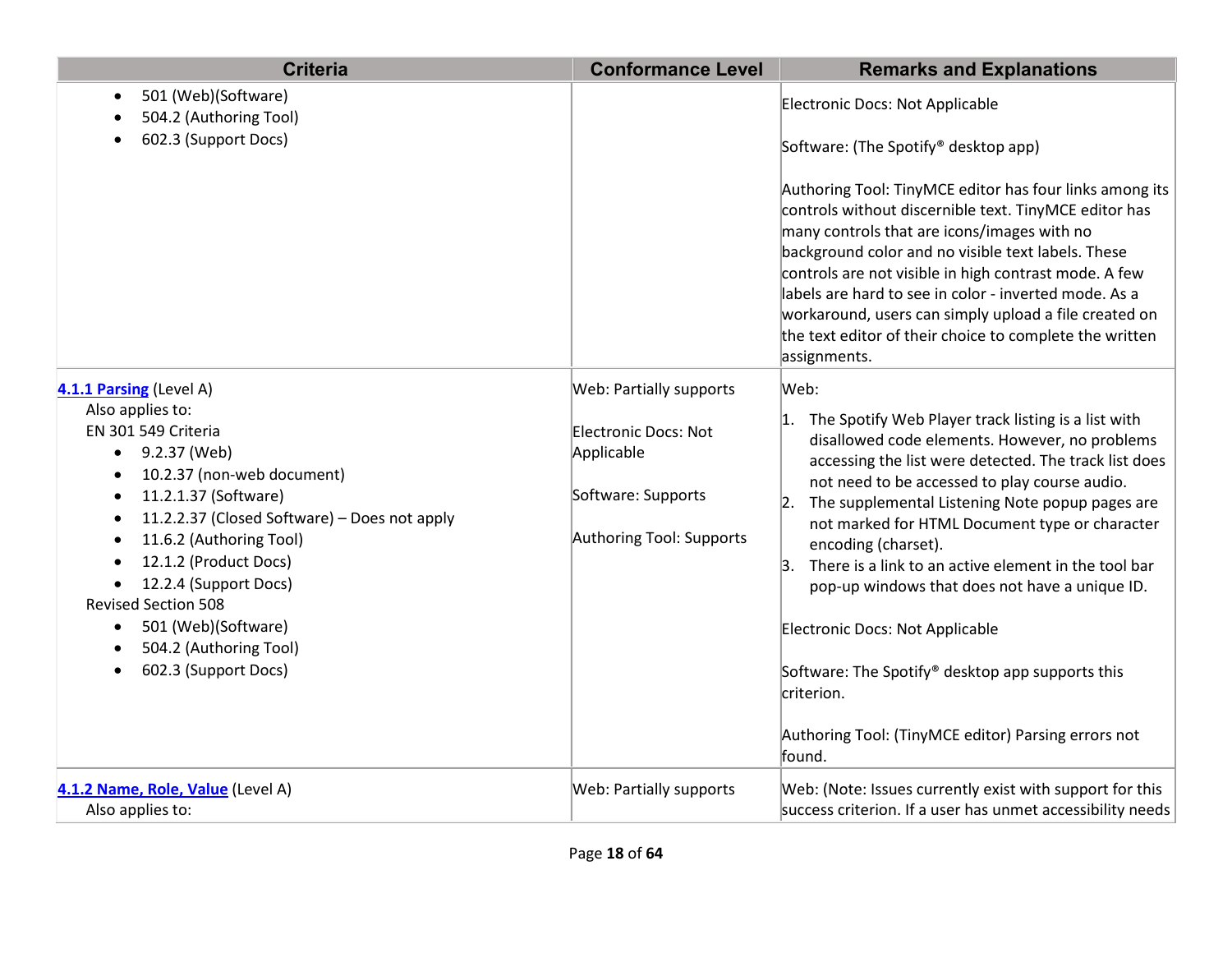| Criteria | Conformance Level | Remarks and Explanations |
| --- | --- | --- |
| <ul><li>501 (Web)(Software)</li><li>504.2 (Authoring Tool)</li><li>602.3 (Support Docs)</li></ul> | | Electronic Docs: Not Applicable<br><br>Software: (The Spotify® desktop app)<br><br>Authoring Tool: TinyMCE editor has four links among its controls without discernible text. TinyMCE editor has many controls that are icons/images with no background color and no visible text labels. These controls are not visible in high contrast mode. A few labels are hard to see in color - inverted mode. As a workaround, users can simply upload a file created on the text editor of their choice to complete the written assignments. |
| [4.1.1 Parsing](#) (Level A)<br>Also applies to:<br>EN 301 549 Criteria<ul><li>9.2.37 (Web)</li><li>10.2.37 (non-web document)</li><li>11.2.1.37 (Software)</li><li>11.2.2.37 (Closed Software) – Does not apply</li><li>11.6.2 (Authoring Tool)</li><li>12.1.2 (Product Docs)</li><li>12.2.4 (Support Docs)</li></ul>Revised Section 508<ul><li>501 (Web)(Software)</li><li>504.2 (Authoring Tool)</li><li>602.3 (Support Docs)</li></ul> | Web: Partially supports<br><br>Electronic Docs: Not Applicable<br><br>Software: Supports<br><br>Authoring Tool: Supports | Web:<br>1. The Spotify Web Player track listing is a list with disallowed code elements. However, no problems accessing the list were detected. The track list does not need to be accessed to play course audio.<br>2. The supplemental Listening Note popup pages are not marked for HTML Document type or character encoding (charset).<br>3. There is a link to an active element in the tool bar pop-up windows that does not have a unique ID.<br><br>Electronic Docs: Not Applicable<br><br>Software: The Spotify® desktop app supports this criterion.<br><br>Authoring Tool: (TinyMCE editor) Parsing errors not found. |
| [4.1.2 Name, Role, Value](#) (Level A)<br>Also applies to: | Web: Partially supports | Web: (Note: Issues currently exist with support for this success criterion. If a user has unmet accessibility needs |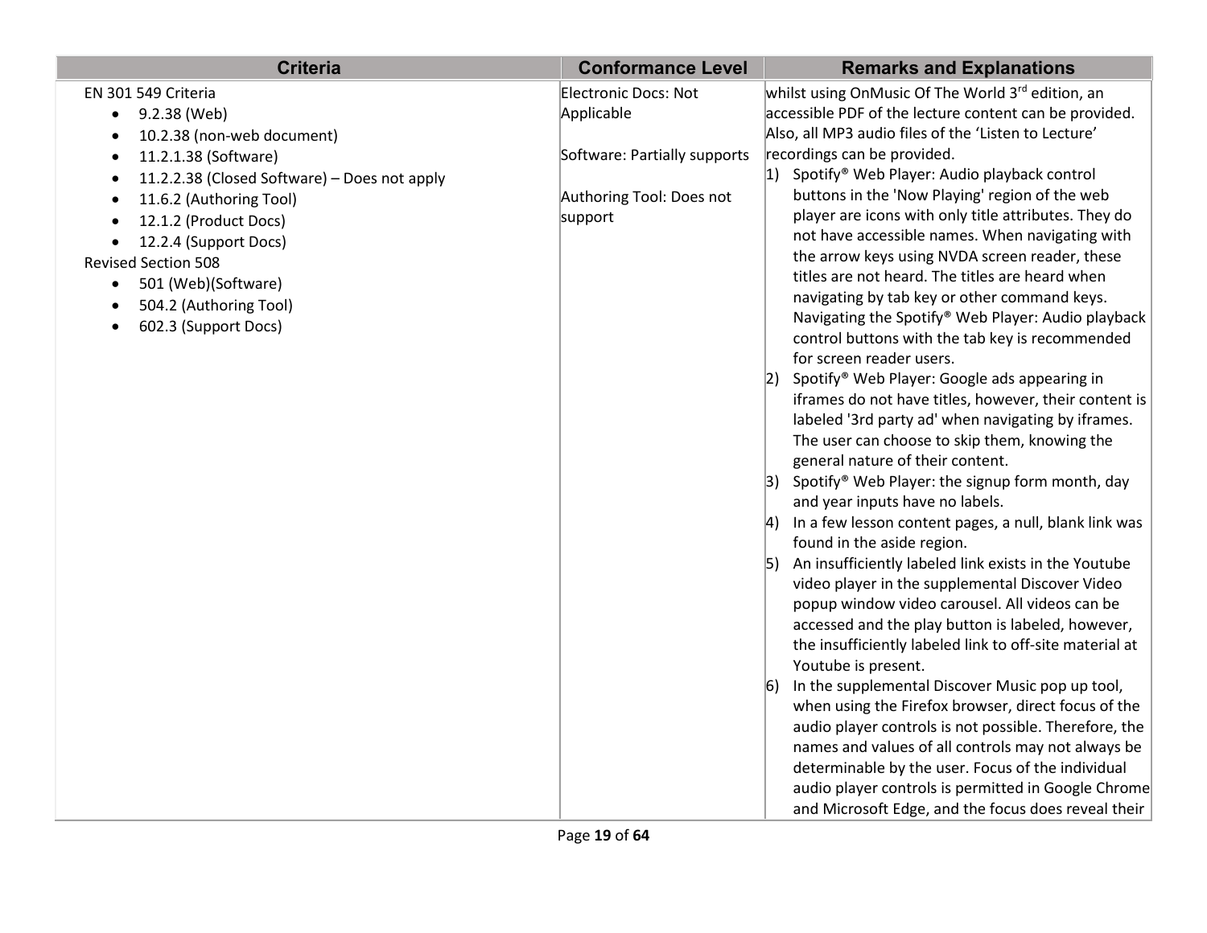| Criteria | Conformance Level | Remarks and Explanations |
|---|---|---|
| EN 301 549 Criteria<br>• 9.2.38 (Web)<br>• 10.2.38 (non-web document)<br>• 11.2.1.38 (Software)<br>• 11.2.2.38 (Closed Software) – Does not apply<br>• 11.6.2 (Authoring Tool)<br>• 12.1.2 (Product Docs)<br>• 12.2.4 (Support Docs)<br>Revised Section 508<br>• 501 (Web)(Software)<br>• 504.2 (Authoring Tool)<br>• 602.3 (Support Docs) | Electronic Docs: Not Applicable<br><br>Software: Partially supports<br><br>Authoring Tool: Does not support | whilst using OnMusic Of The World 3rd edition, an accessible PDF of the lecture content can be provided. Also, all MP3 audio files of the 'Listen to Lecture' recordings can be provided.<br>1) Spotify® Web Player: Audio playback control buttons in the 'Now Playing' region of the web player are icons with only title attributes. They do not have accessible names. When navigating with the arrow keys using NVDA screen reader, these titles are not heard. The titles are heard when navigating by tab key or other command keys. Navigating the Spotify® Web Player: Audio playback control buttons with the tab key is recommended for screen reader users.<br>2) Spotify® Web Player: Google ads appearing in iframes do not have titles, however, their content is labeled '3rd party ad' when navigating by iframes. The user can choose to skip them, knowing the general nature of their content.<br>3) Spotify® Web Player: the signup form month, day and year inputs have no labels.<br>4) In a few lesson content pages, a null, blank link was found in the aside region.<br>5) An insufficiently labeled link exists in the Youtube video player in the supplemental Discover Video popup window video carousel. All videos can be accessed and the play button is labeled, however, the insufficiently labeled link to off-site material at Youtube is present.<br>6) In the supplemental Discover Music pop up tool, when using the Firefox browser, direct focus of the audio player controls is not possible. Therefore, the names and values of all controls may not always be determinable by the user. Focus of the individual audio player controls is permitted in Google Chrome and Microsoft Edge, and the focus does reveal their |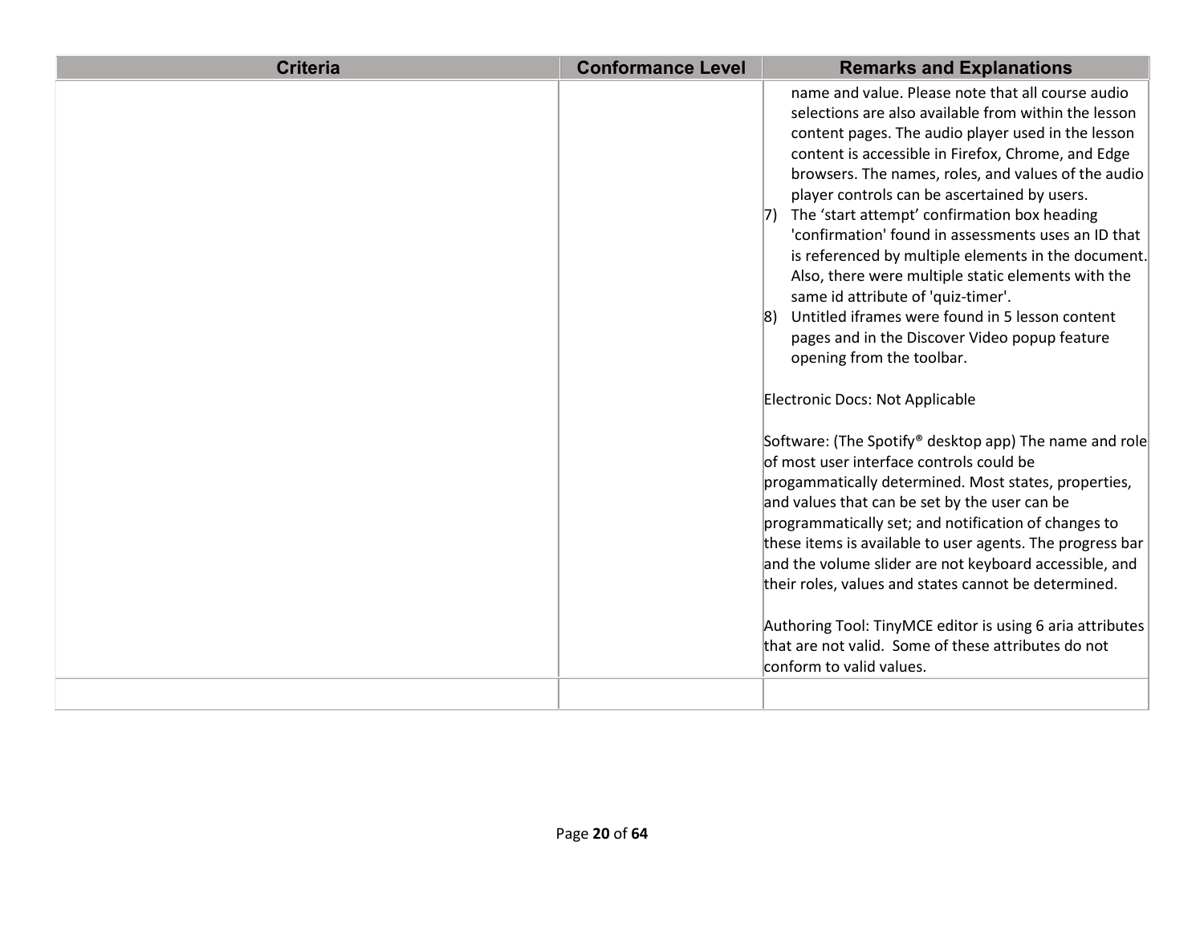| Criteria | Conformance Level | Remarks and Explanations |
|---|---|---|
| | | name and value. Please note that all course audio selections are also available from within the lesson content pages. The audio player used in the lesson content is accessible in Firefox, Chrome, and Edge browsers. The names, roles, and values of the audio player controls can be ascertained by users.<br>7) The 'start attempt' confirmation box heading 'confirmation' found in assessments uses an ID that is referenced by multiple elements in the document. Also, there were multiple static elements with the same id attribute of 'quiz-timer'.<br>8) Untitled iframes were found in 5 lesson content pages and in the Discover Video popup feature opening from the toolbar.<br><br>Electronic Docs: Not Applicable<br><br>Software: (The Spotify® desktop app) The name and role of most user interface controls could be progammatically determined. Most states, properties, and values that can be set by the user can be programmatically set; and notification of changes to these items is available to user agents. The progress bar and the volume slider are not keyboard accessible, and their roles, values and states cannot be determined.<br><br>Authoring Tool: TinyMCE editor is using 6 aria attributes that are not valid. Some of these attributes do not conform to valid values. |
| | | |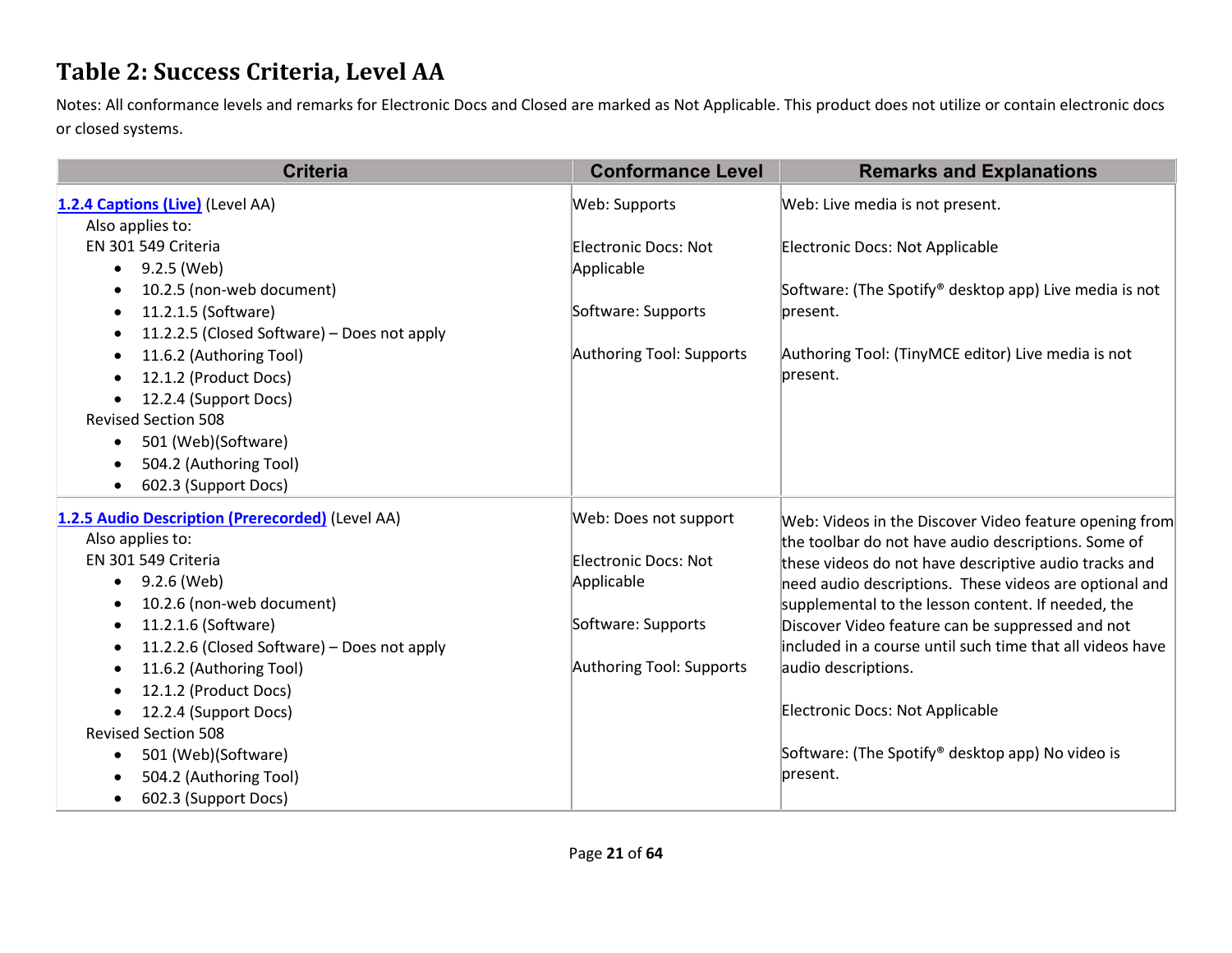## Table 2: Success Criteria, Level AA

Notes: All conformance levels and remarks for Electronic Docs and Closed are marked as Not Applicable. This product does not utilize or contain electronic docs or closed systems.

| Criteria | Conformance Level | Remarks and Explanations |
|---|---|---|
| [1.2.4 Captions (Live)](#) (Level AA)<br>Also applies to:<br>EN 301 549 Criteria<br>• 9.2.5 (Web)<br>• 10.2.5 (non-web document)<br>• 11.2.1.5 (Software)<br>• 11.2.2.5 (Closed Software) – Does not apply<br>• 11.6.2 (Authoring Tool)<br>• 12.1.2 (Product Docs)<br>• 12.2.4 (Support Docs)<br>Revised Section 508<br>• 501 (Web)(Software)<br>• 504.2 (Authoring Tool)<br>• 602.3 (Support Docs) | Web: Supports<br><br>Electronic Docs: Not Applicable<br><br>Software: Supports<br><br>Authoring Tool: Supports | Web: Live media is not present.<br><br>Electronic Docs: Not Applicable<br><br>Software: (The Spotify® desktop app) Live media is not present.<br><br>Authoring Tool: (TinyMCE editor) Live media is not present. |
| [1.2.5 Audio Description (Prerecorded)](#) (Level AA)<br>Also applies to:<br>EN 301 549 Criteria<br>• 9.2.6 (Web)<br>• 10.2.6 (non-web document)<br>• 11.2.1.6 (Software)<br>• 11.2.2.6 (Closed Software) – Does not apply<br>• 11.6.2 (Authoring Tool)<br>• 12.1.2 (Product Docs)<br>• 12.2.4 (Support Docs)<br>Revised Section 508<br>• 501 (Web)(Software)<br>• 504.2 (Authoring Tool)<br>• 602.3 (Support Docs) | Web: Does not support<br><br>Electronic Docs: Not Applicable<br><br>Software: Supports<br><br>Authoring Tool: Supports | Web: Videos in the Discover Video feature opening from the toolbar do not have audio descriptions. Some of these videos do not have descriptive audio tracks and need audio descriptions. These videos are optional and supplemental to the lesson content. If needed, the Discover Video feature can be suppressed and not included in a course until such time that all videos have audio descriptions.<br><br>Electronic Docs: Not Applicable<br><br>Software: (The Spotify® desktop app) No video is present. |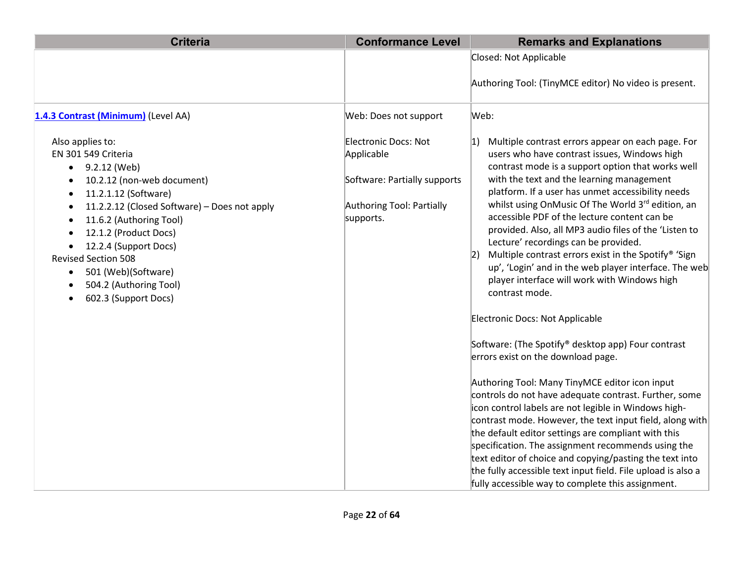| Criteria | Conformance Level | Remarks and Explanations |
|---|---|---|
| | | Closed: Not Applicable<br><br>Authoring Tool: (TinyMCE editor) No video is present. |
| **[1.4.3 Contrast (Minimum)](#)** (Level AA)<br><br>Also applies to:<br>EN 301 549 Criteria<br>• 9.2.12 (Web)<br>• 10.2.12 (non-web document)<br>• 11.2.1.12 (Software)<br>• 11.2.2.12 (Closed Software) – Does not apply<br>• 11.6.2 (Authoring Tool)<br>• 12.1.2 (Product Docs)<br>• 12.2.4 (Support Docs)<br>Revised Section 508<br>• 501 (Web)(Software)<br>• 504.2 (Authoring Tool)<br>• 602.3 (Support Docs) | Web: Does not support<br><br>Electronic Docs: Not Applicable<br><br>Software: Partially supports<br><br>Authoring Tool: Partially supports. | Web:<br><br>1) Multiple contrast errors appear on each page. For users who have contrast issues, Windows high contrast mode is a support option that works well with the text and the learning management platform. If a user has unmet accessibility needs whilst using OnMusic Of The World 3rd edition, an accessible PDF of the lecture content can be provided. Also, all MP3 audio files of the 'Listen to Lecture' recordings can be provided.<br>2) Multiple contrast errors exist in the Spotify® 'Sign up', 'Login' and in the web player interface. The web player interface will work with Windows high contrast mode.<br><br>Electronic Docs: Not Applicable<br><br>Software: (The Spotify® desktop app) Four contrast errors exist on the download page.<br><br>Authoring Tool: Many TinyMCE editor icon input controls do not have adequate contrast. Further, some icon control labels are not legible in Windows high-contrast mode. However, the text input field, along with the default editor settings are compliant with this specification. The assignment recommends using the text editor of choice and copying/pasting the text into the fully accessible text input field. File upload is also a fully accessible way to complete this assignment. |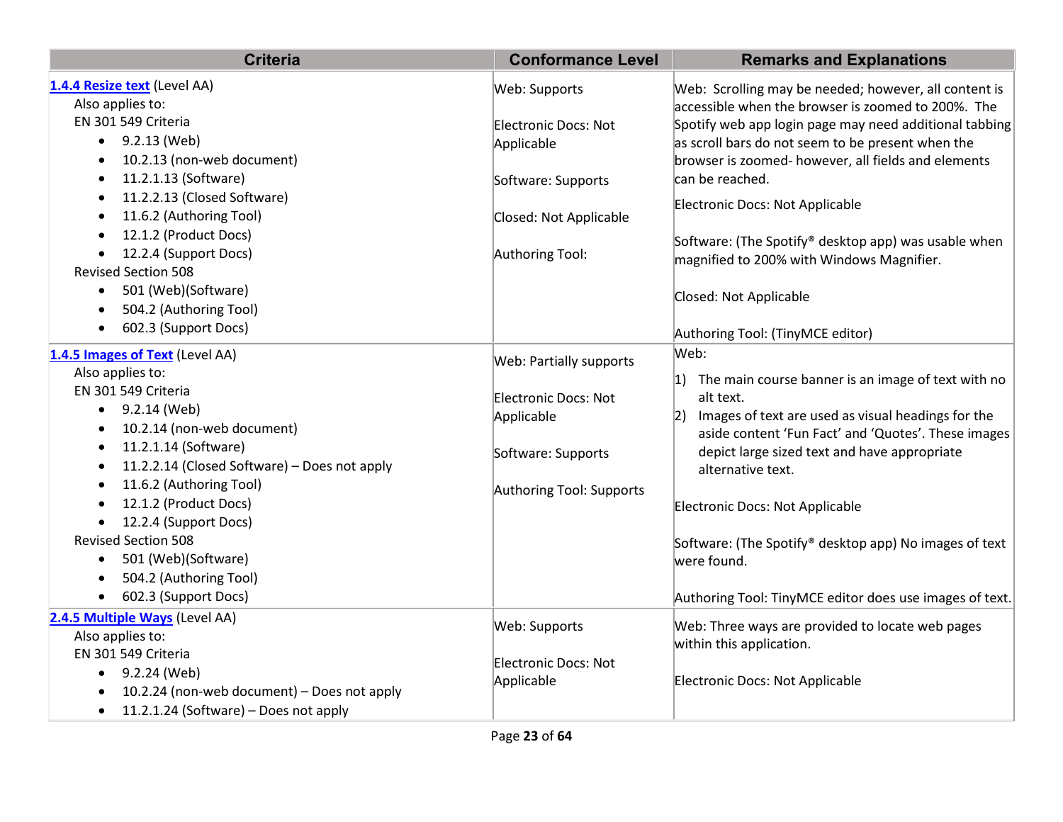| Criteria | Conformance Level | Remarks and Explanations |
| --- | --- | --- |
| **[1.4.4 Resize text](#)** (Level AA)<br>Also applies to:<br>EN 301 549 Criteria<br>• 9.2.13 (Web)<br>• 10.2.13 (non-web document)<br>• 11.2.1.13 (Software)<br>• 11.2.2.13 (Closed Software)<br>• 11.6.2 (Authoring Tool)<br>• 12.1.2 (Product Docs)<br>• 12.2.4 (Support Docs)<br>Revised Section 508<br>• 501 (Web)(Software)<br>• 504.2 (Authoring Tool)<br>• 602.3 (Support Docs) | Web: Supports<br><br>Electronic Docs: Not Applicable<br><br>Software: Supports<br><br>Closed: Not Applicable<br><br>Authoring Tool: | Web: Scrolling may be needed; however, all content is accessible when the browser is zoomed to 200%. The Spotify web app login page may need additional tabbing as scroll bars do not seem to be present when the browser is zoomed- however, all fields and elements can be reached.<br><br>Electronic Docs: Not Applicable<br><br>Software: (The Spotify® desktop app) was usable when magnified to 200% with Windows Magnifier.<br><br>Closed: Not Applicable<br><br>Authoring Tool: (TinyMCE editor) |
| **[1.4.5 Images of Text](#)** (Level AA)<br>Also applies to:<br>EN 301 549 Criteria<br>• 9.2.14 (Web)<br>• 10.2.14 (non-web document)<br>• 11.2.1.14 (Software)<br>• 11.2.2.14 (Closed Software) – Does not apply<br>• 11.6.2 (Authoring Tool)<br>• 12.1.2 (Product Docs)<br>• 12.2.4 (Support Docs)<br>Revised Section 508<br>• 501 (Web)(Software)<br>• 504.2 (Authoring Tool)<br>• 602.3 (Support Docs) | Web: Partially supports<br><br>Electronic Docs: Not Applicable<br><br>Software: Supports<br><br>Authoring Tool: Supports | Web:<br>1) The main course banner is an image of text with no alt text.<br>2) Images of text are used as visual headings for the aside content 'Fun Fact' and 'Quotes'. These images depict large sized text and have appropriate alternative text.<br><br>Electronic Docs: Not Applicable<br><br>Software: (The Spotify® desktop app) No images of text were found.<br><br>Authoring Tool: TinyMCE editor does use images of text. |
| **[2.4.5 Multiple Ways](#)** (Level AA)<br>Also applies to:<br>EN 301 549 Criteria<br>• 9.2.24 (Web)<br>• 10.2.24 (non-web document) – Does not apply<br>• 11.2.1.24 (Software) – Does not apply | Web: Supports<br><br>Electronic Docs: Not Applicable | Web: Three ways are provided to locate web pages within this application.<br><br>Electronic Docs: Not Applicable |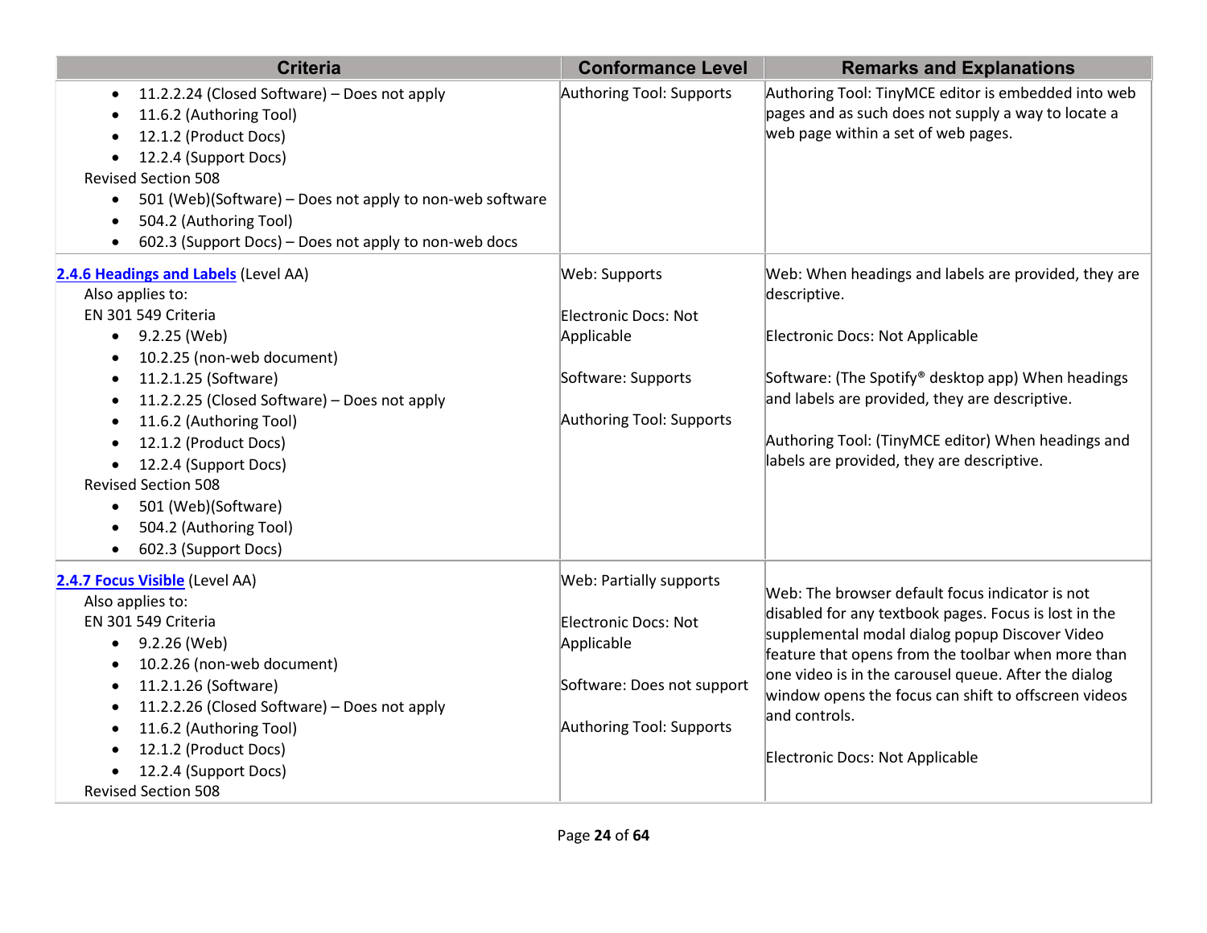| Criteria | Conformance Level | Remarks and Explanations |
|---|---|---|
| • 11.2.2.24 (Closed Software) – Does not apply<br>• 11.6.2 (Authoring Tool)<br>• 12.1.2 (Product Docs)<br>• 12.2.4 (Support Docs)<br>Revised Section 508<br>• 501 (Web)(Software) – Does not apply to non-web software<br>• 504.2 (Authoring Tool)<br>• 602.3 (Support Docs) – Does not apply to non-web docs | Authoring Tool: Supports | Authoring Tool: TinyMCE editor is embedded into web pages and as such does not supply a way to locate a web page within a set of web pages. |
| **2.4.6 Headings and Labels** (Level AA)<br>Also applies to:<br>EN 301 549 Criteria<br>• 9.2.25 (Web)<br>• 10.2.25 (non-web document)<br>• 11.2.1.25 (Software)<br>• 11.2.2.25 (Closed Software) – Does not apply<br>• 11.6.2 (Authoring Tool)<br>• 12.1.2 (Product Docs)<br>• 12.2.4 (Support Docs)<br>Revised Section 508<br>• 501 (Web)(Software)<br>• 504.2 (Authoring Tool)<br>• 602.3 (Support Docs) | Web: Supports<br><br>Electronic Docs: Not Applicable<br><br>Software: Supports<br><br>Authoring Tool: Supports | Web: When headings and labels are provided, they are descriptive.<br><br>Electronic Docs: Not Applicable<br><br>Software: (The Spotify® desktop app) When headings and labels are provided, they are descriptive.<br><br>Authoring Tool: (TinyMCE editor) When headings and labels are provided, they are descriptive. |
| **2.4.7 Focus Visible** (Level AA)<br>Also applies to:<br>EN 301 549 Criteria<br>• 9.2.26 (Web)<br>• 10.2.26 (non-web document)<br>• 11.2.1.26 (Software)<br>• 11.2.2.26 (Closed Software) – Does not apply<br>• 11.6.2 (Authoring Tool)<br>• 12.1.2 (Product Docs)<br>• 12.2.4 (Support Docs)<br>Revised Section 508 | Web: Partially supports<br><br>Electronic Docs: Not Applicable<br><br>Software: Does not support<br><br>Authoring Tool: Supports | Web: The browser default focus indicator is not disabled for any textbook pages. Focus is lost in the supplemental modal dialog popup Discover Video feature that opens from the toolbar when more than one video is in the carousel queue. After the dialog window opens the focus can shift to offscreen videos and controls.<br><br>Electronic Docs: Not Applicable |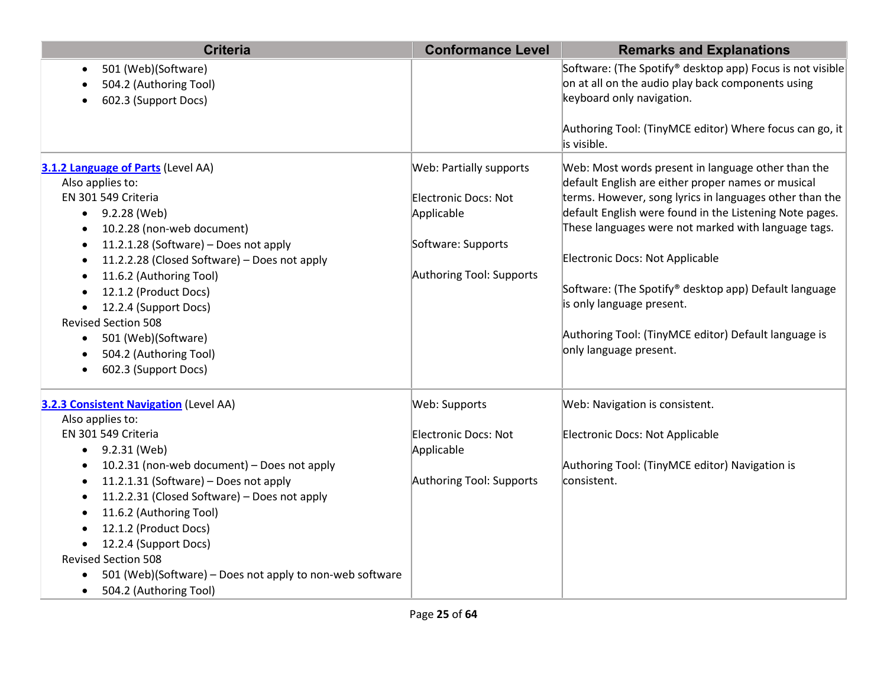| Criteria | Conformance Level | Remarks and Explanations |
| --- | --- | --- |
| • 501 (Web)(Software)<br>• 504.2 (Authoring Tool)<br>• 602.3 (Support Docs) | | Software: (The Spotify® desktop app) Focus is not visible on at all on the audio play back components using keyboard only navigation.<br><br>Authoring Tool: (TinyMCE editor) Where focus can go, it is visible. |
| **3.1.2 Language of Parts** (Level AA)<br>Also applies to:<br>EN 301 549 Criteria<br>• 9.2.28 (Web)<br>• 10.2.28 (non-web document)<br>• 11.2.1.28 (Software) – Does not apply<br>• 11.2.2.28 (Closed Software) – Does not apply<br>• 11.6.2 (Authoring Tool)<br>• 12.1.2 (Product Docs)<br>• 12.2.4 (Support Docs)<br>Revised Section 508<br>• 501 (Web)(Software)<br>• 504.2 (Authoring Tool)<br>• 602.3 (Support Docs) | Web: Partially supports<br><br>Electronic Docs: Not Applicable<br><br>Software: Supports<br><br>Authoring Tool: Supports | Web: Most words present in language other than the default English are either proper names or musical terms. However, song lyrics in languages other than the default English were found in the Listening Note pages. These languages were not marked with language tags.<br><br>Electronic Docs: Not Applicable<br><br>Software: (The Spotify® desktop app) Default language is only language present.<br><br>Authoring Tool: (TinyMCE editor) Default language is only language present. |
| **3.2.3 Consistent Navigation** (Level AA)<br>Also applies to:<br>EN 301 549 Criteria<br>• 9.2.31 (Web)<br>• 10.2.31 (non-web document) – Does not apply<br>• 11.2.1.31 (Software) – Does not apply<br>• 11.2.2.31 (Closed Software) – Does not apply<br>• 11.6.2 (Authoring Tool)<br>• 12.1.2 (Product Docs)<br>• 12.2.4 (Support Docs)<br>Revised Section 508<br>• 501 (Web)(Software) – Does not apply to non-web software<br>• 504.2 (Authoring Tool) | Web: Supports<br><br>Electronic Docs: Not Applicable<br><br>Authoring Tool: Supports | Web: Navigation is consistent.<br><br>Electronic Docs: Not Applicable<br><br>Authoring Tool: (TinyMCE editor) Navigation is consistent. |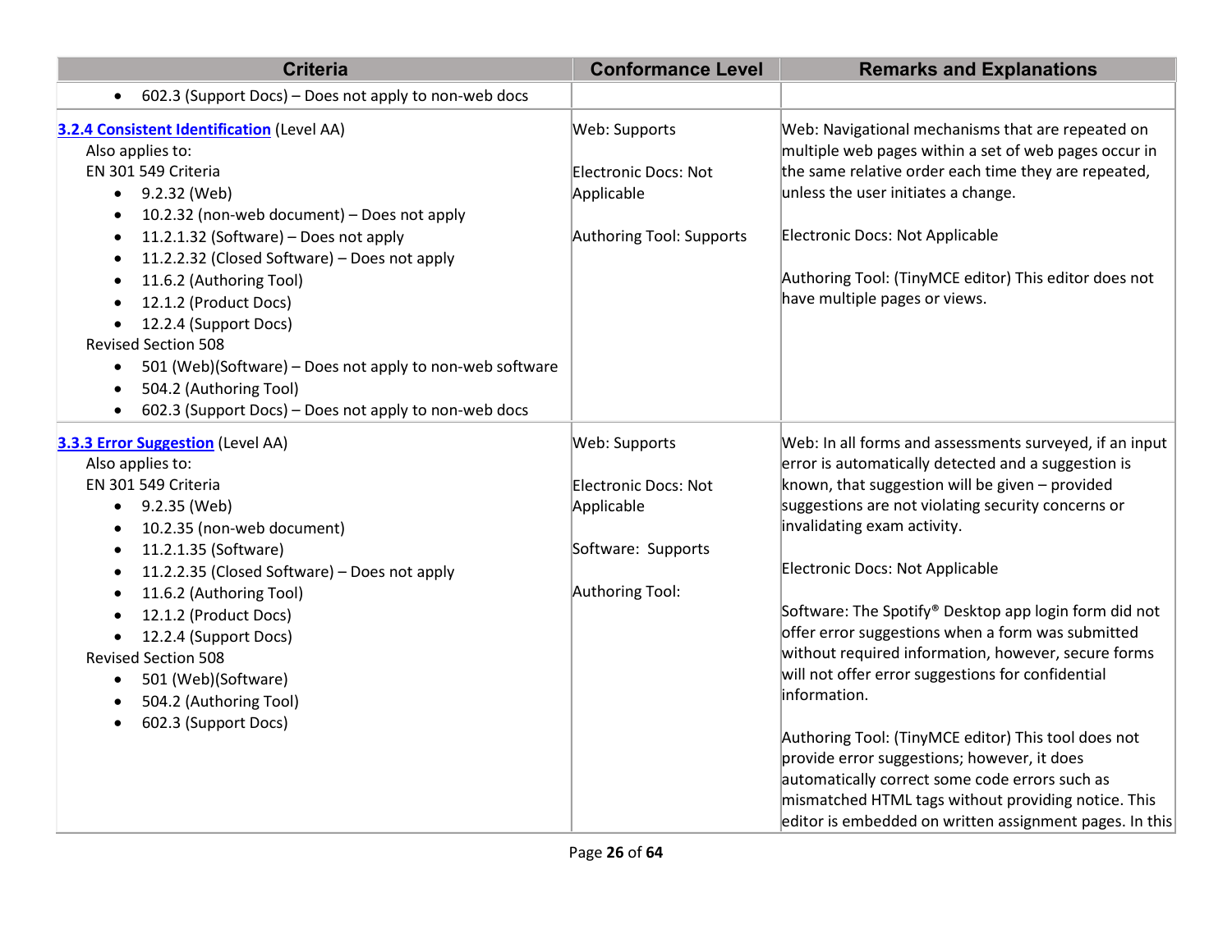| Criteria | Conformance Level | Remarks and Explanations |
|---|---|---|
| • 602.3 (Support Docs) – Does not apply to non-web docs | | |
| **[3.2.4 Consistent Identification](#)** (Level AA)<br>Also applies to:<br>EN 301 549 Criteria<br>• 9.2.32 (Web)<br>• 10.2.32 (non-web document) – Does not apply<br>• 11.2.1.32 (Software) – Does not apply<br>• 11.2.2.32 (Closed Software) – Does not apply<br>• 11.6.2 (Authoring Tool)<br>• 12.1.2 (Product Docs)<br>• 12.2.4 (Support Docs)<br>Revised Section 508<br>• 501 (Web)(Software) – Does not apply to non-web software<br>• 504.2 (Authoring Tool)<br>• 602.3 (Support Docs) – Does not apply to non-web docs | Web: Supports<br><br>Electronic Docs: Not Applicable<br><br>Authoring Tool: Supports | Web: Navigational mechanisms that are repeated on multiple web pages within a set of web pages occur in the same relative order each time they are repeated, unless the user initiates a change.<br><br>Electronic Docs: Not Applicable<br><br>Authoring Tool: (TinyMCE editor) This editor does not have multiple pages or views. |
| **[3.3.3 Error Suggestion](#)** (Level AA)<br>Also applies to:<br>EN 301 549 Criteria<br>• 9.2.35 (Web)<br>• 10.2.35 (non-web document)<br>• 11.2.1.35 (Software)<br>• 11.2.2.35 (Closed Software) – Does not apply<br>• 11.6.2 (Authoring Tool)<br>• 12.1.2 (Product Docs)<br>• 12.2.4 (Support Docs)<br>Revised Section 508<br>• 501 (Web)(Software)<br>• 504.2 (Authoring Tool)<br>• 602.3 (Support Docs) | Web: Supports<br><br>Electronic Docs: Not Applicable<br><br>Software: Supports<br><br>Authoring Tool: | Web: In all forms and assessments surveyed, if an input error is automatically detected and a suggestion is known, that suggestion will be given – provided suggestions are not violating security concerns or invalidating exam activity.<br><br>Electronic Docs: Not Applicable<br><br>Software: The Spotify® Desktop app login form did not offer error suggestions when a form was submitted without required information, however, secure forms will not offer error suggestions for confidential information.<br><br>Authoring Tool: (TinyMCE editor) This tool does not provide error suggestions; however, it does automatically correct some code errors such as mismatched HTML tags without providing notice. This editor is embedded on written assignment pages. In this |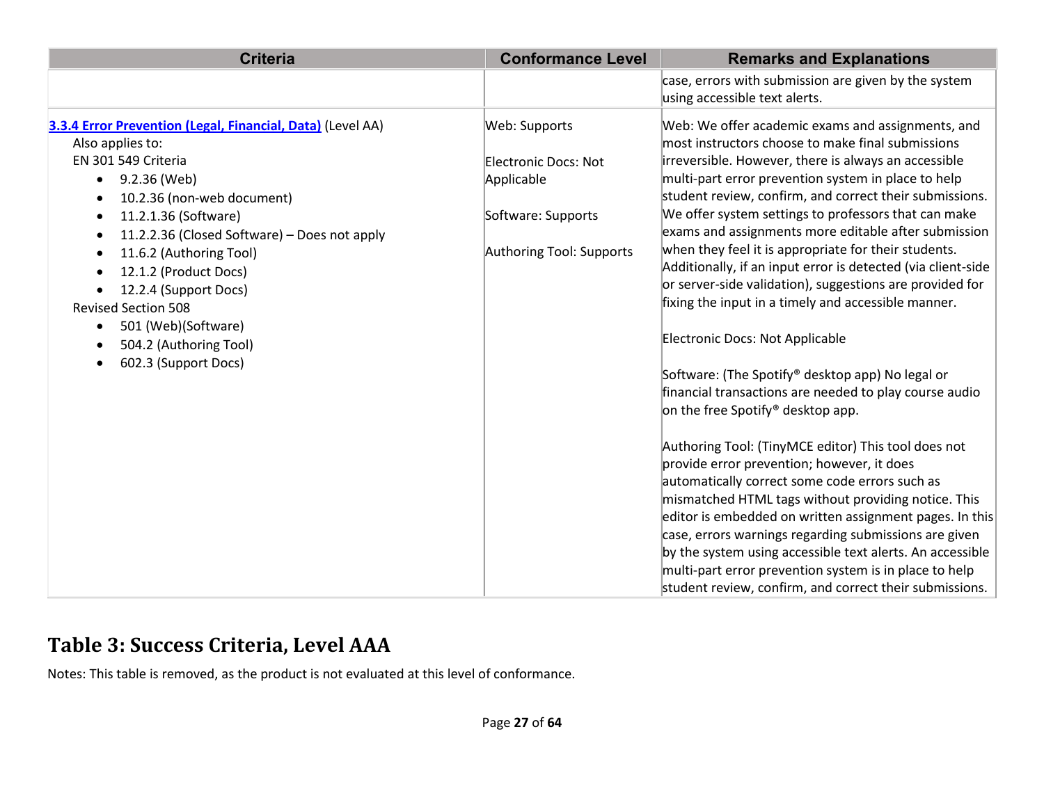| Criteria | Conformance Level | Remarks and Explanations |
| --- | --- | --- |
| | | case, errors with submission are given by the system using accessible text alerts. |
| [3.3.4 Error Prevention (Legal, Financial, Data)](#) (Level AA)<br>Also applies to:<br>EN 301 549 Criteria<br>• 9.2.36 (Web)<br>• 10.2.36 (non-web document)<br>• 11.2.1.36 (Software)<br>• 11.2.2.36 (Closed Software) – Does not apply<br>• 11.6.2 (Authoring Tool)<br>• 12.1.2 (Product Docs)<br>• 12.2.4 (Support Docs)<br>Revised Section 508<br>• 501 (Web)(Software)<br>• 504.2 (Authoring Tool)<br>• 602.3 (Support Docs) | Web: Supports<br><br>Electronic Docs: Not Applicable<br><br>Software: Supports<br><br>Authoring Tool: Supports | Web: We offer academic exams and assignments, and most instructors choose to make final submissions irreversible. However, there is always an accessible multi-part error prevention system in place to help student review, confirm, and correct their submissions. We offer system settings to professors that can make exams and assignments more editable after submission when they feel it is appropriate for their students. Additionally, if an input error is detected (via client-side or server-side validation), suggestions are provided for fixing the input in a timely and accessible manner.<br><br>Electronic Docs: Not Applicable<br><br>Software: (The Spotify® desktop app) No legal or financial transactions are needed to play course audio on the free Spotify® desktop app.<br><br>Authoring Tool: (TinyMCE editor) This tool does not provide error prevention; however, it does automatically correct some code errors such as mismatched HTML tags without providing notice. This editor is embedded on written assignment pages. In this case, errors warnings regarding submissions are given by the system using accessible text alerts. An accessible multi-part error prevention system is in place to help student review, confirm, and correct their submissions. |

## Table 3: Success Criteria, Level AAA

Notes: This table is removed, as the product is not evaluated at this level of conformance.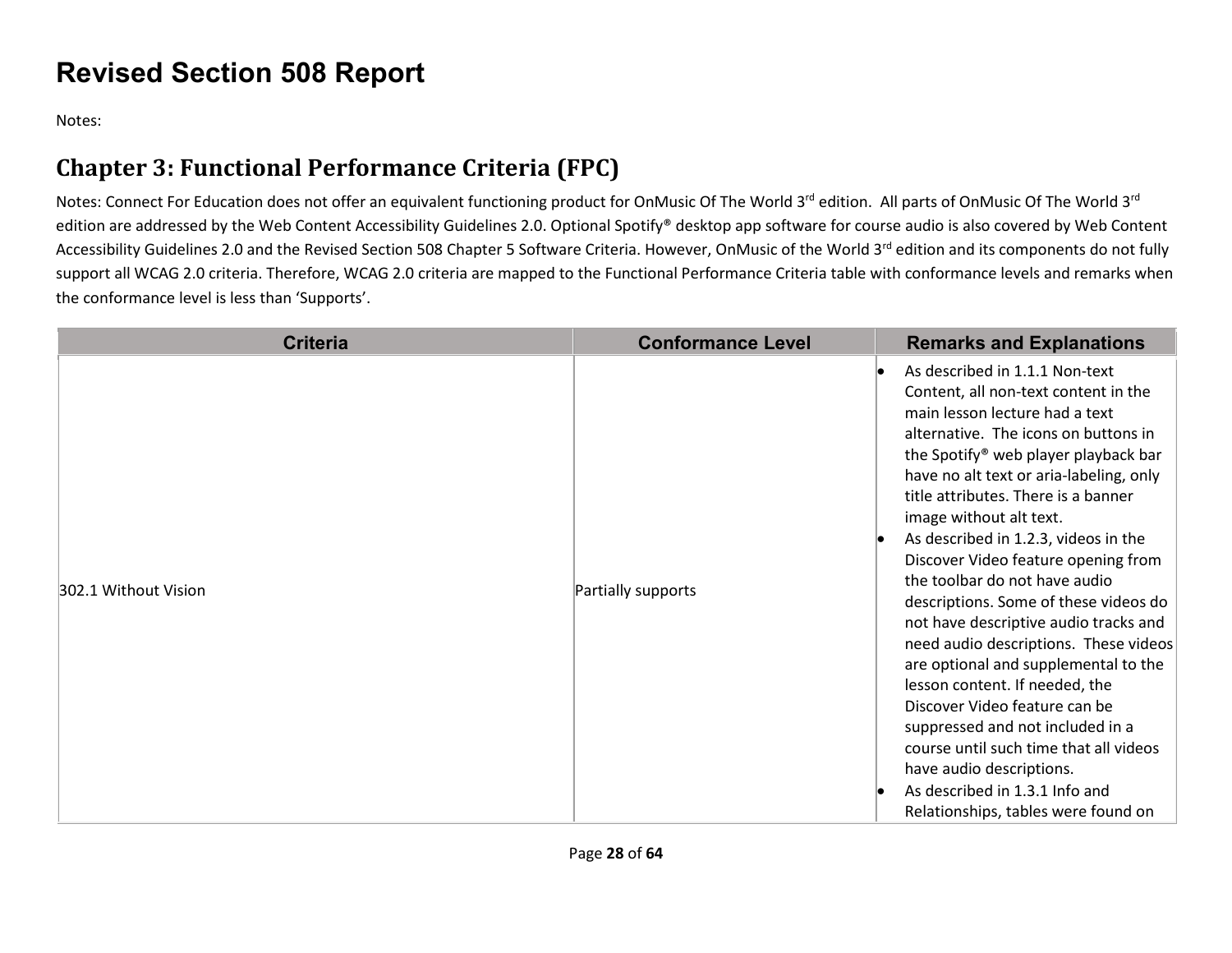# Revised Section 508 Report

Notes:

## Chapter 3: Functional Performance Criteria (FPC)

Notes: Connect For Education does not offer an equivalent functioning product for OnMusic Of The World 3rd edition. All parts of OnMusic Of The World 3rd edition are addressed by the Web Content Accessibility Guidelines 2.0. Optional Spotify® desktop app software for course audio is also covered by Web Content Accessibility Guidelines 2.0 and the Revised Section 508 Chapter 5 Software Criteria. However, OnMusic of the World 3rd edition and its components do not fully support all WCAG 2.0 criteria. Therefore, WCAG 2.0 criteria are mapped to the Functional Performance Criteria table with conformance levels and remarks when the conformance level is less than 'Supports'.

| Criteria | Conformance Level | Remarks and Explanations |
| --- | --- | --- |
| 302.1 Without Vision | Partially supports | • As described in 1.1.1 Non-text Content, all non-text content in the main lesson lecture had a text alternative. The icons on buttons in the Spotify® web player playback bar have no alt text or aria-labeling, only title attributes. There is a banner image without alt text.<br>• As described in 1.2.3, videos in the Discover Video feature opening from the toolbar do not have audio descriptions. Some of these videos do not have descriptive audio tracks and need audio descriptions. These videos are optional and supplemental to the lesson content. If needed, the Discover Video feature can be suppressed and not included in a course until such time that all videos have audio descriptions.<br>• As described in 1.3.1 Info and Relationships, tables were found on |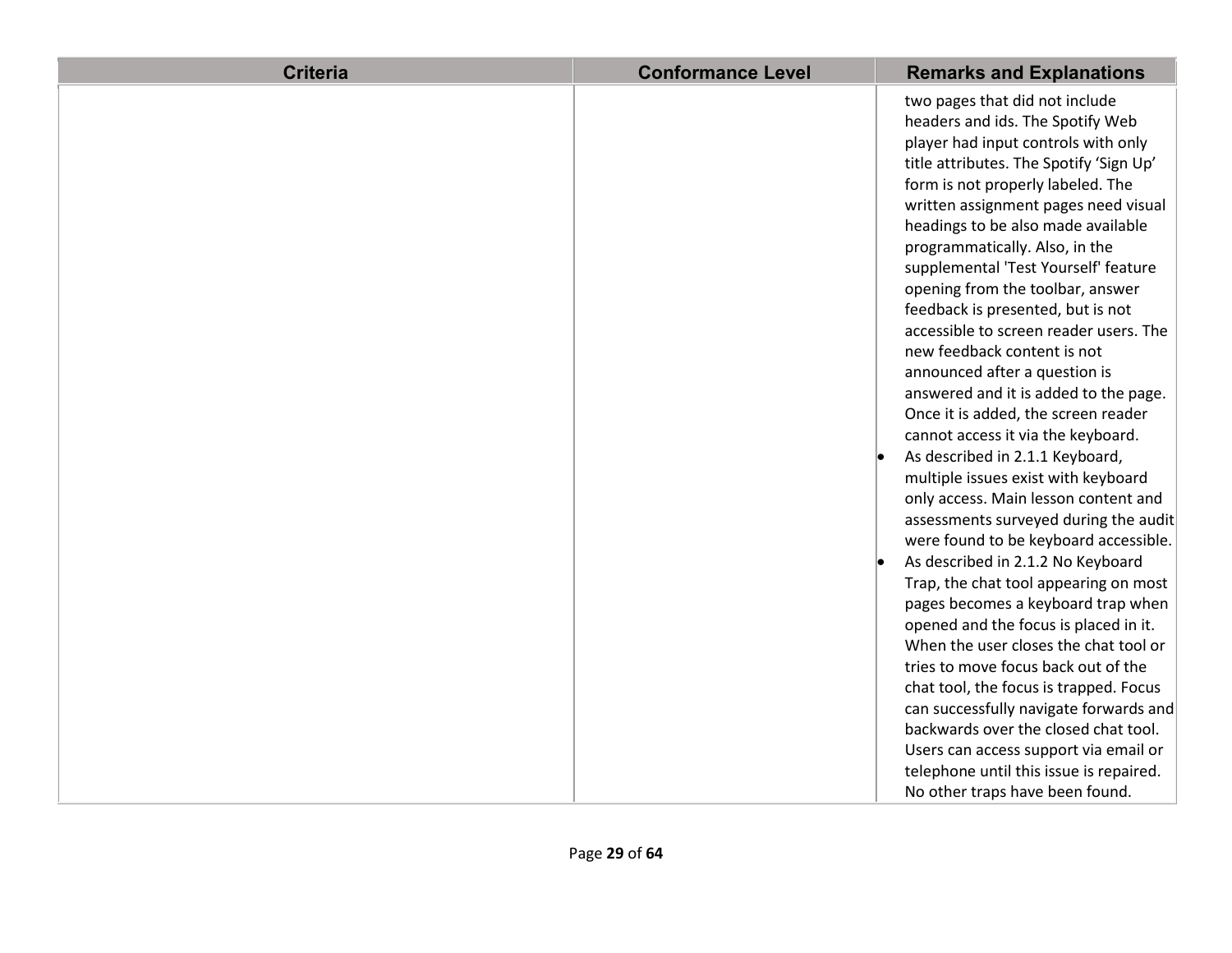| Criteria | Conformance Level | Remarks and Explanations |
| --- | --- | --- |
| | | two pages that did not include headers and ids. The Spotify Web player had input controls with only title attributes. The Spotify 'Sign Up' form is not properly labeled. The written assignment pages need visual headings to be also made available programmatically. Also, in the supplemental 'Test Yourself' feature opening from the toolbar, answer feedback is presented, but is not accessible to screen reader users. The new feedback content is not announced after a question is answered and it is added to the page. Once it is added, the screen reader cannot access it via the keyboard.<br>• As described in 2.1.1 Keyboard, multiple issues exist with keyboard only access. Main lesson content and assessments surveyed during the audit were found to be keyboard accessible.<br>• As described in 2.1.2 No Keyboard Trap, the chat tool appearing on most pages becomes a keyboard trap when opened and the focus is placed in it. When the user closes the chat tool or tries to move focus back out of the chat tool, the focus is trapped. Focus can successfully navigate forwards and backwards over the closed chat tool. Users can access support via email or telephone until this issue is repaired. No other traps have been found. |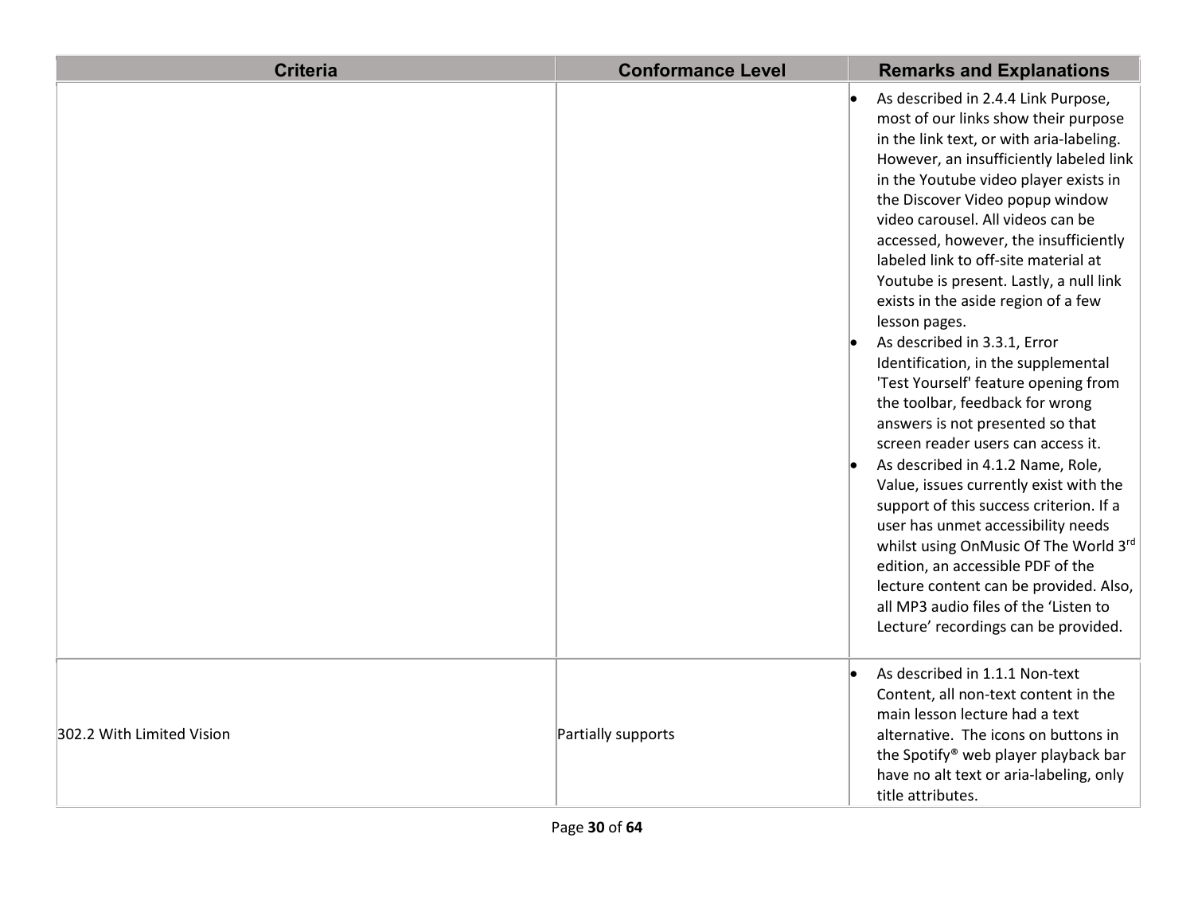| Criteria | Conformance Level | Remarks and Explanations |
|---|---|---|
| | | • As described in 2.4.4 Link Purpose, most of our links show their purpose in the link text, or with aria-labeling. However, an insufficiently labeled link in the Youtube video player exists in the Discover Video popup window video carousel. All videos can be accessed, however, the insufficiently labeled link to off-site material at Youtube is present. Lastly, a null link exists in the aside region of a few lesson pages.<br>• As described in 3.3.1, Error Identification, in the supplemental 'Test Yourself' feature opening from the toolbar, feedback for wrong answers is not presented so that screen reader users can access it.<br>• As described in 4.1.2 Name, Role, Value, issues currently exist with the support of this success criterion. If a user has unmet accessibility needs whilst using OnMusic Of The World 3rd edition, an accessible PDF of the lecture content can be provided. Also, all MP3 audio files of the 'Listen to Lecture' recordings can be provided. |
| 302.2 With Limited Vision | Partially supports | • As described in 1.1.1 Non-text Content, all non-text content in the main lesson lecture had a text alternative. The icons on buttons in the Spotify® web player playback bar have no alt text or aria-labeling, only title attributes. |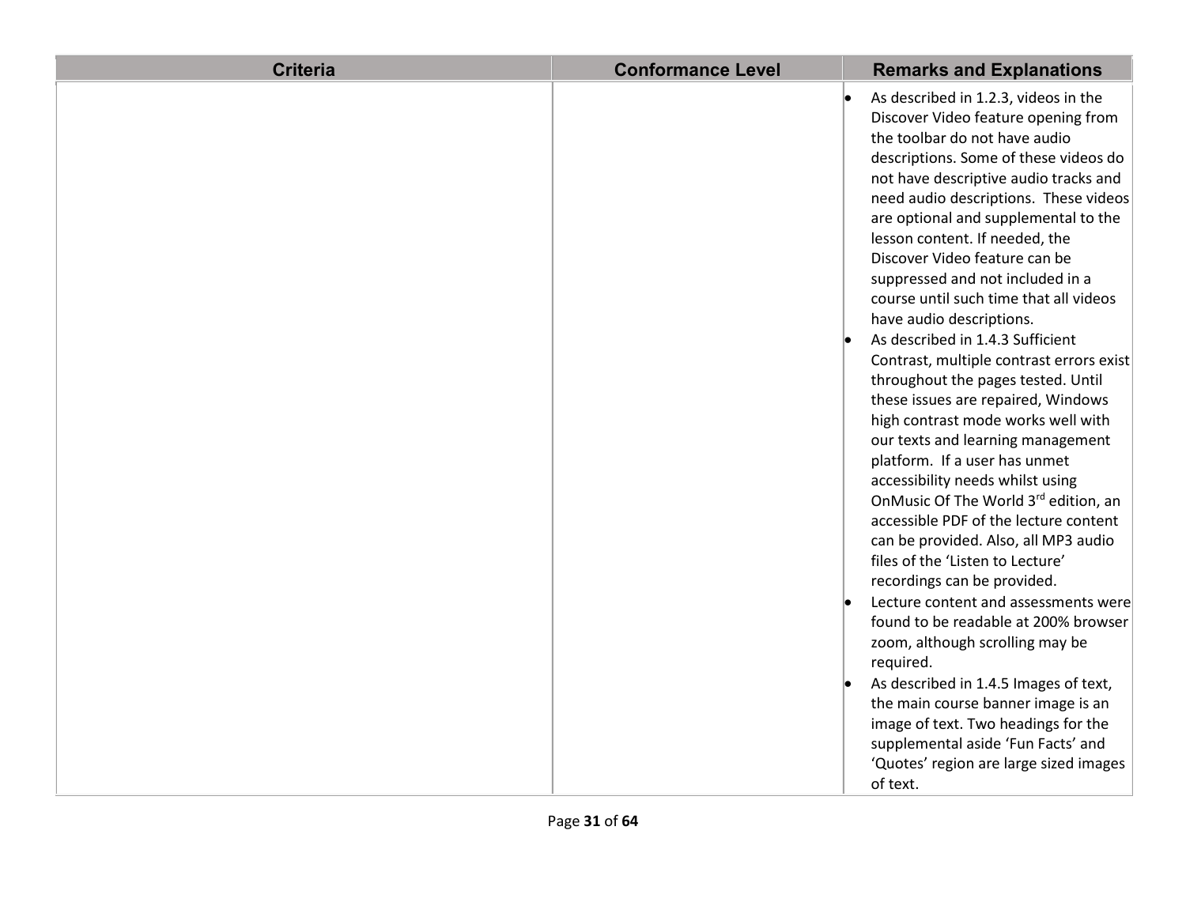| Criteria | Conformance Level | Remarks and Explanations |
|---|---|---|
| | | • As described in 1.2.3, videos in the Discover Video feature opening from the toolbar do not have audio descriptions. Some of these videos do not have descriptive audio tracks and need audio descriptions. These videos are optional and supplemental to the lesson content. If needed, the Discover Video feature can be suppressed and not included in a course until such time that all videos have audio descriptions.<br>• As described in 1.4.3 Sufficient Contrast, multiple contrast errors exist throughout the pages tested. Until these issues are repaired, Windows high contrast mode works well with our texts and learning management platform. If a user has unmet accessibility needs whilst using OnMusic Of The World 3rd edition, an accessible PDF of the lecture content can be provided. Also, all MP3 audio files of the 'Listen to Lecture' recordings can be provided.<br>• Lecture content and assessments were found to be readable at 200% browser zoom, although scrolling may be required.<br>• As described in 1.4.5 Images of text, the main course banner image is an image of text. Two headings for the supplemental aside 'Fun Facts' and 'Quotes' region are large sized images of text. |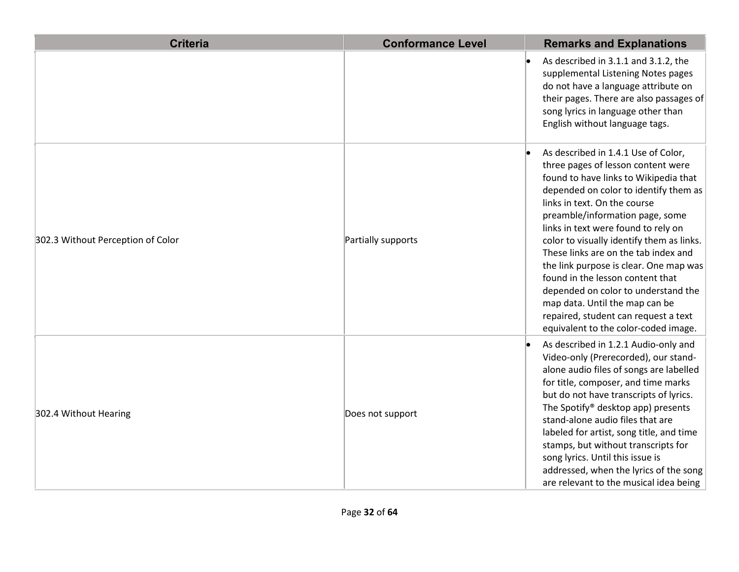| Criteria | Conformance Level | Remarks and Explanations |
| --- | --- | --- |
| | | • As described in 3.1.1 and 3.1.2, the supplemental Listening Notes pages do not have a language attribute on their pages. There are also passages of song lyrics in language other than English without language tags. |
| 302.3 Without Perception of Color | Partially supports | • As described in 1.4.1 Use of Color, three pages of lesson content were found to have links to Wikipedia that depended on color to identify them as links in text. On the course preamble/information page, some links in text were found to rely on color to visually identify them as links. These links are on the tab index and the link purpose is clear. One map was found in the lesson content that depended on color to understand the map data. Until the map can be repaired, student can request a text equivalent to the color-coded image. |
| 302.4 Without Hearing | Does not support | • As described in 1.2.1 Audio-only and Video-only (Prerecorded), our stand-alone audio files of songs are labelled for title, composer, and time marks but do not have transcripts of lyrics. The Spotify® desktop app) presents stand-alone audio files that are labeled for artist, song title, and time stamps, but without transcripts for song lyrics. Until this issue is addressed, when the lyrics of the song are relevant to the musical idea being |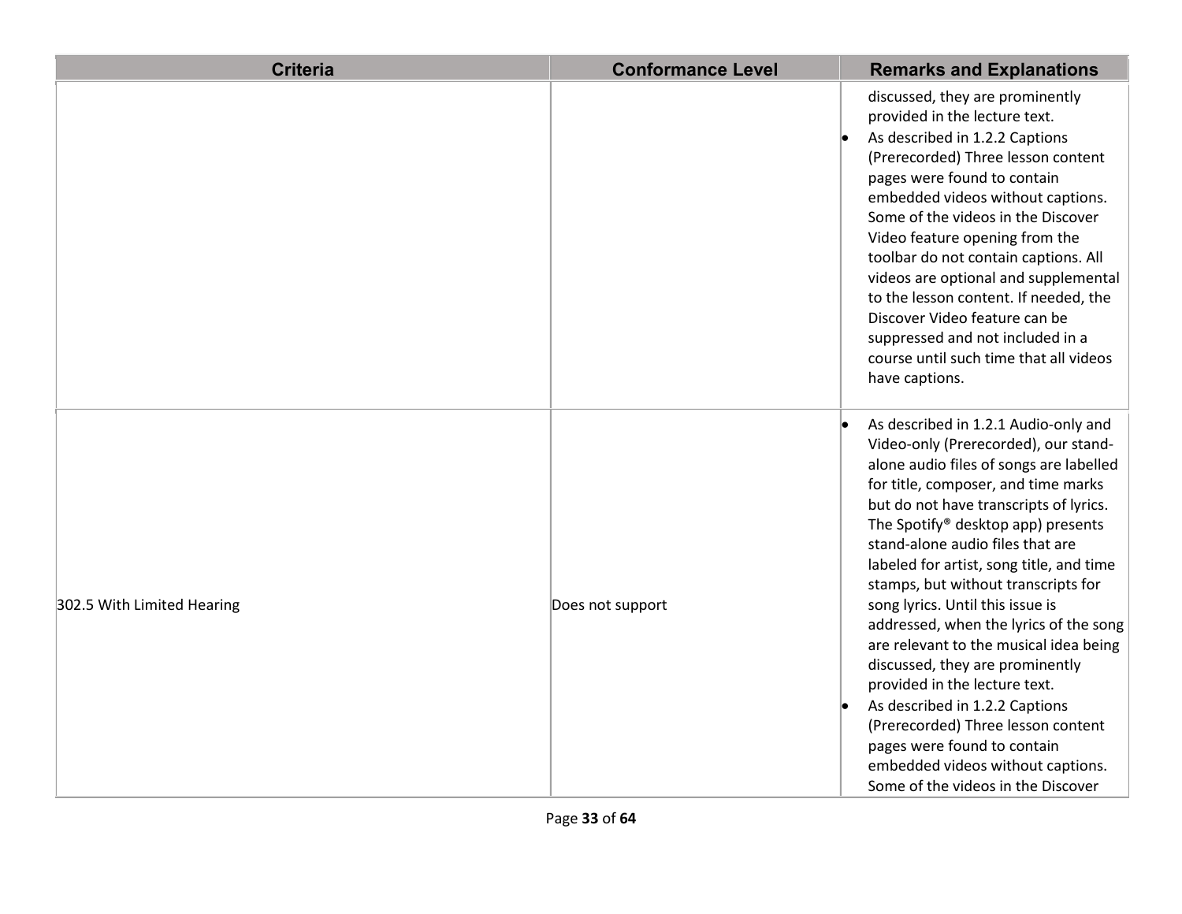| Criteria | Conformance Level | Remarks and Explanations |
|---|---|---|
| | | discussed, they are prominently provided in the lecture text.<br>• As described in 1.2.2 Captions (Prerecorded) Three lesson content pages were found to contain embedded videos without captions. Some of the videos in the Discover Video feature opening from the toolbar do not contain captions. All videos are optional and supplemental to the lesson content. If needed, the Discover Video feature can be suppressed and not included in a course until such time that all videos have captions. |
| 302.5 With Limited Hearing | Does not support | • As described in 1.2.1 Audio-only and Video-only (Prerecorded), our stand-alone audio files of songs are labelled for title, composer, and time marks but do not have transcripts of lyrics. The Spotify® desktop app) presents stand-alone audio files that are labeled for artist, song title, and time stamps, but without transcripts for song lyrics. Until this issue is addressed, when the lyrics of the song are relevant to the musical idea being discussed, they are prominently provided in the lecture text.<br>• As described in 1.2.2 Captions (Prerecorded) Three lesson content pages were found to contain embedded videos without captions. Some of the videos in the Discover |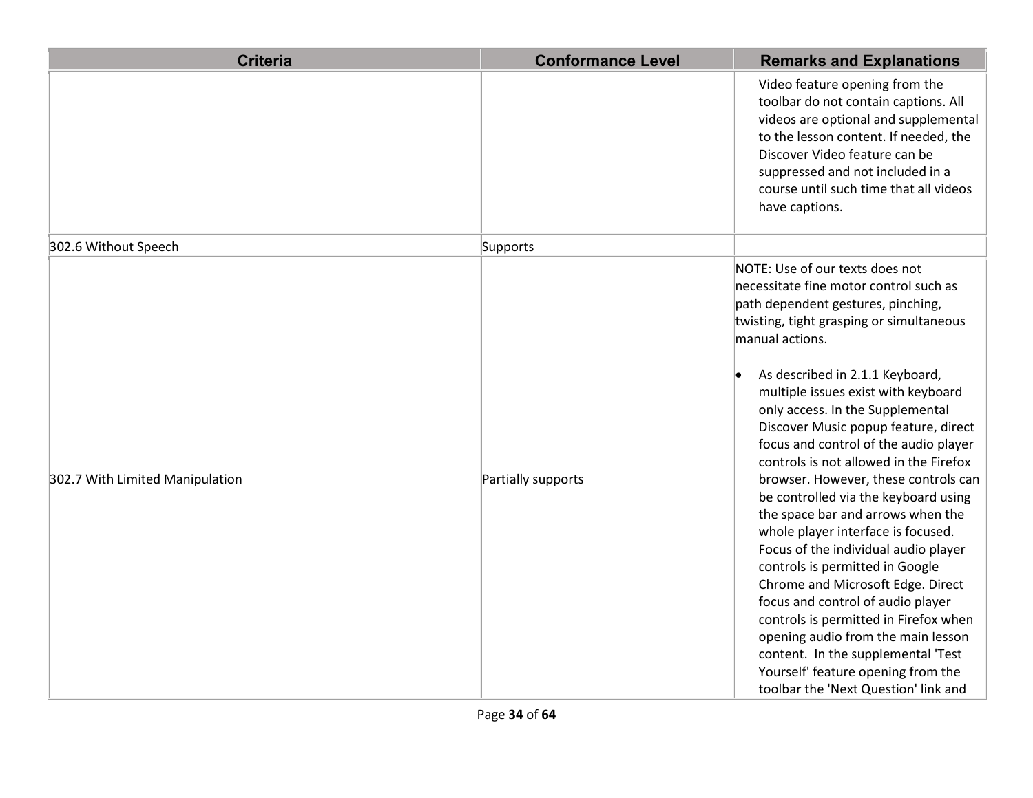| Criteria | Conformance Level | Remarks and Explanations |
|---|---|---|
| | | Video feature opening from the toolbar do not contain captions. All videos are optional and supplemental to the lesson content. If needed, the Discover Video feature can be suppressed and not included in a course until such time that all videos have captions. |
| 302.6 Without Speech | Supports | |
| 302.7 With Limited Manipulation | Partially supports | NOTE: Use of our texts does not necessitate fine motor control such as path dependent gestures, pinching, twisting, tight grasping or simultaneous manual actions.<br><br>• As described in 2.1.1 Keyboard, multiple issues exist with keyboard only access. In the Supplemental Discover Music popup feature, direct focus and control of the audio player controls is not allowed in the Firefox browser. However, these controls can be controlled via the keyboard using the space bar and arrows when the whole player interface is focused. Focus of the individual audio player controls is permitted in Google Chrome and Microsoft Edge. Direct focus and control of audio player controls is permitted in Firefox when opening audio from the main lesson content. In the supplemental 'Test Yourself' feature opening from the toolbar the 'Next Question' link and |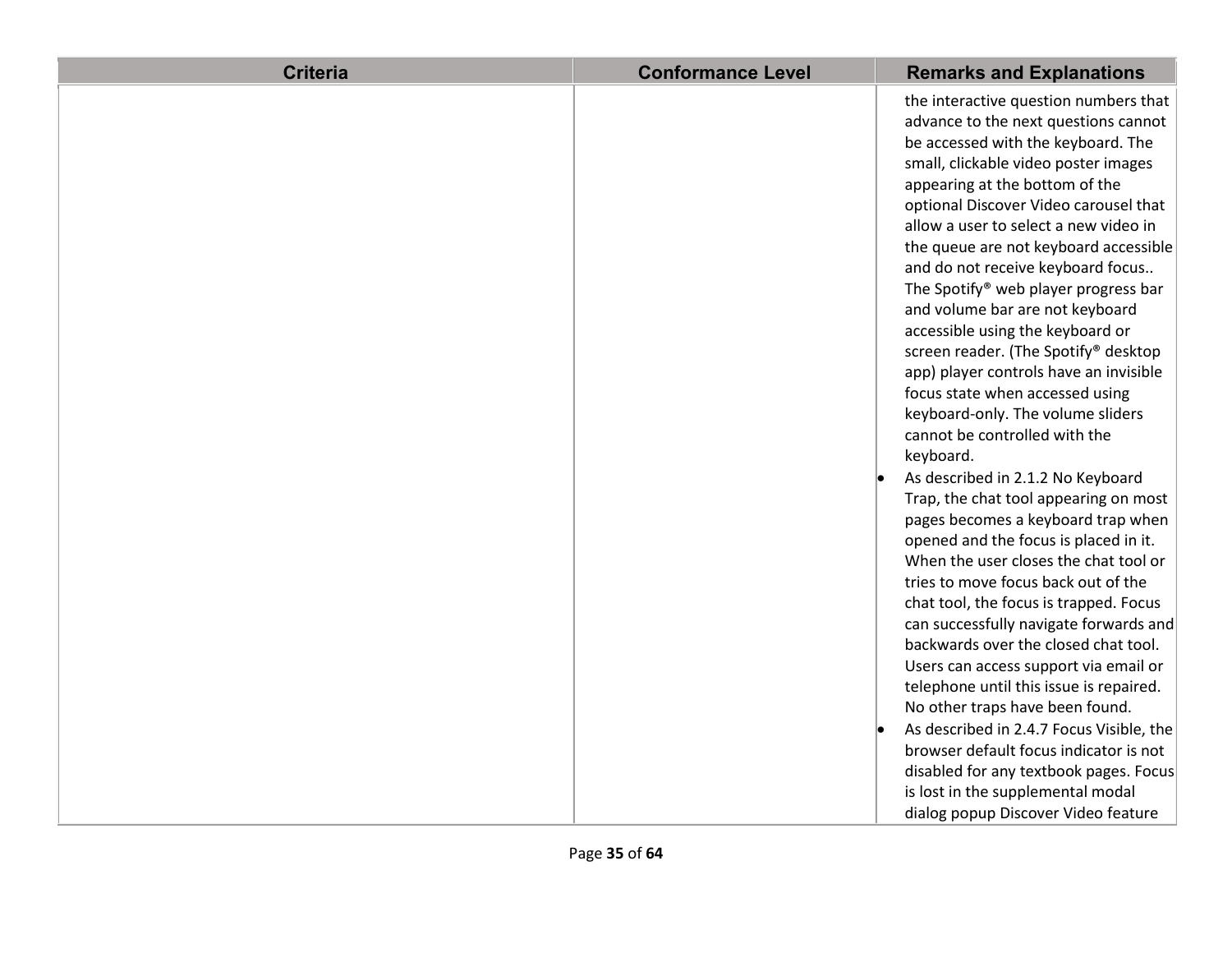| Criteria | Conformance Level | Remarks and Explanations |
| --- | --- | --- |
| | | the interactive question numbers that advance to the next questions cannot be accessed with the keyboard. The small, clickable video poster images appearing at the bottom of the optional Discover Video carousel that allow a user to select a new video in the queue are not keyboard accessible and do not receive keyboard focus.. The Spotify® web player progress bar and volume bar are not keyboard accessible using the keyboard or screen reader. (The Spotify® desktop app) player controls have an invisible focus state when accessed using keyboard-only. The volume sliders cannot be controlled with the keyboard.<br>• As described in 2.1.2 No Keyboard Trap, the chat tool appearing on most pages becomes a keyboard trap when opened and the focus is placed in it. When the user closes the chat tool or tries to move focus back out of the chat tool, the focus is trapped. Focus can successfully navigate forwards and backwards over the closed chat tool. Users can access support via email or telephone until this issue is repaired. No other traps have been found.<br>• As described in 2.4.7 Focus Visible, the browser default focus indicator is not disabled for any textbook pages. Focus is lost in the supplemental modal dialog popup Discover Video feature |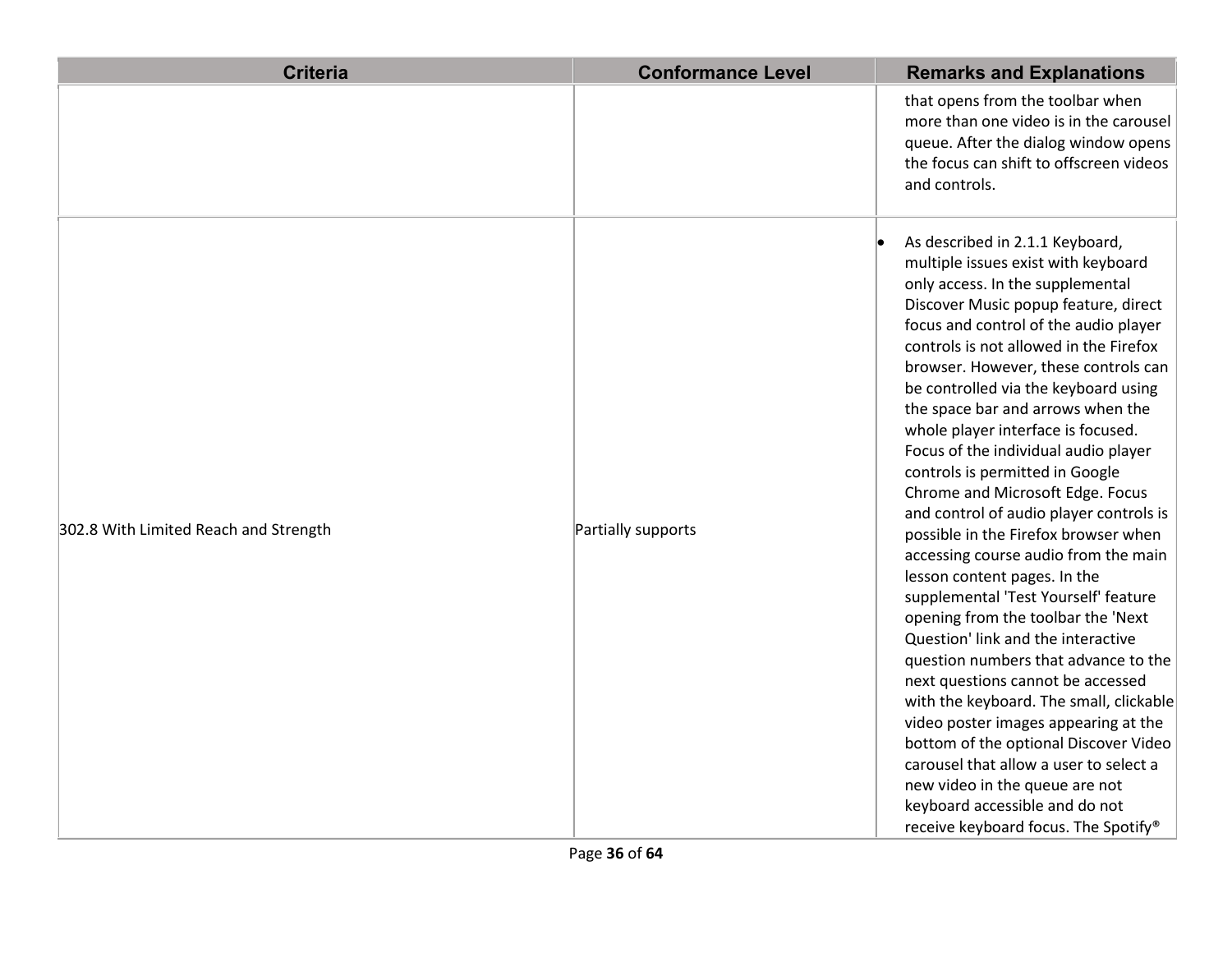| Criteria | Conformance Level | Remarks and Explanations |
| --- | --- | --- |
| | | that opens from the toolbar when more than one video is in the carousel queue. After the dialog window opens the focus can shift to offscreen videos and controls. |
| 302.8 With Limited Reach and Strength | Partially supports | • As described in 2.1.1 Keyboard, multiple issues exist with keyboard only access. In the supplemental Discover Music popup feature, direct focus and control of the audio player controls is not allowed in the Firefox browser. However, these controls can be controlled via the keyboard using the space bar and arrows when the whole player interface is focused. Focus of the individual audio player controls is permitted in Google Chrome and Microsoft Edge. Focus and control of audio player controls is possible in the Firefox browser when accessing course audio from the main lesson content pages. In the supplemental 'Test Yourself' feature opening from the toolbar the 'Next Question' link and the interactive question numbers that advance to the next questions cannot be accessed with the keyboard. The small, clickable video poster images appearing at the bottom of the optional Discover Video carousel that allow a user to select a new video in the queue are not keyboard accessible and do not receive keyboard focus. The Spotify® |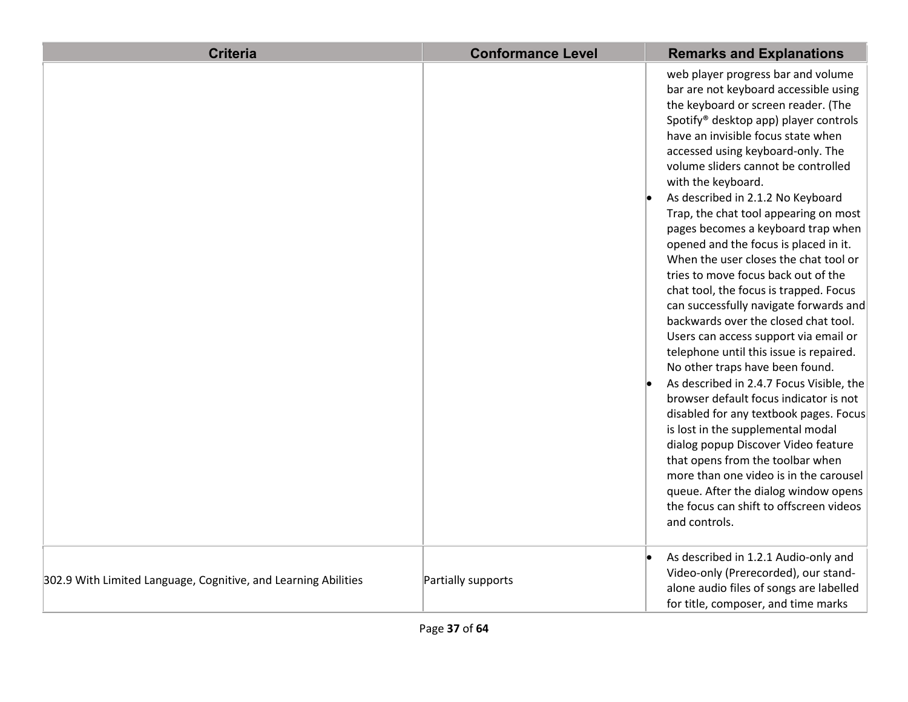| Criteria | Conformance Level | Remarks and Explanations |
|---|---|---|
| | | web player progress bar and volume bar are not keyboard accessible using the keyboard or screen reader. (The Spotify® desktop app) player controls have an invisible focus state when accessed using keyboard-only. The volume sliders cannot be controlled with the keyboard.<br>• As described in 2.1.2 No Keyboard Trap, the chat tool appearing on most pages becomes a keyboard trap when opened and the focus is placed in it. When the user closes the chat tool or tries to move focus back out of the chat tool, the focus is trapped. Focus can successfully navigate forwards and backwards over the closed chat tool. Users can access support via email or telephone until this issue is repaired. No other traps have been found.<br>• As described in 2.4.7 Focus Visible, the browser default focus indicator is not disabled for any textbook pages. Focus is lost in the supplemental modal dialog popup Discover Video feature that opens from the toolbar when more than one video is in the carousel queue. After the dialog window opens the focus can shift to offscreen videos and controls. |
| 302.9 With Limited Language, Cognitive, and Learning Abilities | Partially supports | • As described in 1.2.1 Audio-only and Video-only (Prerecorded), our stand-alone audio files of songs are labelled for title, composer, and time marks |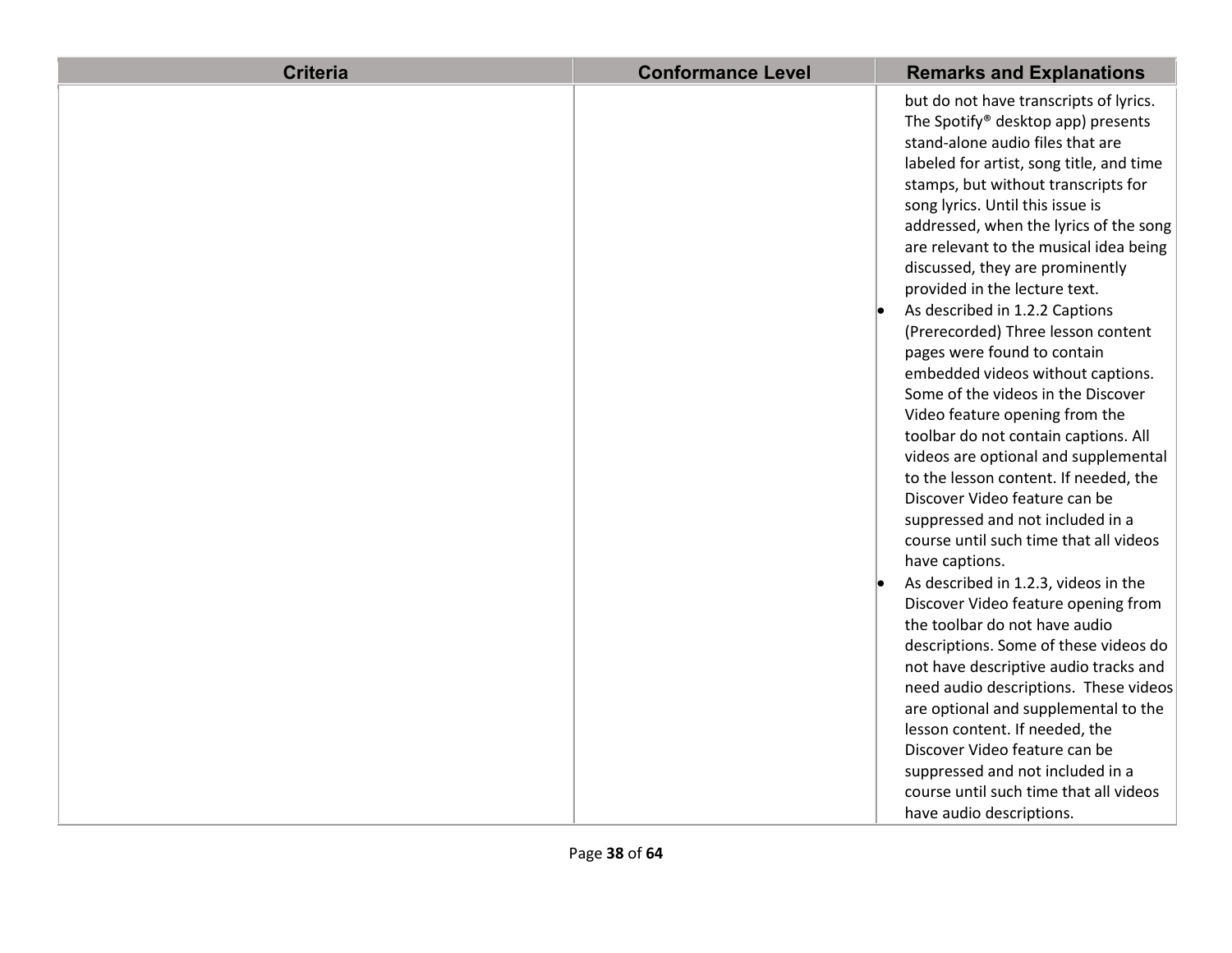| Criteria | Conformance Level | Remarks and Explanations |
| --- | --- | --- |
| | | but do not have transcripts of lyrics. The Spotify® desktop app) presents stand-alone audio files that are labeled for artist, song title, and time stamps, but without transcripts for song lyrics. Until this issue is addressed, when the lyrics of the song are relevant to the musical idea being discussed, they are prominently provided in the lecture text.<br>• As described in 1.2.2 Captions (Prerecorded) Three lesson content pages were found to contain embedded videos without captions. Some of the videos in the Discover Video feature opening from the toolbar do not contain captions. All videos are optional and supplemental to the lesson content. If needed, the Discover Video feature can be suppressed and not included in a course until such time that all videos have captions.<br>• As described in 1.2.3, videos in the Discover Video feature opening from the toolbar do not have audio descriptions. Some of these videos do not have descriptive audio tracks and need audio descriptions. These videos are optional and supplemental to the lesson content. If needed, the Discover Video feature can be suppressed and not included in a course until such time that all videos have audio descriptions. |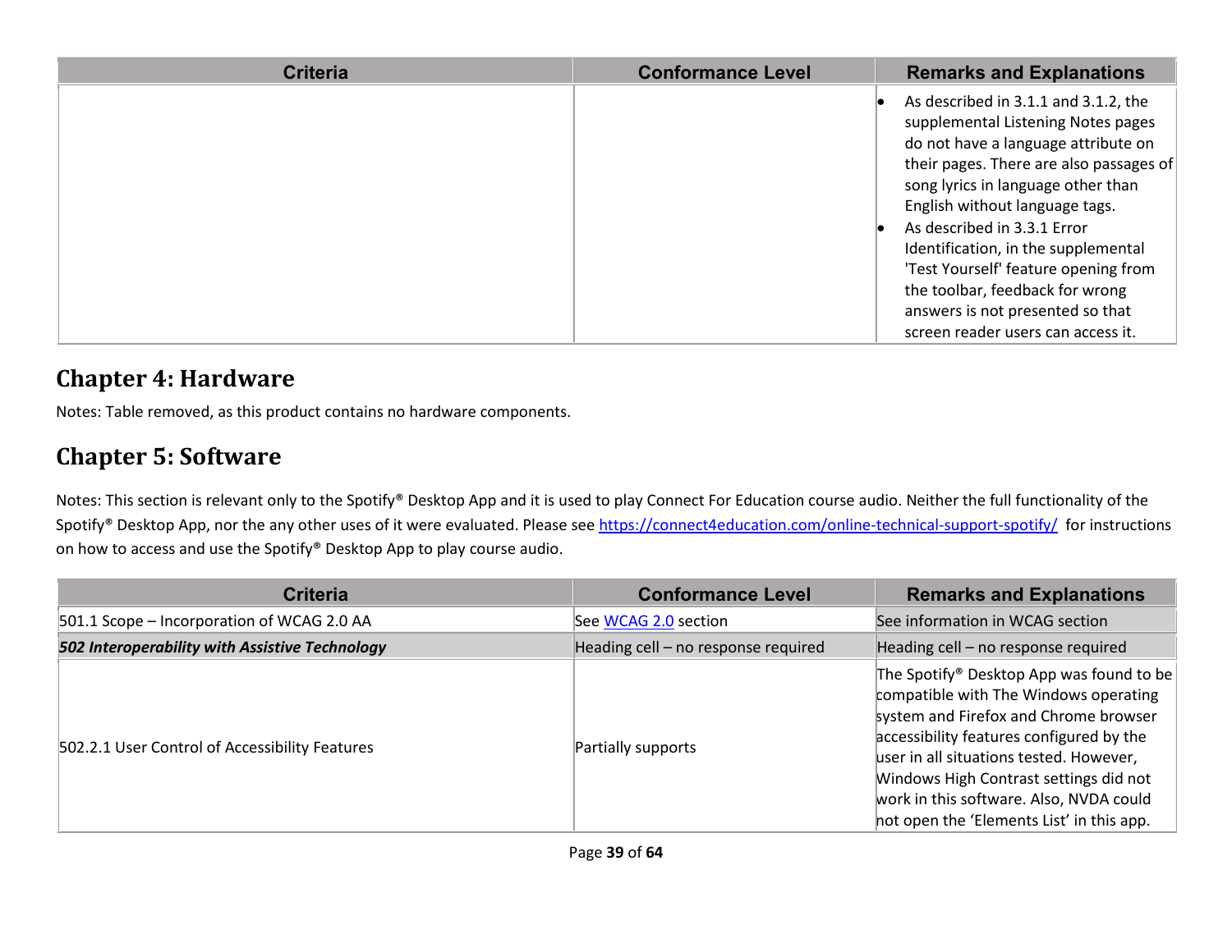| Criteria | Conformance Level | Remarks and Explanations |
|---|---|---|
| | | • As described in 3.1.1 and 3.1.2, the supplemental Listening Notes pages do not have a language attribute on their pages. There are also passages of song lyrics in language other than English without language tags.<br>• As described in 3.3.1 Error Identification, in the supplemental 'Test Yourself' feature opening from the toolbar, feedback for wrong answers is not presented so that screen reader users can access it. |

# Chapter 4: Hardware

Notes: Table removed, as this product contains no hardware components.

# Chapter 5: Software

Notes: This section is relevant only to the Spotify® Desktop App and it is used to play Connect For Education course audio. Neither the full functionality of the Spotify® Desktop App, nor the any other uses of it were evaluated. Please see https://connect4education.com/online-technical-support-spotify/ for instructions on how to access and use the Spotify® Desktop App to play course audio.

| Criteria | Conformance Level | Remarks and Explanations |
|---|---|---|
| 501.1 Scope – Incorporation of WCAG 2.0 AA | See WCAG 2.0 section | See information in WCAG section |
| ***502 Interoperability with Assistive Technology*** | Heading cell – no response required | Heading cell – no response required |
| 502.2.1 User Control of Accessibility Features | Partially supports | The Spotify® Desktop App was found to be compatible with The Windows operating system and Firefox and Chrome browser accessibility features configured by the user in all situations tested. However, Windows High Contrast settings did not work in this software. Also, NVDA could not open the 'Elements List' in this app. |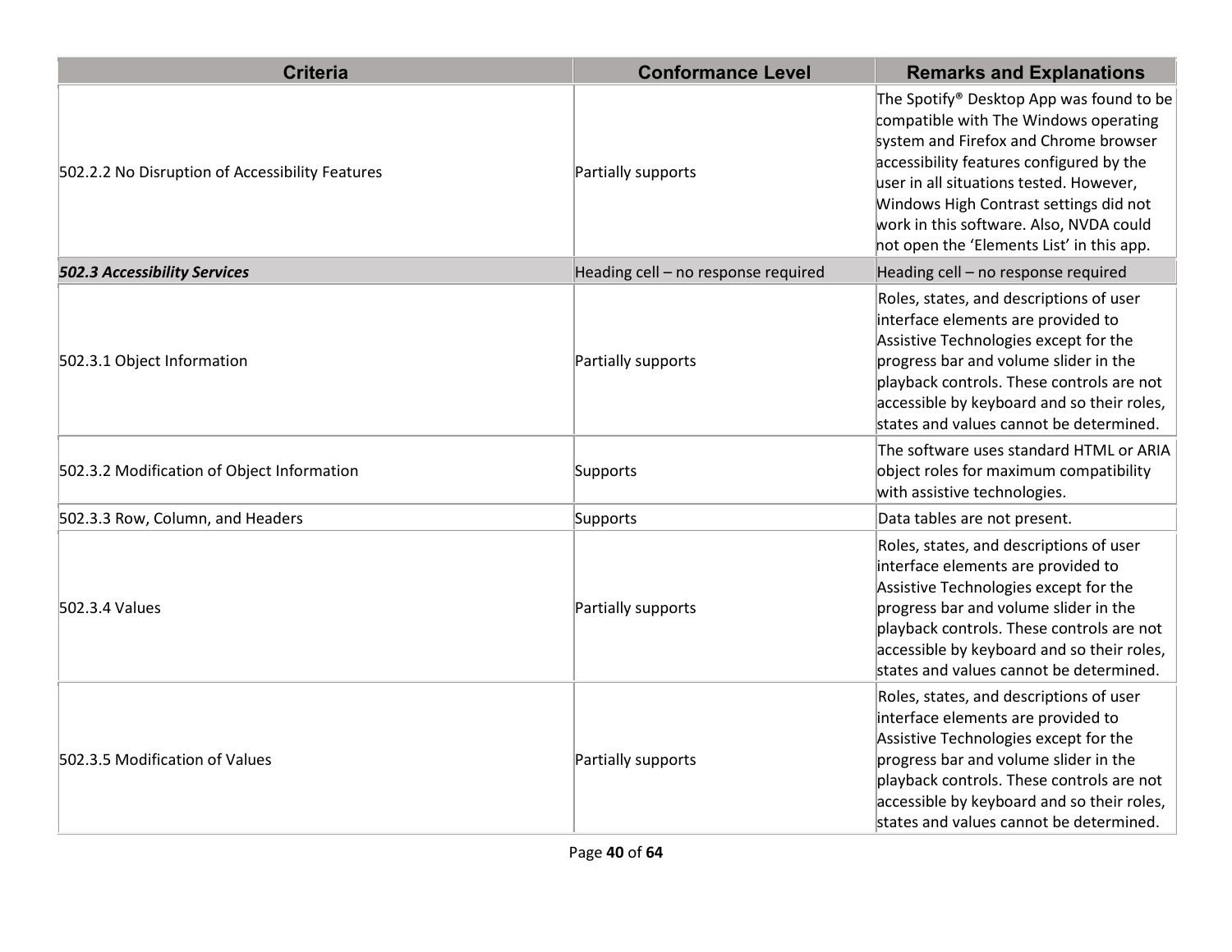| Criteria | Conformance Level | Remarks and Explanations |
|---|---|---|
| 502.2.2 No Disruption of Accessibility Features | Partially supports | The Spotify® Desktop App was found to be compatible with The Windows operating system and Firefox and Chrome browser accessibility features configured by the user in all situations tested. However, Windows High Contrast settings did not work in this software. Also, NVDA could not open the 'Elements List' in this app. |
| ***502.3 Accessibility Services*** | Heading cell – no response required | Heading cell – no response required |
| 502.3.1 Object Information | Partially supports | Roles, states, and descriptions of user interface elements are provided to Assistive Technologies except for the progress bar and volume slider in the playback controls. These controls are not accessible by keyboard and so their roles, states and values cannot be determined. |
| 502.3.2 Modification of Object Information | Supports | The software uses standard HTML or ARIA object roles for maximum compatibility with assistive technologies. |
| 502.3.3 Row, Column, and Headers | Supports | Data tables are not present. |
| 502.3.4 Values | Partially supports | Roles, states, and descriptions of user interface elements are provided to Assistive Technologies except for the progress bar and volume slider in the playback controls. These controls are not accessible by keyboard and so their roles, states and values cannot be determined. |
| 502.3.5 Modification of Values | Partially supports | Roles, states, and descriptions of user interface elements are provided to Assistive Technologies except for the progress bar and volume slider in the playback controls. These controls are not accessible by keyboard and so their roles, states and values cannot be determined. |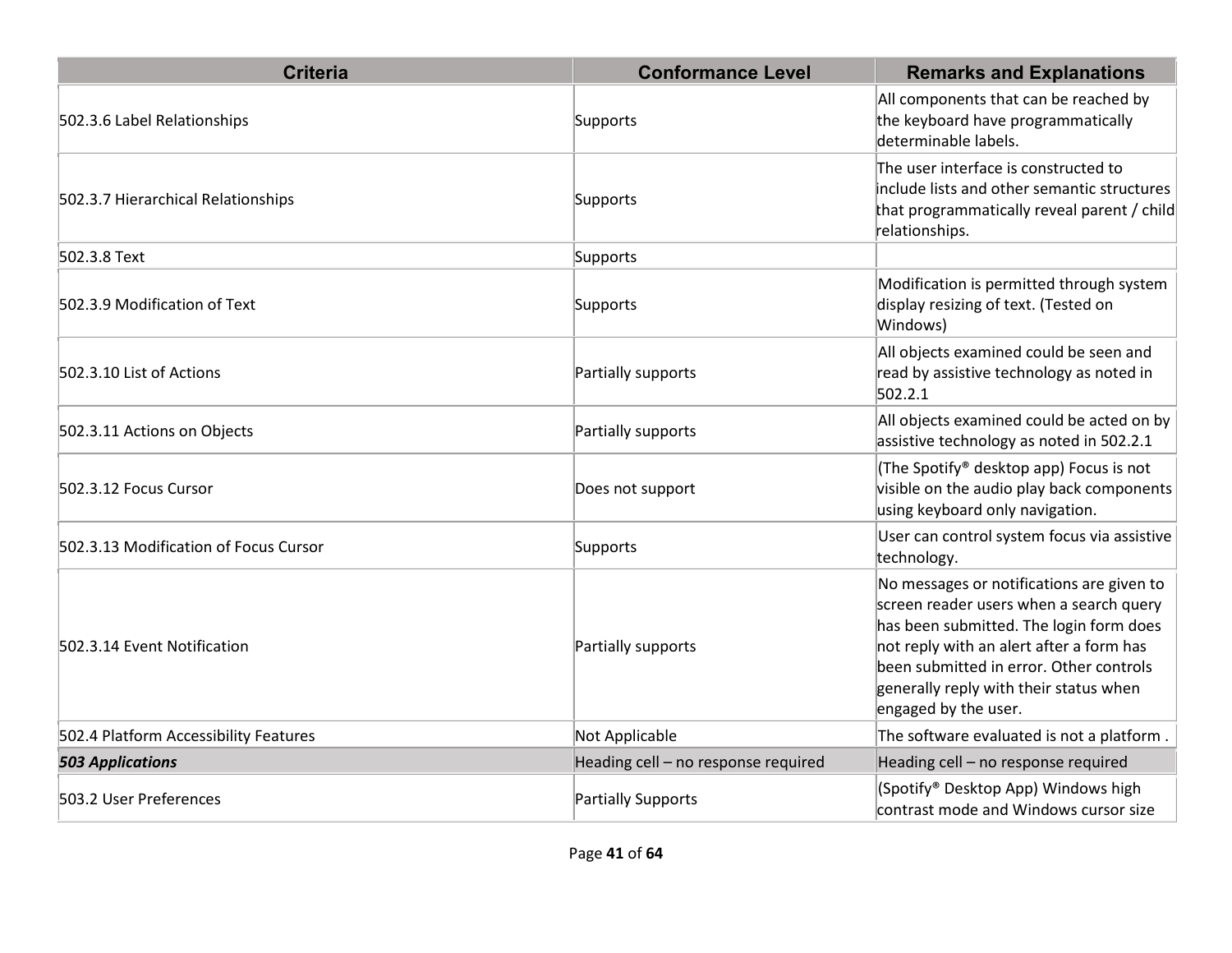| Criteria | Conformance Level | Remarks and Explanations |
| --- | --- | --- |
| 502.3.6 Label Relationships | Supports | All components that can be reached by the keyboard have programmatically determinable labels. |
| 502.3.7 Hierarchical Relationships | Supports | The user interface is constructed to include lists and other semantic structures that programmatically reveal parent / child relationships. |
| 502.3.8 Text | Supports | |
| 502.3.9 Modification of Text | Supports | Modification is permitted through system display resizing of text. (Tested on Windows) |
| 502.3.10 List of Actions | Partially supports | All objects examined could be seen and read by assistive technology as noted in 502.2.1 |
| 502.3.11 Actions on Objects | Partially supports | All objects examined could be acted on by assistive technology as noted in 502.2.1 |
| 502.3.12 Focus Cursor | Does not support | (The Spotify® desktop app) Focus is not visible on the audio play back components using keyboard only navigation. |
| 502.3.13 Modification of Focus Cursor | Supports | User can control system focus via assistive technology. |
| 502.3.14 Event Notification | Partially supports | No messages or notifications are given to screen reader users when a search query has been submitted. The login form does not reply with an alert after a form has been submitted in error. Other controls generally reply with their status when engaged by the user. |
| 502.4 Platform Accessibility Features | Not Applicable | The software evaluated is not a platform . |
| ***503 Applications*** | Heading cell – no response required | Heading cell – no response required |
| 503.2 User Preferences | Partially Supports | (Spotify® Desktop App) Windows high contrast mode and Windows cursor size |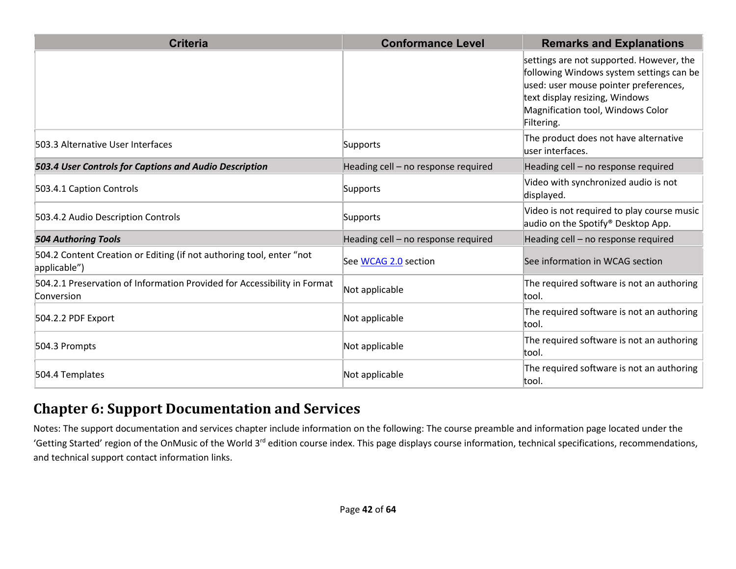| Criteria | Conformance Level | Remarks and Explanations |
| --- | --- | --- |
| | | settings are not supported. However, the following Windows system settings can be used: user mouse pointer preferences, text display resizing, Windows Magnification tool, Windows Color Filtering. |
| 503.3 Alternative User Interfaces | Supports | The product does not have alternative user interfaces. |
| ***503.4 User Controls for Captions and Audio Description*** | Heading cell – no response required | Heading cell – no response required |
| 503.4.1 Caption Controls | Supports | Video with synchronized audio is not displayed. |
| 503.4.2 Audio Description Controls | Supports | Video is not required to play course music audio on the Spotify® Desktop App. |
| ***504 Authoring Tools*** | Heading cell – no response required | Heading cell – no response required |
| 504.2 Content Creation or Editing (if not authoring tool, enter “not applicable”) | See WCAG 2.0 section | See information in WCAG section |
| 504.2.1 Preservation of Information Provided for Accessibility in Format Conversion | Not applicable | The required software is not an authoring tool. |
| 504.2.2 PDF Export | Not applicable | The required software is not an authoring tool. |
| 504.3 Prompts | Not applicable | The required software is not an authoring tool. |
| 504.4 Templates | Not applicable | The required software is not an authoring tool. |

## Chapter 6: Support Documentation and Services

Notes: The support documentation and services chapter include information on the following: The course preamble and information page located under the ‘Getting Started’ region of the OnMusic of the World 3rd edition course index. This page displays course information, technical specifications, recommendations, and technical support contact information links.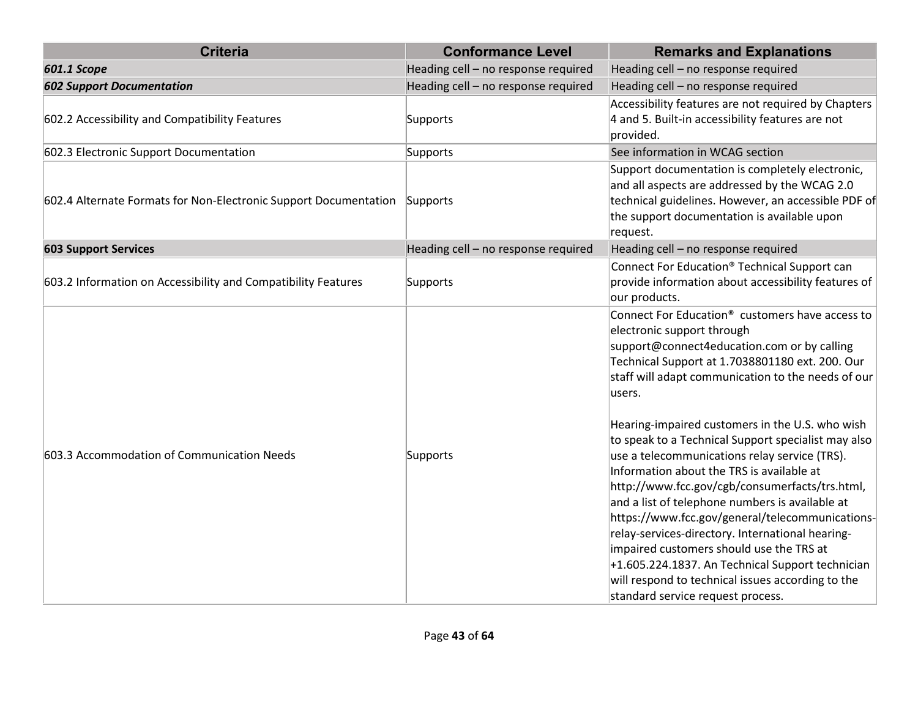| Criteria | Conformance Level | Remarks and Explanations |
|---|---|---|
| ***601.1 Scope*** | Heading cell – no response required | Heading cell – no response required |
| ***602 Support Documentation*** | Heading cell – no response required | Heading cell – no response required |
| 602.2 Accessibility and Compatibility Features | Supports | Accessibility features are not required by Chapters 4 and 5. Built-in accessibility features are not provided. |
| 602.3 Electronic Support Documentation | Supports | See information in WCAG section |
| 602.4 Alternate Formats for Non-Electronic Support Documentation | Supports | Support documentation is completely electronic, and all aspects are addressed by the WCAG 2.0 technical guidelines. However, an accessible PDF of the support documentation is available upon request. |
| **603 Support Services** | Heading cell – no response required | Heading cell – no response required |
| 603.2 Information on Accessibility and Compatibility Features | Supports | Connect For Education® Technical Support can provide information about accessibility features of our products. |
| 603.3 Accommodation of Communication Needs | Supports | Connect For Education® customers have access to electronic support through support@connect4education.com or by calling Technical Support at 1.7038801180 ext. 200. Our staff will adapt communication to the needs of our users.<br><br>Hearing-impaired customers in the U.S. who wish to speak to a Technical Support specialist may also use a telecommunications relay service (TRS). Information about the TRS is available at http://www.fcc.gov/cgb/consumerfacts/trs.html, and a list of telephone numbers is available at https://www.fcc.gov/general/telecommunications-relay-services-directory. International hearing-impaired customers should use the TRS at +1.605.224.1837. An Technical Support technician will respond to technical issues according to the standard service request process. |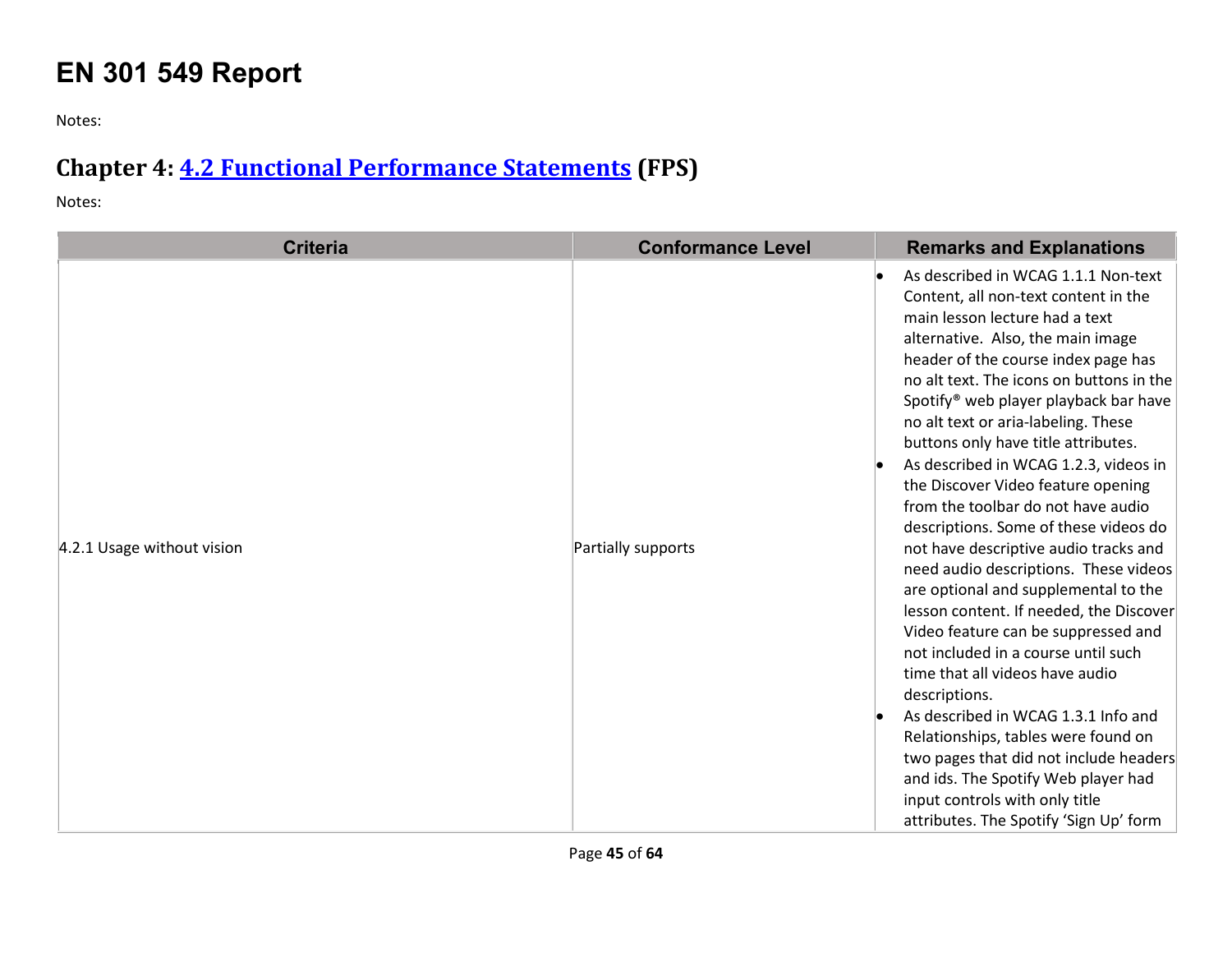# EN 301 549 Report

Notes:

## Chapter 4: [4.2 Functional Performance Statements](#) (FPS)

Notes:

| Criteria | Conformance Level | Remarks and Explanations |
|---|---|---|
| 4.2.1 Usage without vision | Partially supports | • As described in WCAG 1.1.1 Non-text Content, all non-text content in the main lesson lecture had a text alternative. Also, the main image header of the course index page has no alt text. The icons on buttons in the Spotify® web player playback bar have no alt text or aria-labeling. These buttons only have title attributes.<br>• As described in WCAG 1.2.3, videos in the Discover Video feature opening from the toolbar do not have audio descriptions. Some of these videos do not have descriptive audio tracks and need audio descriptions. These videos are optional and supplemental to the lesson content. If needed, the Discover Video feature can be suppressed and not included in a course until such time that all videos have audio descriptions.<br>• As described in WCAG 1.3.1 Info and Relationships, tables were found on two pages that did not include headers and ids. The Spotify Web player had input controls with only title attributes. The Spotify 'Sign Up' form |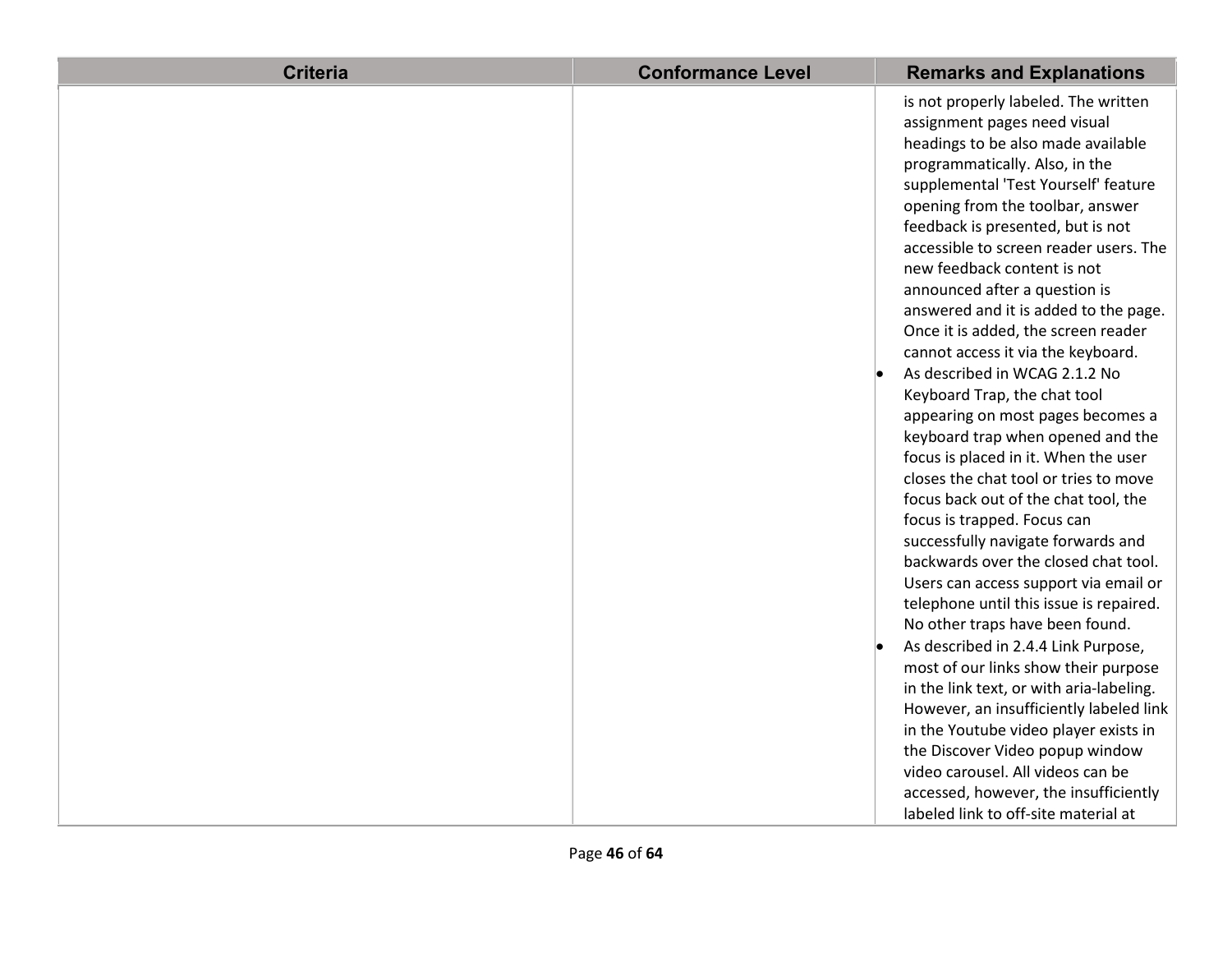| Criteria | Conformance Level | Remarks and Explanations |
|---|---|---|
| | | is not properly labeled. The written assignment pages need visual headings to be also made available programmatically. Also, in the supplemental 'Test Yourself' feature opening from the toolbar, answer feedback is presented, but is not accessible to screen reader users. The new feedback content is not announced after a question is answered and it is added to the page. Once it is added, the screen reader cannot access it via the keyboard.<br>• As described in WCAG 2.1.2 No Keyboard Trap, the chat tool appearing on most pages becomes a keyboard trap when opened and the focus is placed in it. When the user closes the chat tool or tries to move focus back out of the chat tool, the focus is trapped. Focus can successfully navigate forwards and backwards over the closed chat tool. Users can access support via email or telephone until this issue is repaired. No other traps have been found.<br>• As described in 2.4.4 Link Purpose, most of our links show their purpose in the link text, or with aria-labeling. However, an insufficiently labeled link in the Youtube video player exists in the Discover Video popup window video carousel. All videos can be accessed, however, the insufficiently labeled link to off-site material at |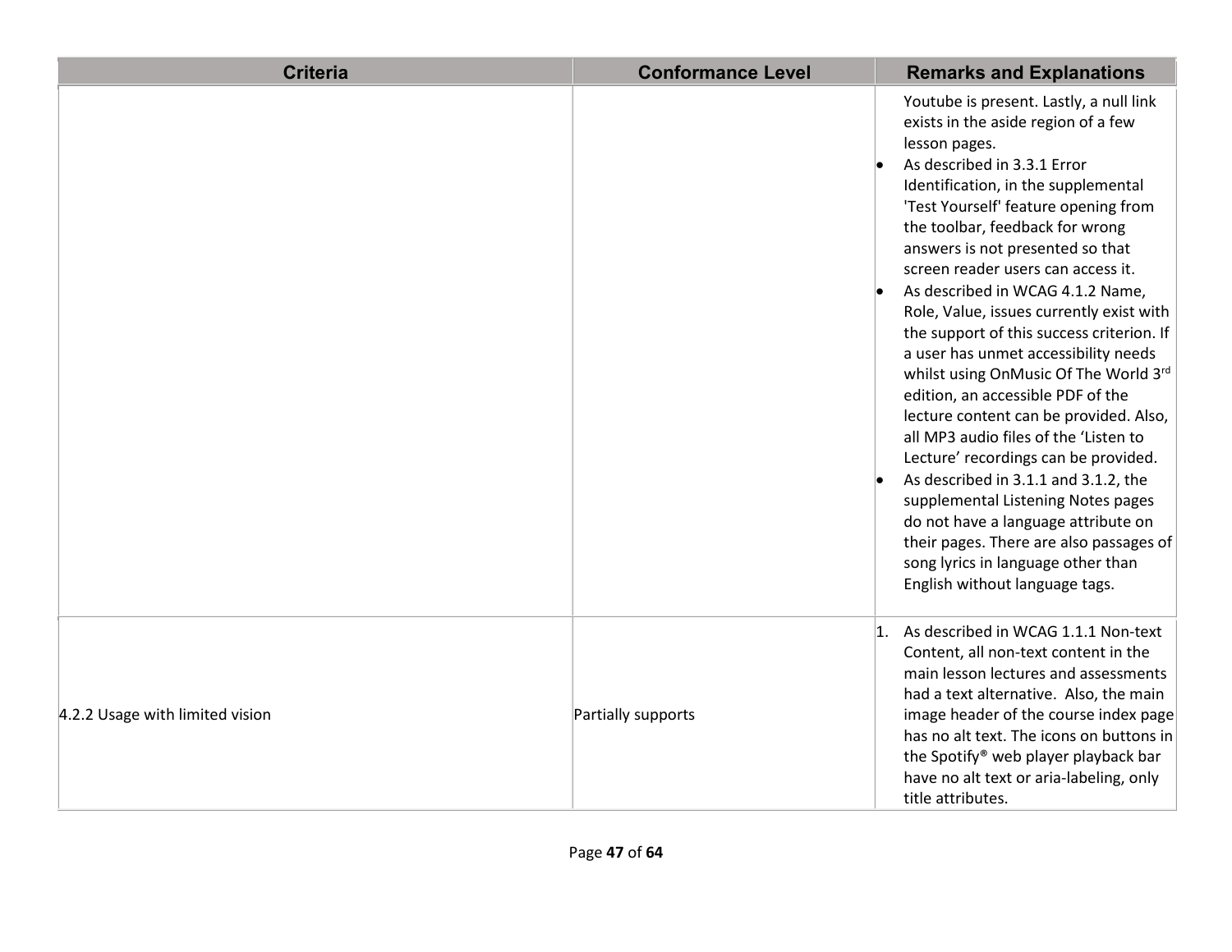| Criteria | Conformance Level | Remarks and Explanations |
|---|---|---|
| | | Youtube is present. Lastly, a null link exists in the aside region of a few lesson pages.<br>• As described in 3.3.1 Error Identification, in the supplemental 'Test Yourself' feature opening from the toolbar, feedback for wrong answers is not presented so that screen reader users can access it.<br>• As described in WCAG 4.1.2 Name, Role, Value, issues currently exist with the support of this success criterion. If a user has unmet accessibility needs whilst using OnMusic Of The World 3rd edition, an accessible PDF of the lecture content can be provided. Also, all MP3 audio files of the 'Listen to Lecture' recordings can be provided.<br>• As described in 3.1.1 and 3.1.2, the supplemental Listening Notes pages do not have a language attribute on their pages. There are also passages of song lyrics in language other than English without language tags. |
| 4.2.2 Usage with limited vision | Partially supports | 1. As described in WCAG 1.1.1 Non-text Content, all non-text content in the main lesson lectures and assessments had a text alternative. Also, the main image header of the course index page has no alt text. The icons on buttons in the Spotify® web player playback bar have no alt text or aria-labeling, only title attributes. |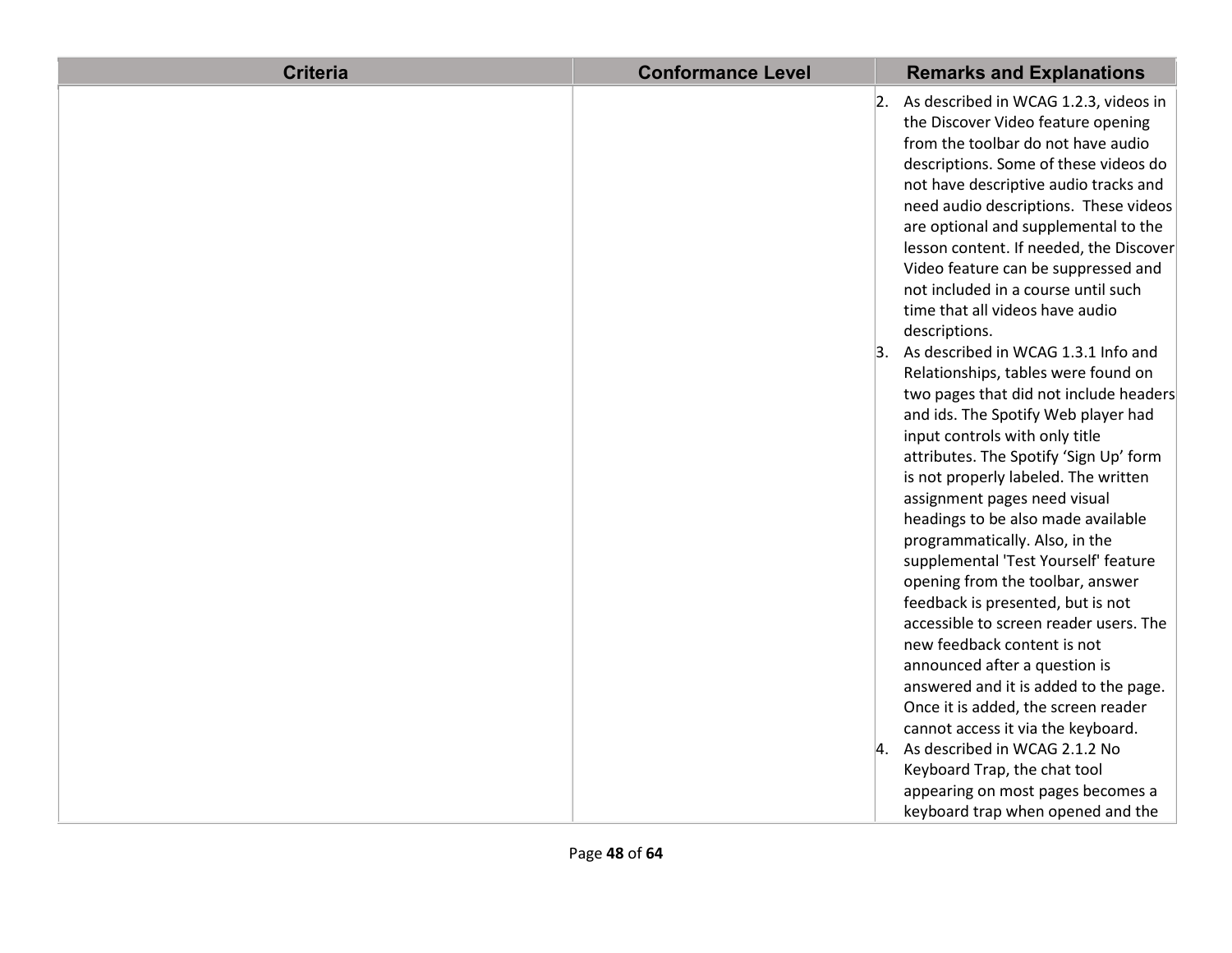| Criteria | Conformance Level | Remarks and Explanations |
|---|---|---|
| | | 2. As described in WCAG 1.2.3, videos in the Discover Video feature opening from the toolbar do not have audio descriptions. Some of these videos do not have descriptive audio tracks and need audio descriptions. These videos are optional and supplemental to the lesson content. If needed, the Discover Video feature can be suppressed and not included in a course until such time that all videos have audio descriptions.<br>3. As described in WCAG 1.3.1 Info and Relationships, tables were found on two pages that did not include headers and ids. The Spotify Web player had input controls with only title attributes. The Spotify 'Sign Up' form is not properly labeled. The written assignment pages need visual headings to be also made available programmatically. Also, in the supplemental 'Test Yourself' feature opening from the toolbar, answer feedback is presented, but is not accessible to screen reader users. The new feedback content is not announced after a question is answered and it is added to the page. Once it is added, the screen reader cannot access it via the keyboard.<br>4. As described in WCAG 2.1.2 No Keyboard Trap, the chat tool appearing on most pages becomes a keyboard trap when opened and the |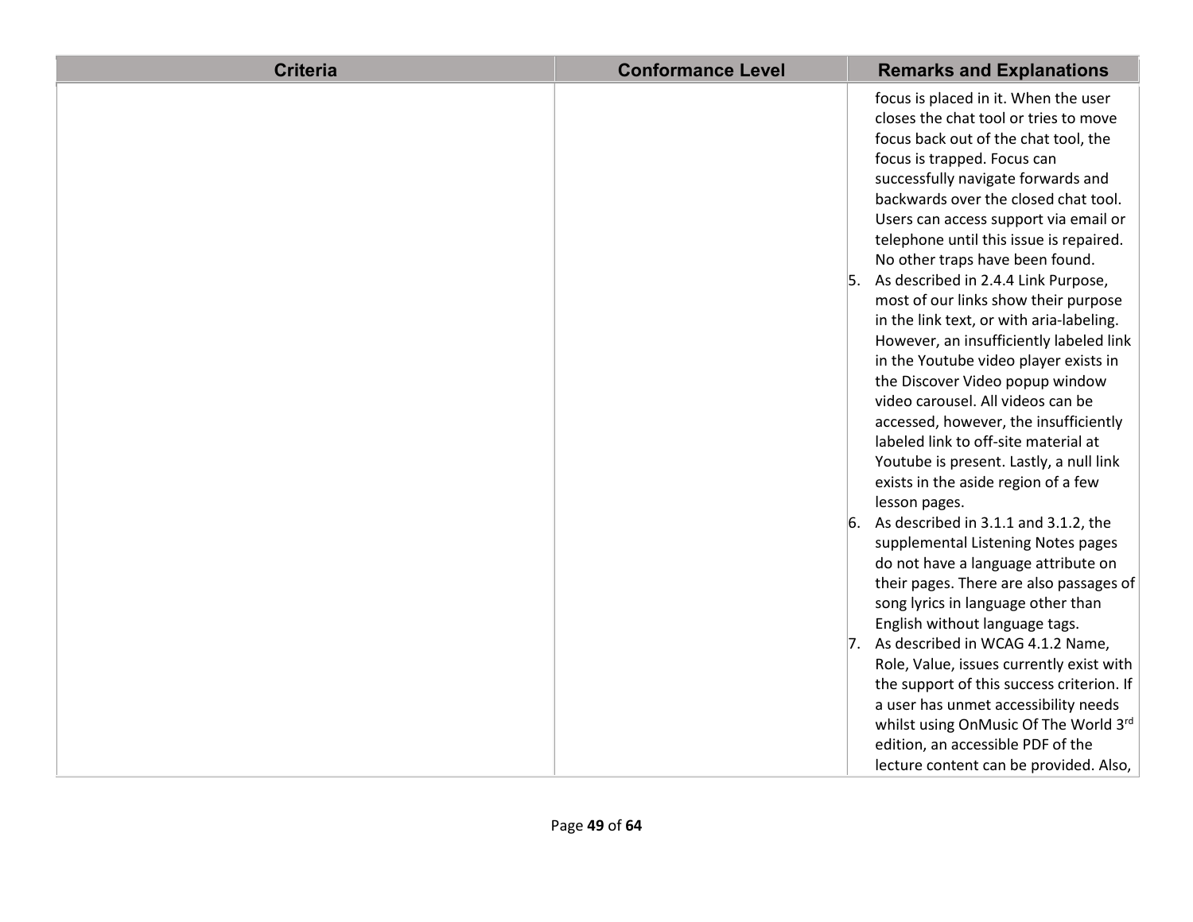| Criteria | Conformance Level | Remarks and Explanations |
|---|---|---|
| | | focus is placed in it. When the user closes the chat tool or tries to move focus back out of the chat tool, the focus is trapped. Focus can successfully navigate forwards and backwards over the closed chat tool. Users can access support via email or telephone until this issue is repaired. No other traps have been found.<br>5. As described in 2.4.4 Link Purpose, most of our links show their purpose in the link text, or with aria-labeling. However, an insufficiently labeled link in the Youtube video player exists in the Discover Video popup window video carousel. All videos can be accessed, however, the insufficiently labeled link to off-site material at Youtube is present. Lastly, a null link exists in the aside region of a few lesson pages.<br>6. As described in 3.1.1 and 3.1.2, the supplemental Listening Notes pages do not have a language attribute on their pages. There are also passages of song lyrics in language other than English without language tags.<br>7. As described in WCAG 4.1.2 Name, Role, Value, issues currently exist with the support of this success criterion. If a user has unmet accessibility needs whilst using OnMusic Of The World 3rd edition, an accessible PDF of the lecture content can be provided. Also, |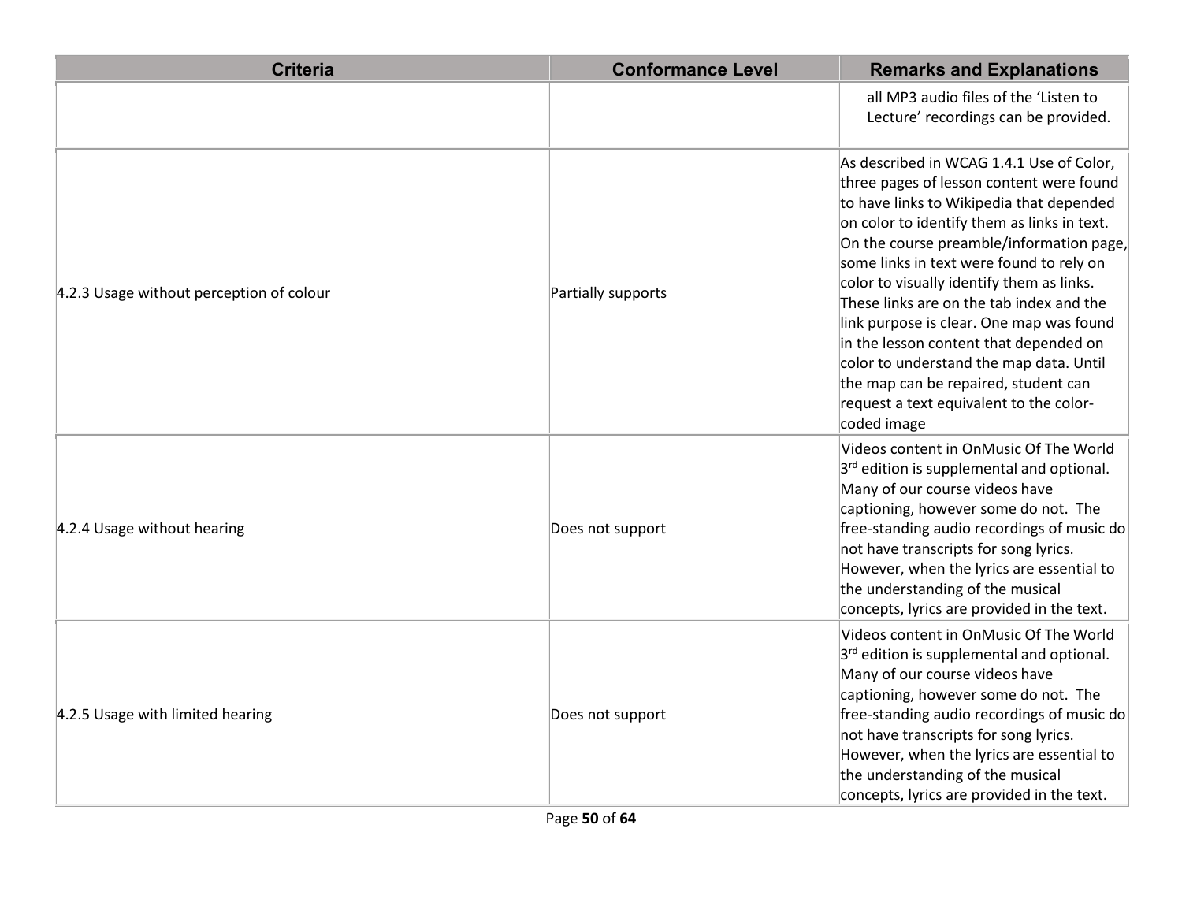| Criteria | Conformance Level | Remarks and Explanations |
|---|---|---|
| | | all MP3 audio files of the 'Listen to Lecture' recordings can be provided. |
| 4.2.3 Usage without perception of colour | Partially supports | As described in WCAG 1.4.1 Use of Color, three pages of lesson content were found to have links to Wikipedia that depended on color to identify them as links in text. On the course preamble/information page, some links in text were found to rely on color to visually identify them as links. These links are on the tab index and the link purpose is clear. One map was found in the lesson content that depended on color to understand the map data. Until the map can be repaired, student can request a text equivalent to the color-coded image |
| 4.2.4 Usage without hearing | Does not support | Videos content in OnMusic Of The World 3rd edition is supplemental and optional. Many of our course videos have captioning, however some do not. The free-standing audio recordings of music do not have transcripts for song lyrics. However, when the lyrics are essential to the understanding of the musical concepts, lyrics are provided in the text. |
| 4.2.5 Usage with limited hearing | Does not support | Videos content in OnMusic Of The World 3rd edition is supplemental and optional. Many of our course videos have captioning, however some do not. The free-standing audio recordings of music do not have transcripts for song lyrics. However, when the lyrics are essential to the understanding of the musical concepts, lyrics are provided in the text. |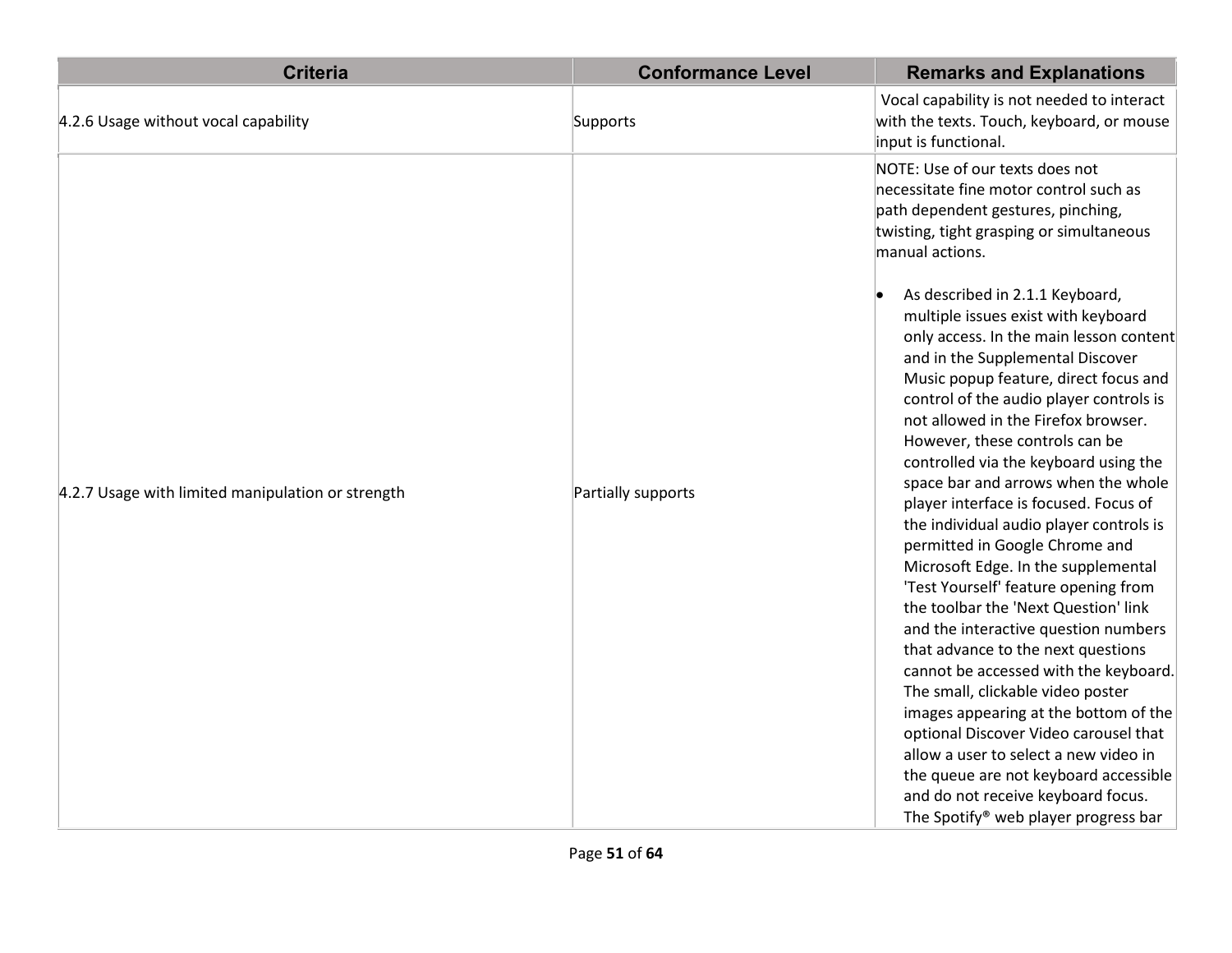| Criteria | Conformance Level | Remarks and Explanations |
| --- | --- | --- |
| 4.2.6 Usage without vocal capability | Supports | Vocal capability is not needed to interact with the texts. Touch, keyboard, or mouse input is functional. |
| 4.2.7 Usage with limited manipulation or strength | Partially supports | NOTE: Use of our texts does not necessitate fine motor control such as path dependent gestures, pinching, twisting, tight grasping or simultaneous manual actions.<br><br>• As described in 2.1.1 Keyboard, multiple issues exist with keyboard only access. In the main lesson content and in the Supplemental Discover Music popup feature, direct focus and control of the audio player controls is not allowed in the Firefox browser. However, these controls can be controlled via the keyboard using the space bar and arrows when the whole player interface is focused. Focus of the individual audio player controls is permitted in Google Chrome and Microsoft Edge. In the supplemental 'Test Yourself' feature opening from the toolbar the 'Next Question' link and the interactive question numbers that advance to the next questions cannot be accessed with the keyboard. The small, clickable video poster images appearing at the bottom of the optional Discover Video carousel that allow a user to select a new video in the queue are not keyboard accessible and do not receive keyboard focus. The Spotify® web player progress bar |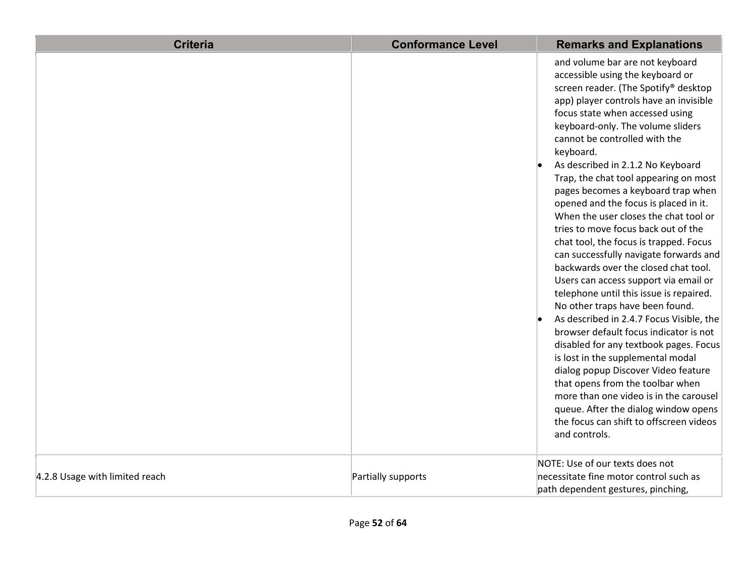| Criteria | Conformance Level | Remarks and Explanations |
|---|---|---|
| | | and volume bar are not keyboard accessible using the keyboard or screen reader. (The Spotify® desktop app) player controls have an invisible focus state when accessed using keyboard-only. The volume sliders cannot be controlled with the keyboard.<br>• As described in 2.1.2 No Keyboard Trap, the chat tool appearing on most pages becomes a keyboard trap when opened and the focus is placed in it. When the user closes the chat tool or tries to move focus back out of the chat tool, the focus is trapped. Focus can successfully navigate forwards and backwards over the closed chat tool. Users can access support via email or telephone until this issue is repaired. No other traps have been found.<br>• As described in 2.4.7 Focus Visible, the browser default focus indicator is not disabled for any textbook pages. Focus is lost in the supplemental modal dialog popup Discover Video feature that opens from the toolbar when more than one video is in the carousel queue. After the dialog window opens the focus can shift to offscreen videos and controls. |
| 4.2.8 Usage with limited reach | Partially supports | NOTE: Use of our texts does not necessitate fine motor control such as path dependent gestures, pinching, |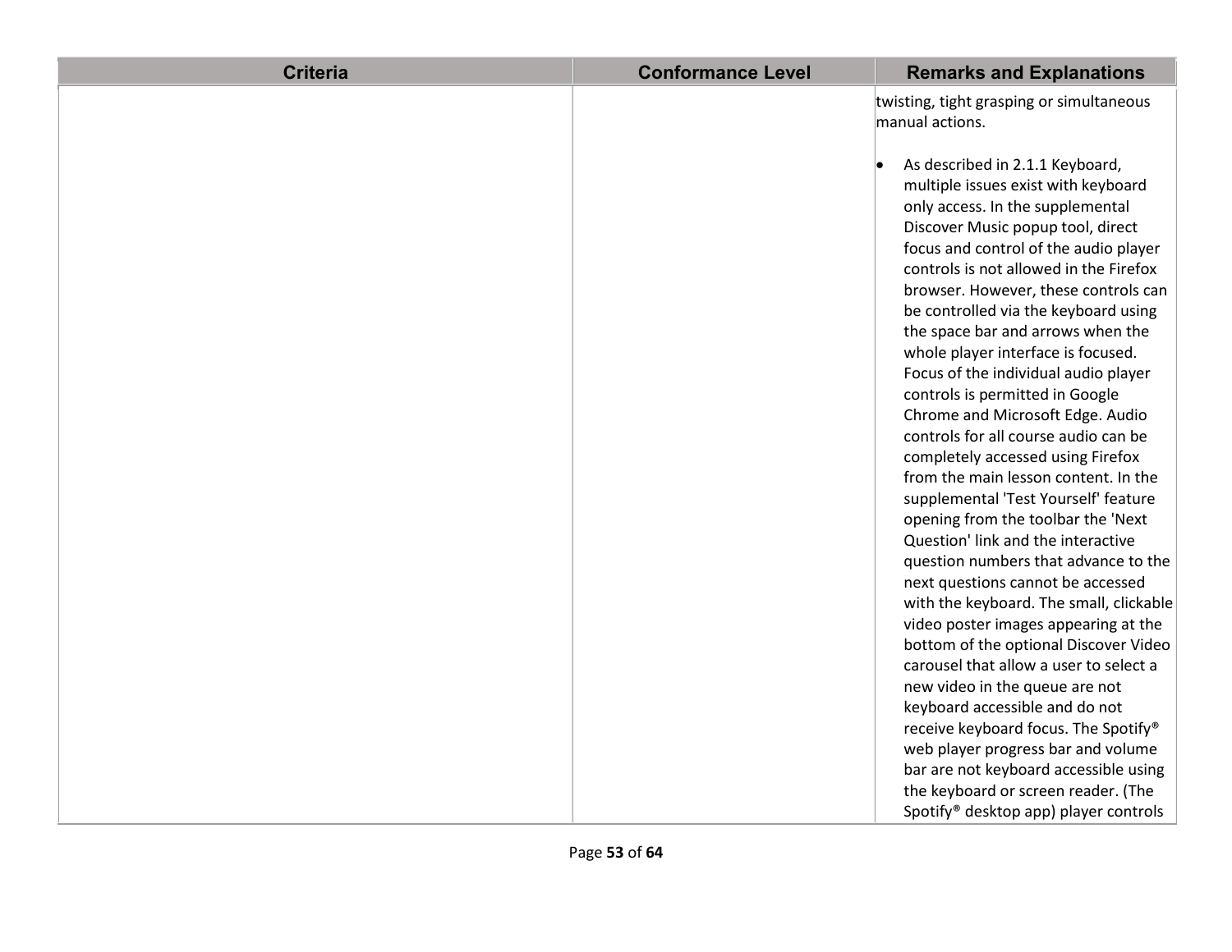| Criteria | Conformance Level | Remarks and Explanations |
| --- | --- | --- |
| | | twisting, tight grasping or simultaneous manual actions.<br><br>• As described in 2.1.1 Keyboard, multiple issues exist with keyboard only access. In the supplemental Discover Music popup tool, direct focus and control of the audio player controls is not allowed in the Firefox browser. However, these controls can be controlled via the keyboard using the space bar and arrows when the whole player interface is focused. Focus of the individual audio player controls is permitted in Google Chrome and Microsoft Edge. Audio controls for all course audio can be completely accessed using Firefox from the main lesson content. In the supplemental 'Test Yourself' feature opening from the toolbar the 'Next Question' link and the interactive question numbers that advance to the next questions cannot be accessed with the keyboard. The small, clickable video poster images appearing at the bottom of the optional Discover Video carousel that allow a user to select a new video in the queue are not keyboard accessible and do not receive keyboard focus. The Spotify® web player progress bar and volume bar are not keyboard accessible using the keyboard or screen reader. (The Spotify® desktop app) player controls |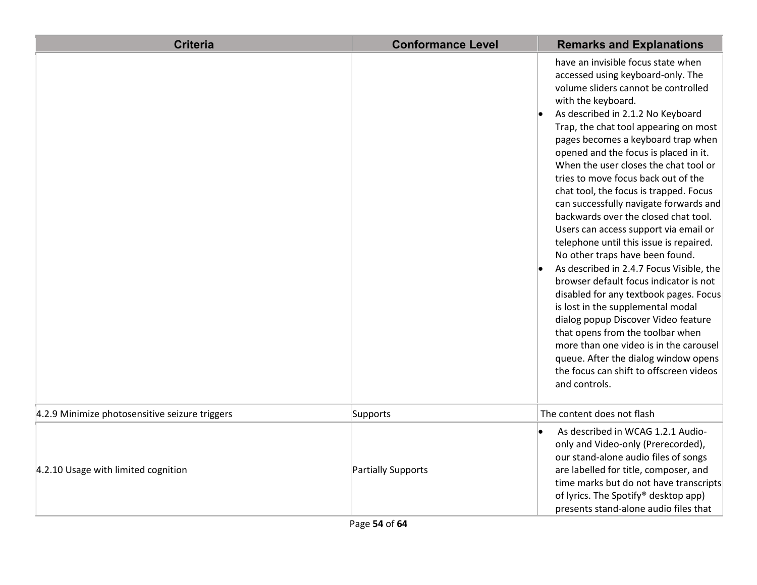| Criteria | Conformance Level | Remarks and Explanations |
|---|---|---|
| | | have an invisible focus state when accessed using keyboard-only. The volume sliders cannot be controlled with the keyboard.<br>• As described in 2.1.2 No Keyboard Trap, the chat tool appearing on most pages becomes a keyboard trap when opened and the focus is placed in it. When the user closes the chat tool or tries to move focus back out of the chat tool, the focus is trapped. Focus can successfully navigate forwards and backwards over the closed chat tool. Users can access support via email or telephone until this issue is repaired. No other traps have been found.<br>• As described in 2.4.7 Focus Visible, the browser default focus indicator is not disabled for any textbook pages. Focus is lost in the supplemental modal dialog popup Discover Video feature that opens from the toolbar when more than one video is in the carousel queue. After the dialog window opens the focus can shift to offscreen videos and controls. |
| 4.2.9 Minimize photosensitive seizure triggers | Supports | The content does not flash |
| 4.2.10 Usage with limited cognition | Partially Supports | • As described in WCAG 1.2.1 Audio-only and Video-only (Prerecorded), our stand-alone audio files of songs are labelled for title, composer, and time marks but do not have transcripts of lyrics. The Spotify® desktop app) presents stand-alone audio files that |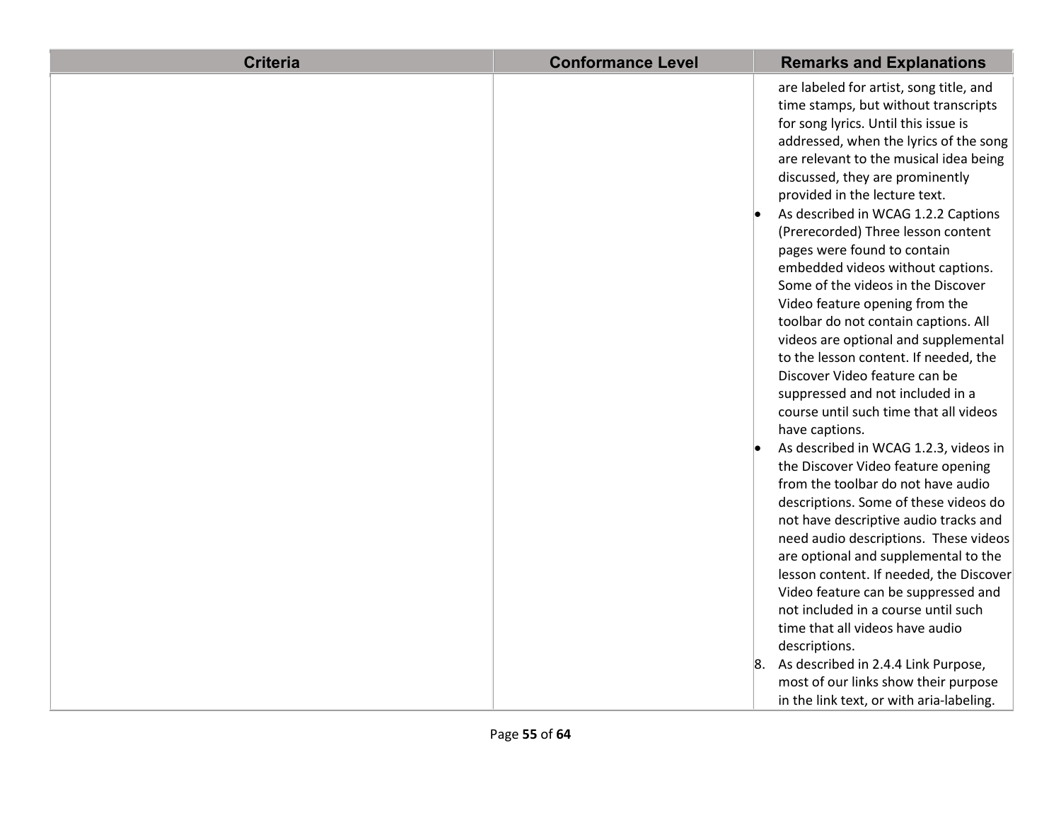| Criteria | Conformance Level | Remarks and Explanations |
|---|---|---|
| | | are labeled for artist, song title, and time stamps, but without transcripts for song lyrics. Until this issue is addressed, when the lyrics of the song are relevant to the musical idea being discussed, they are prominently provided in the lecture text.<br>• As described in WCAG 1.2.2 Captions (Prerecorded) Three lesson content pages were found to contain embedded videos without captions. Some of the videos in the Discover Video feature opening from the toolbar do not contain captions. All videos are optional and supplemental to the lesson content. If needed, the Discover Video feature can be suppressed and not included in a course until such time that all videos have captions.<br>• As described in WCAG 1.2.3, videos in the Discover Video feature opening from the toolbar do not have audio descriptions. Some of these videos do not have descriptive audio tracks and need audio descriptions. These videos are optional and supplemental to the lesson content. If needed, the Discover Video feature can be suppressed and not included in a course until such time that all videos have audio descriptions.<br>8. As described in 2.4.4 Link Purpose, most of our links show their purpose in the link text, or with aria-labeling. |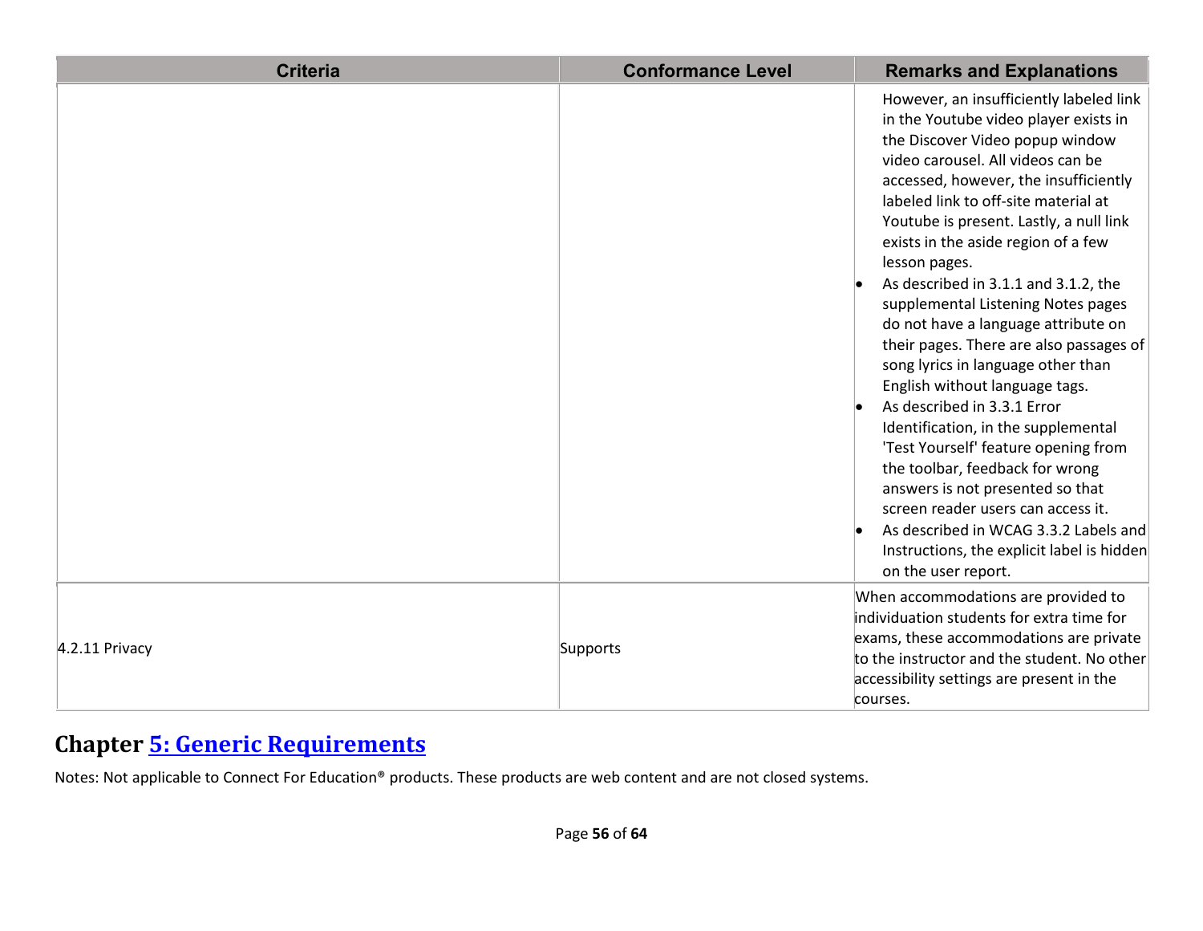| Criteria | Conformance Level | Remarks and Explanations |
|---|---|---|
| | | However, an insufficiently labeled link in the Youtube video player exists in the Discover Video popup window video carousel. All videos can be accessed, however, the insufficiently labeled link to off-site material at Youtube is present. Lastly, a null link exists in the aside region of a few lesson pages.<br>• As described in 3.1.1 and 3.1.2, the supplemental Listening Notes pages do not have a language attribute on their pages. There are also passages of song lyrics in language other than English without language tags.<br>• As described in 3.3.1 Error Identification, in the supplemental 'Test Yourself' feature opening from the toolbar, feedback for wrong answers is not presented so that screen reader users can access it.<br>• As described in WCAG 3.3.2 Labels and Instructions, the explicit label is hidden on the user report. |
| 4.2.11 Privacy | Supports | When accommodations are provided to individuation students for extra time for exams, these accommodations are private to the instructor and the student. No other accessibility settings are present in the courses. |

## Chapter 5: Generic Requirements

Notes: Not applicable to Connect For Education® products. These products are web content and are not closed systems.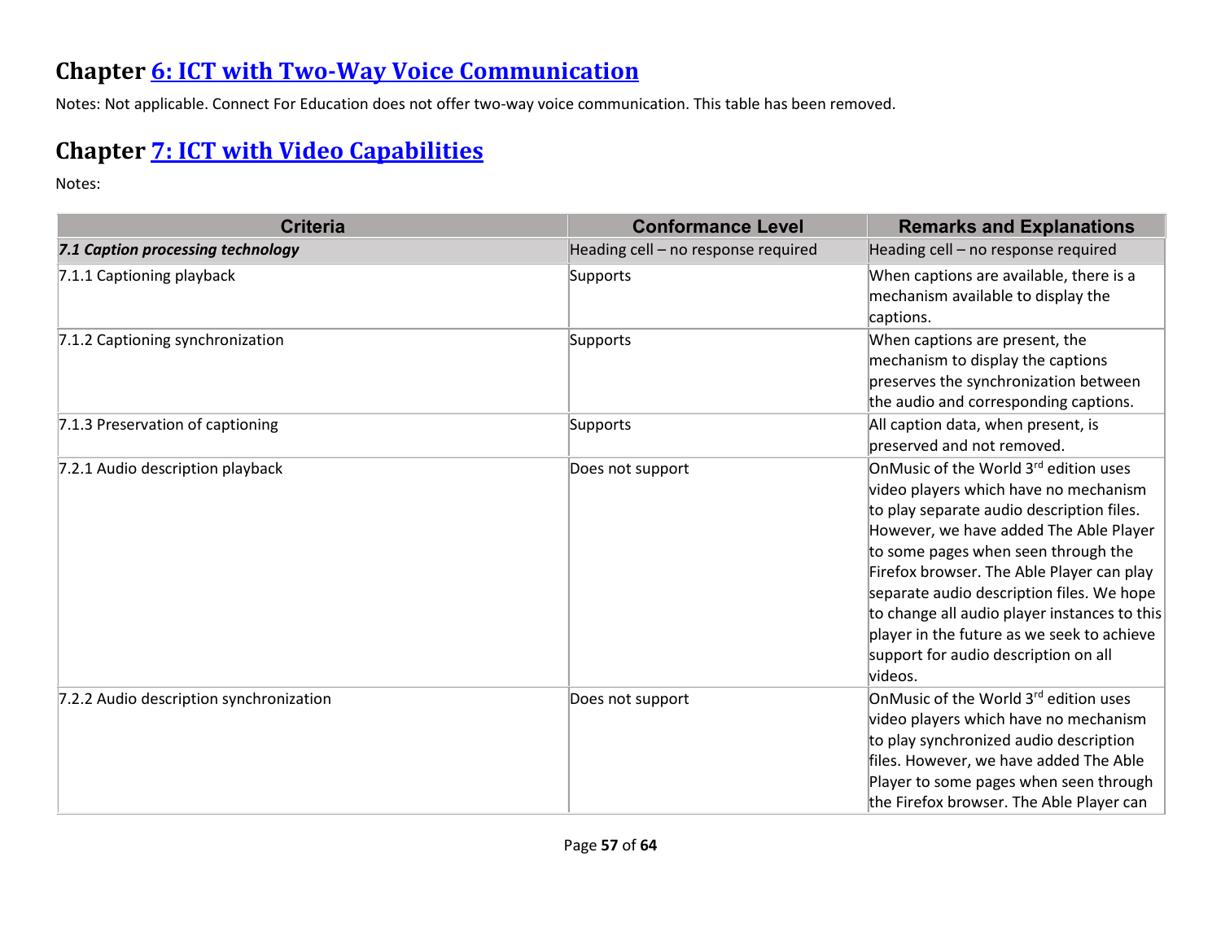## Chapter [6: ICT with Two-Way Voice Communication]

Notes: Not applicable. Connect For Education does not offer two-way voice communication. This table has been removed.

## Chapter [7: ICT with Video Capabilities]

Notes:

| Criteria | Conformance Level | Remarks and Explanations |
|---|---|---|
| ***7.1 Caption processing technology*** | Heading cell – no response required | Heading cell – no response required |
| 7.1.1 Captioning playback | Supports | When captions are available, there is a mechanism available to display the captions. |
| 7.1.2 Captioning synchronization | Supports | When captions are present, the mechanism to display the captions preserves the synchronization between the audio and corresponding captions. |
| 7.1.3 Preservation of captioning | Supports | All caption data, when present, is preserved and not removed. |
| 7.2.1 Audio description playback | Does not support | OnMusic of the World 3rd edition uses video players which have no mechanism to play separate audio description files. However, we have added The Able Player to some pages when seen through the Firefox browser. The Able Player can play separate audio description files. We hope to change all audio player instances to this player in the future as we seek to achieve support for audio description on all videos. |
| 7.2.2 Audio description synchronization | Does not support | OnMusic of the World 3rd edition uses video players which have no mechanism to play synchronized audio description files. However, we have added The Able Player to some pages when seen through the Firefox browser. The Able Player can |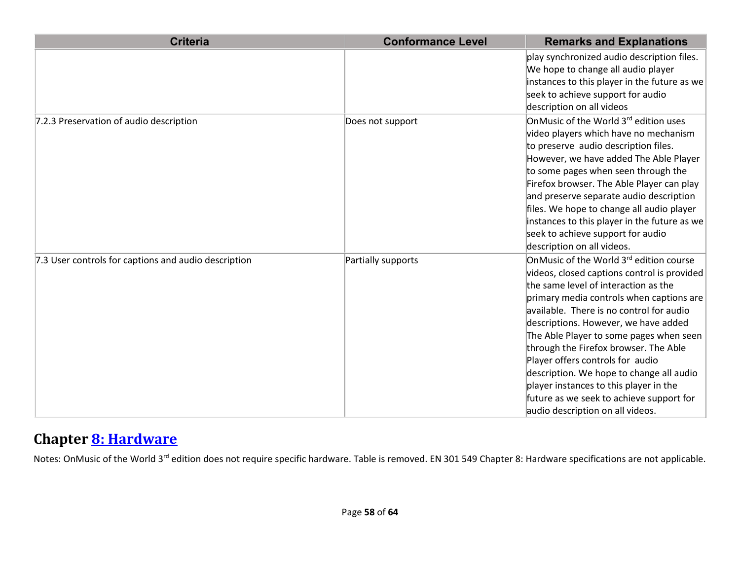| Criteria | Conformance Level | Remarks and Explanations |
|---|---|---|
| | | play synchronized audio description files. We hope to change all audio player instances to this player in the future as we seek to achieve support for audio description on all videos |
| 7.2.3 Preservation of audio description | Does not support | OnMusic of the World 3rd edition uses video players which have no mechanism to preserve audio description files. However, we have added The Able Player to some pages when seen through the Firefox browser. The Able Player can play and preserve separate audio description files. We hope to change all audio player instances to this player in the future as we seek to achieve support for audio description on all videos. |
| 7.3 User controls for captions and audio description | Partially supports | OnMusic of the World 3rd edition course videos, closed captions control is provided the same level of interaction as the primary media controls when captions are available. There is no control for audio descriptions. However, we have added The Able Player to some pages when seen through the Firefox browser. The Able Player offers controls for audio description. We hope to change all audio player instances to this player in the future as we seek to achieve support for audio description on all videos. |

## Chapter 8: Hardware

Notes: OnMusic of the World 3rd edition does not require specific hardware. Table is removed. EN 301 549 Chapter 8: Hardware specifications are not applicable.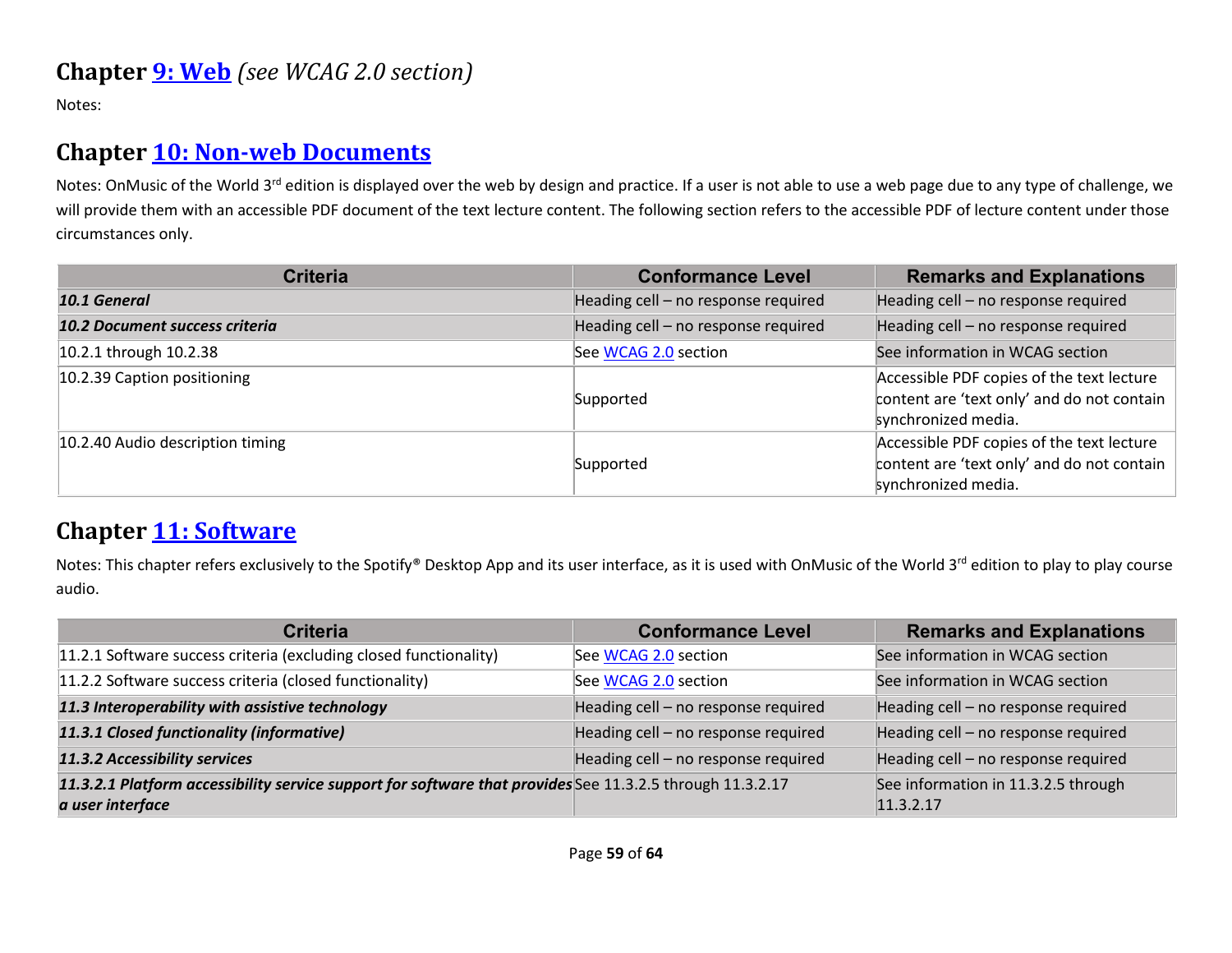## Chapter 9: Web *(see WCAG 2.0 section)*

Notes:

## Chapter 10: Non-web Documents

Notes: OnMusic of the World 3rd edition is displayed over the web by design and practice. If a user is not able to use a web page due to any type of challenge, we will provide them with an accessible PDF document of the text lecture content. The following section refers to the accessible PDF of lecture content under those circumstances only.

| Criteria | Conformance Level | Remarks and Explanations |
| --- | --- | --- |
| ***10.1 General*** | Heading cell – no response required | Heading cell – no response required |
| ***10.2 Document success criteria*** | Heading cell – no response required | Heading cell – no response required |
| 10.2.1 through 10.2.38 | See WCAG 2.0 section | See information in WCAG section |
| 10.2.39 Caption positioning | Supported | Accessible PDF copies of the text lecture content are 'text only' and do not contain synchronized media. |
| 10.2.40 Audio description timing | Supported | Accessible PDF copies of the text lecture content are 'text only' and do not contain synchronized media. |

## Chapter 11: Software

Notes: This chapter refers exclusively to the Spotify® Desktop App and its user interface, as it is used with OnMusic of the World 3rd edition to play to play course audio.

| Criteria | Conformance Level | Remarks and Explanations |
| --- | --- | --- |
| 11.2.1 Software success criteria (excluding closed functionality) | See WCAG 2.0 section | See information in WCAG section |
| 11.2.2 Software success criteria (closed functionality) | See WCAG 2.0 section | See information in WCAG section |
| ***11.3 Interoperability with assistive technology*** | Heading cell – no response required | Heading cell – no response required |
| ***11.3.1 Closed functionality (informative)*** | Heading cell – no response required | Heading cell – no response required |
| ***11.3.2 Accessibility services*** | Heading cell – no response required | Heading cell – no response required |
| ***11.3.2.1 Platform accessibility service support for software that provides a user interface*** | See 11.3.2.5 through 11.3.2.17 | See information in 11.3.2.5 through 11.3.2.17 |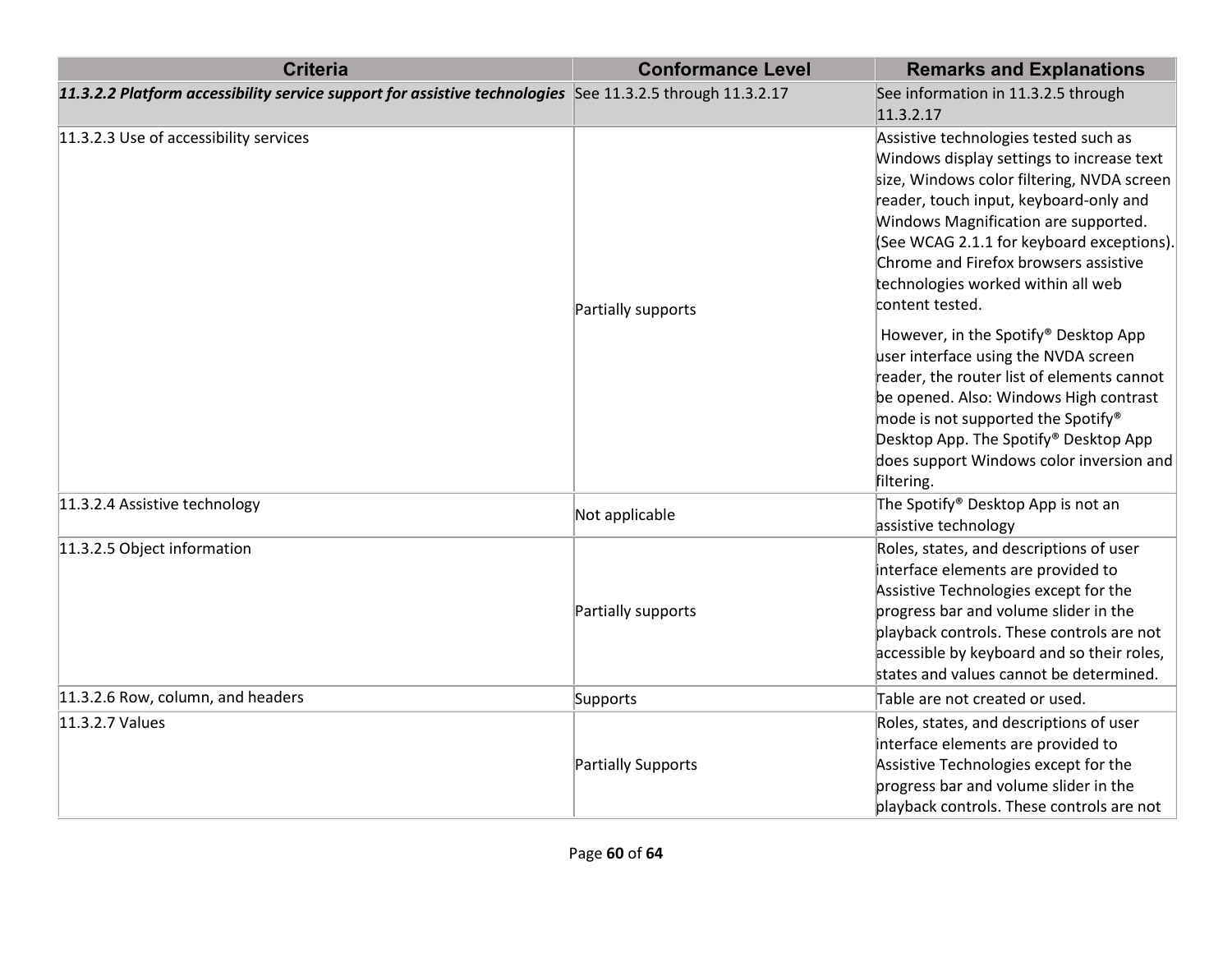| Criteria | Conformance Level | Remarks and Explanations |
|---|---|---|
| ***11.3.2.2 Platform accessibility service support for assistive technologies*** | See 11.3.2.5 through 11.3.2.17 | See information in 11.3.2.5 through 11.3.2.17 |
| 11.3.2.3 Use of accessibility services | Partially supports | Assistive technologies tested such as Windows display settings to increase text size, Windows color filtering, NVDA screen reader, touch input, keyboard-only and Windows Magnification are supported. (See WCAG 2.1.1 for keyboard exceptions). Chrome and Firefox browsers assistive technologies worked within all web content tested.<br><br>However, in the Spotify® Desktop App user interface using the NVDA screen reader, the router list of elements cannot be opened. Also: Windows High contrast mode is not supported the Spotify® Desktop App. The Spotify® Desktop App does support Windows color inversion and filtering. |
| 11.3.2.4 Assistive technology | Not applicable | The Spotify® Desktop App is not an assistive technology |
| 11.3.2.5 Object information | Partially supports | Roles, states, and descriptions of user interface elements are provided to Assistive Technologies except for the progress bar and volume slider in the playback controls. These controls are not accessible by keyboard and so their roles, states and values cannot be determined. |
| 11.3.2.6 Row, column, and headers | Supports | Table are not created or used. |
| 11.3.2.7 Values | Partially Supports | Roles, states, and descriptions of user interface elements are provided to Assistive Technologies except for the progress bar and volume slider in the playback controls. These controls are not |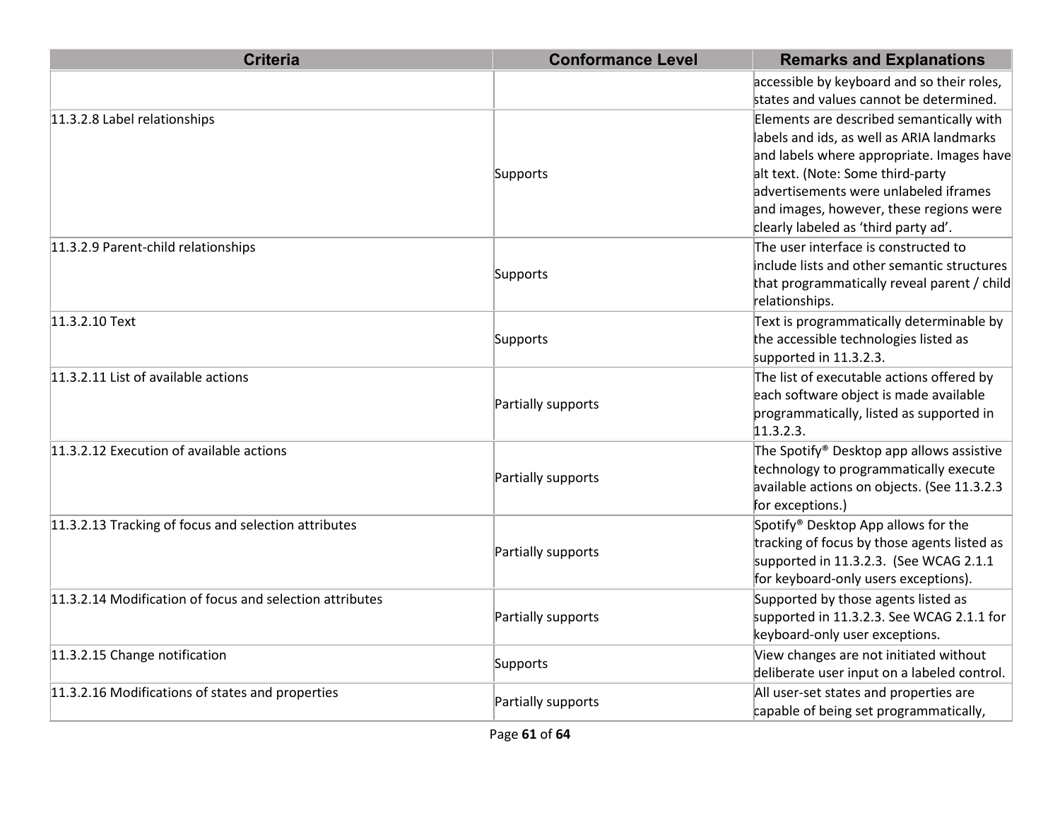| Criteria | Conformance Level | Remarks and Explanations |
|---|---|---|
| | | accessible by keyboard and so their roles, states and values cannot be determined. |
| 11.3.2.8 Label relationships | Supports | Elements are described semantically with labels and ids, as well as ARIA landmarks and labels where appropriate. Images have alt text. (Note: Some third-party advertisements were unlabeled iframes and images, however, these regions were clearly labeled as 'third party ad'. |
| 11.3.2.9 Parent-child relationships | Supports | The user interface is constructed to include lists and other semantic structures that programmatically reveal parent / child relationships. |
| 11.3.2.10 Text | Supports | Text is programmatically determinable by the accessible technologies listed as supported in 11.3.2.3. |
| 11.3.2.11 List of available actions | Partially supports | The list of executable actions offered by each software object is made available programmatically, listed as supported in 11.3.2.3. |
| 11.3.2.12 Execution of available actions | Partially supports | The Spotify® Desktop app allows assistive technology to programmatically execute available actions on objects. (See 11.3.2.3 for exceptions.) |
| 11.3.2.13 Tracking of focus and selection attributes | Partially supports | Spotify® Desktop App allows for the tracking of focus by those agents listed as supported in 11.3.2.3. (See WCAG 2.1.1 for keyboard-only users exceptions). |
| 11.3.2.14 Modification of focus and selection attributes | Partially supports | Supported by those agents listed as supported in 11.3.2.3. See WCAG 2.1.1 for keyboard-only user exceptions. |
| 11.3.2.15 Change notification | Supports | View changes are not initiated without deliberate user input on a labeled control. |
| 11.3.2.16 Modifications of states and properties | Partially supports | All user-set states and properties are capable of being set programmatically, |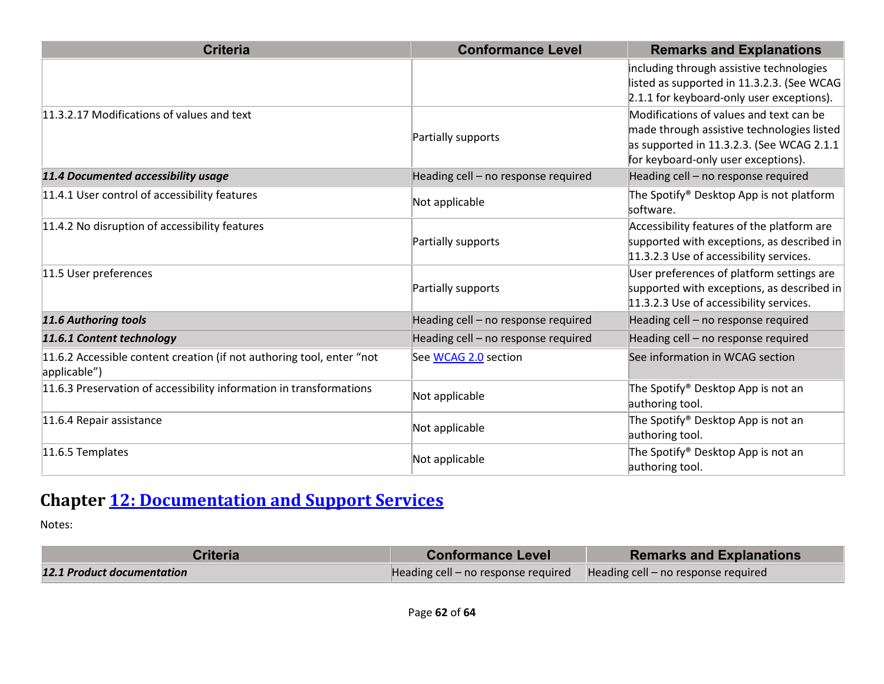| Criteria | Conformance Level | Remarks and Explanations |
| --- | --- | --- |
| | | including through assistive technologies listed as supported in 11.3.2.3. (See WCAG 2.1.1 for keyboard-only user exceptions). |
| 11.3.2.17 Modifications of values and text | Partially supports | Modifications of values and text can be made through assistive technologies listed as supported in 11.3.2.3. (See WCAG 2.1.1 for keyboard-only user exceptions). |
| ***11.4 Documented accessibility usage*** | Heading cell – no response required | Heading cell – no response required |
| 11.4.1 User control of accessibility features | Not applicable | The Spotify® Desktop App is not platform software. |
| 11.4.2 No disruption of accessibility features | Partially supports | Accessibility features of the platform are supported with exceptions, as described in 11.3.2.3 Use of accessibility services. |
| 11.5 User preferences | Partially supports | User preferences of platform settings are supported with exceptions, as described in 11.3.2.3 Use of accessibility services. |
| ***11.6 Authoring tools*** | Heading cell – no response required | Heading cell – no response required |
| ***11.6.1 Content technology*** | Heading cell – no response required | Heading cell – no response required |
| 11.6.2 Accessible content creation (if not authoring tool, enter "not applicable") | See WCAG 2.0 section | See information in WCAG section |
| 11.6.3 Preservation of accessibility information in transformations | Not applicable | The Spotify® Desktop App is not an authoring tool. |
| 11.6.4 Repair assistance | Not applicable | The Spotify® Desktop App is not an authoring tool. |
| 11.6.5 Templates | Not applicable | The Spotify® Desktop App is not an authoring tool. |

## Chapter 12: Documentation and Support Services

Notes:

| Criteria | Conformance Level | Remarks and Explanations |
| --- | --- | --- |
| ***12.1 Product documentation*** | Heading cell – no response required | Heading cell – no response required |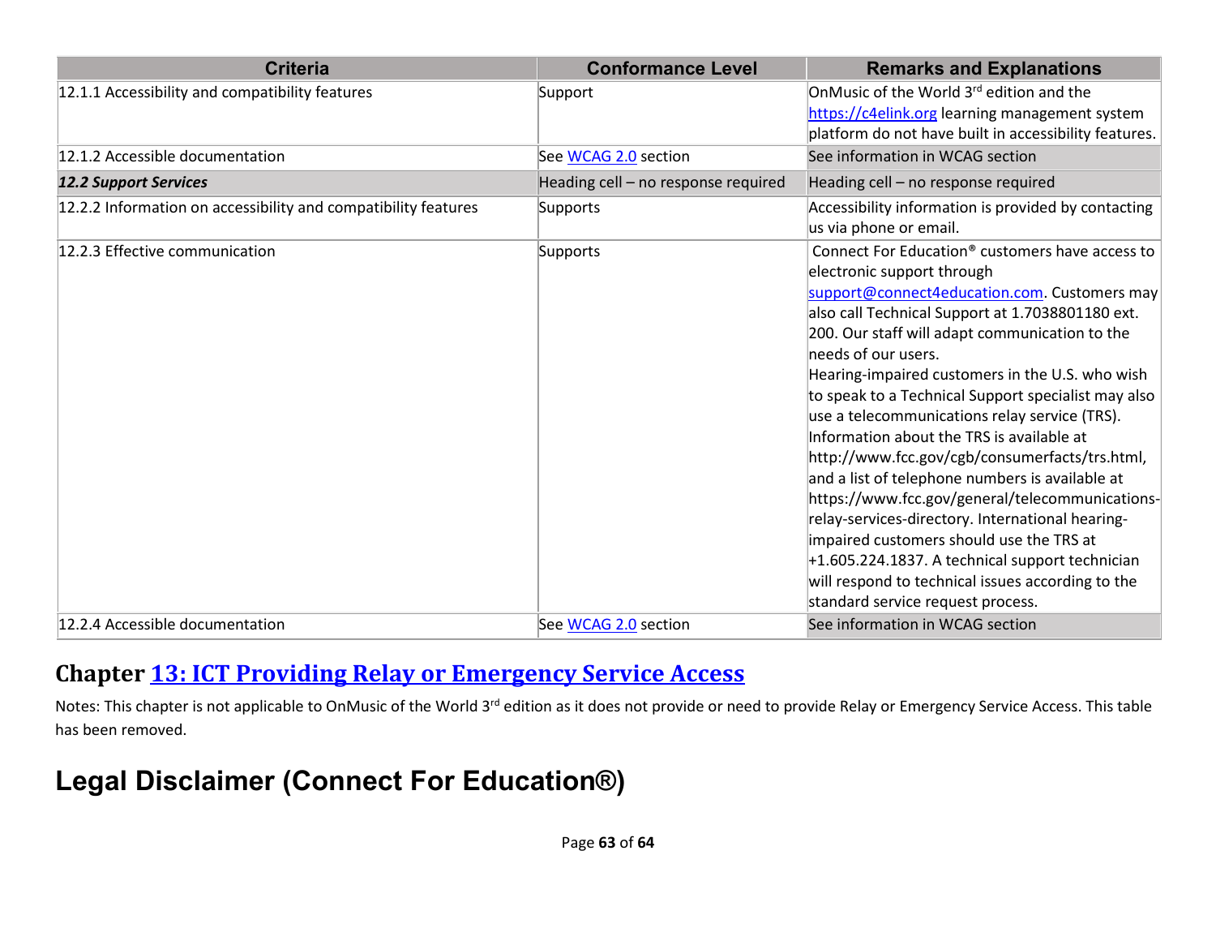| Criteria | Conformance Level | Remarks and Explanations |
|---|---|---|
| 12.1.1 Accessibility and compatibility features | Support | OnMusic of the World 3rd edition and the https://c4elink.org learning management system platform do not have built in accessibility features. |
| 12.1.2 Accessible documentation | See WCAG 2.0 section | See information in WCAG section |
| ***12.2 Support Services*** | Heading cell – no response required | Heading cell – no response required |
| 12.2.2 Information on accessibility and compatibility features | Supports | Accessibility information is provided by contacting us via phone or email. |
| 12.2.3 Effective communication | Supports | Connect For Education® customers have access to electronic support through support@connect4education.com. Customers may also call Technical Support at 1.7038801180 ext. 200. Our staff will adapt communication to the needs of our users. Hearing-impaired customers in the U.S. who wish to speak to a Technical Support specialist may also use a telecommunications relay service (TRS). Information about the TRS is available at http://www.fcc.gov/cgb/consumerfacts/trs.html, and a list of telephone numbers is available at https://www.fcc.gov/general/telecommunications-relay-services-directory. International hearing-impaired customers should use the TRS at +1.605.224.1837. A technical support technician will respond to technical issues according to the standard service request process. |
| 12.2.4 Accessible documentation | See WCAG 2.0 section | See information in WCAG section |

## Chapter 13: ICT Providing Relay or Emergency Service Access

Notes: This chapter is not applicable to OnMusic of the World 3rd edition as it does not provide or need to provide Relay or Emergency Service Access. This table has been removed.

# Legal Disclaimer (Connect For Education®)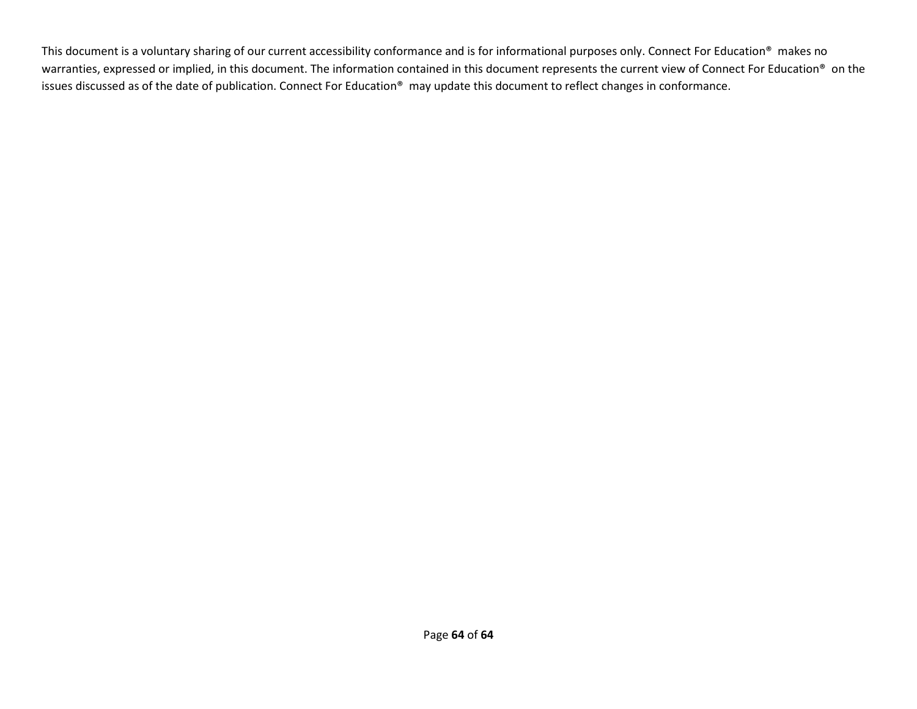This document is a voluntary sharing of our current accessibility conformance and is for informational purposes only. Connect For Education® makes no warranties, expressed or implied, in this document. The information contained in this document represents the current view of Connect For Education® on the issues discussed as of the date of publication. Connect For Education® may update this document to reflect changes in conformance.